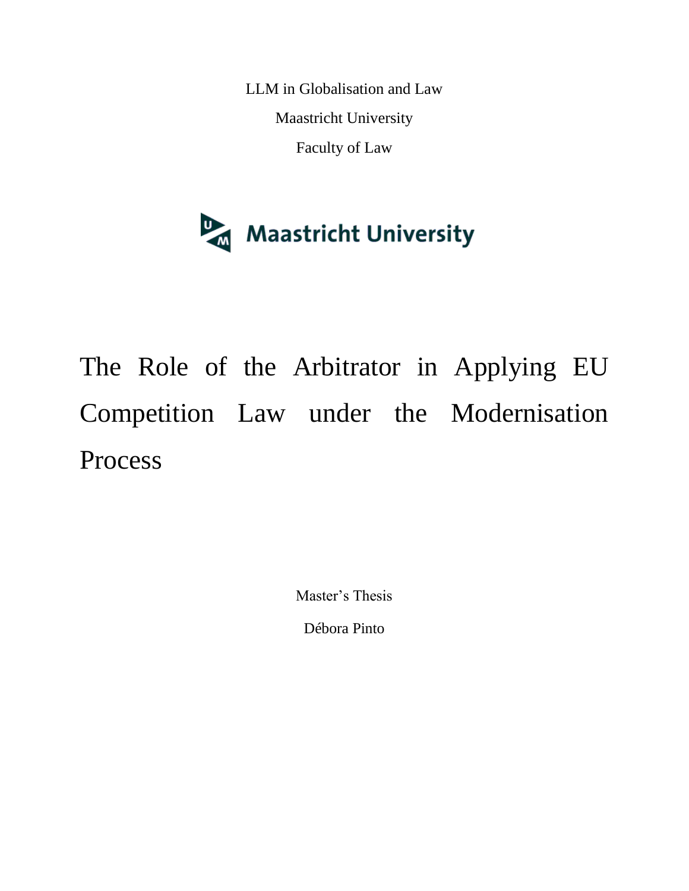LLM in Globalisation and Law

Maastricht University

Faculty of Law

Maastricht University

# The Role of the Arbitrator in Applying EU Competition Law under the Modernisation Process

Master's Thesis

Débora Pinto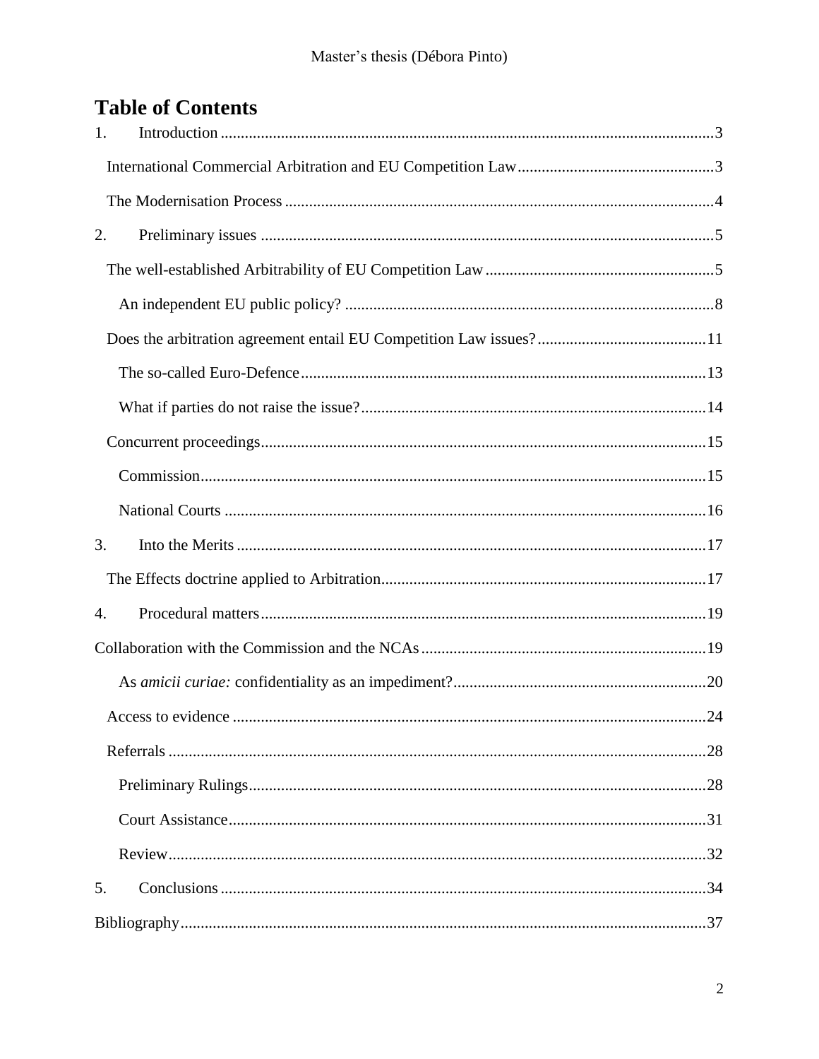# Table of Contents

1. Introduction ....................................................................................................................3

International Commercial Arbitration and EU Competition Law.................................................3

The Modernisation Process ..........................................................................................................4

2. Preliminary issues ................................................................................................................5

The well-established Arbitrability of EU Competition Law.........................................................5

An independent EU public policy? ...........................................................................................8

Does the arbitration agreement entail EU Competition Law issues?..........................................11

The so-called Euro-Defence....................................................................................................13

What if parties do not raise the issue?.....................................................................................14

Concurrent proceedings..............................................................................................................15

Commission.............................................................................................................................15

National Courts .......................................................................................................................16

3. Into the Merits ....................................................................................................................17

The Effects doctrine applied to Arbitration.................................................................................17

4. Procedural matters..............................................................................................................19

Collaboration with the Commission and the NCAs.......................................................................19

As *amicii curiae:* confidentiality as an impediment?...............................................................20

Access to evidence ......................................................................................................................24

Referrals .....................................................................................................................................28

Preliminary Rulings..................................................................................................................28

Court Assistance.......................................................................................................................31

Review......................................................................................................................................32

5. Conclusions .........................................................................................................................34

Bibliography...................................................................................................................................37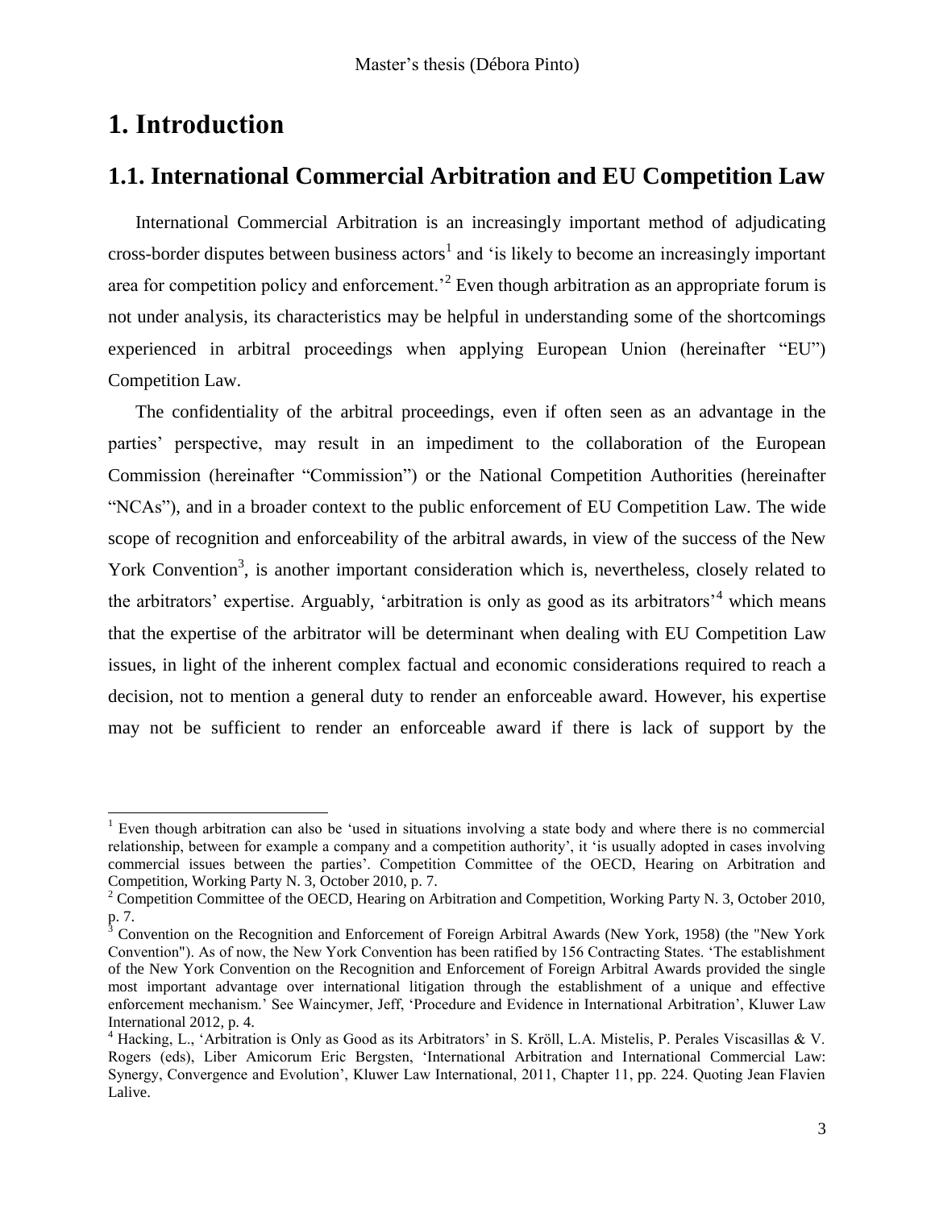# 1. Introduction

## 1.1. International Commercial Arbitration and EU Competition Law

International Commercial Arbitration is an increasingly important method of adjudicating cross-border disputes between business actors[1] and 'is likely to become an increasingly important area for competition policy and enforcement.'[2] Even though arbitration as an appropriate forum is not under analysis, its characteristics may be helpful in understanding some of the shortcomings experienced in arbitral proceedings when applying European Union (hereinafter "EU") Competition Law.

The confidentiality of the arbitral proceedings, even if often seen as an advantage in the parties' perspective, may result in an impediment to the collaboration of the European Commission (hereinafter "Commission") or the National Competition Authorities (hereinafter "NCAs"), and in a broader context to the public enforcement of EU Competition Law. The wide scope of recognition and enforceability of the arbitral awards, in view of the success of the New York Convention[3], is another important consideration which is, nevertheless, closely related to the arbitrators' expertise. Arguably, 'arbitration is only as good as its arbitrators'[4] which means that the expertise of the arbitrator will be determinant when dealing with EU Competition Law issues, in light of the inherent complex factual and economic considerations required to reach a decision, not to mention a general duty to render an enforceable award. However, his expertise may not be sufficient to render an enforceable award if there is lack of support by the

---

[1] Even though arbitration can also be 'used in situations involving a state body and where there is no commercial relationship, between for example a company and a competition authority', it 'is usually adopted in cases involving commercial issues between the parties'. Competition Committee of the OECD, Hearing on Arbitration and Competition, Working Party N. 3, October 2010, p. 7.

[2] Competition Committee of the OECD, Hearing on Arbitration and Competition, Working Party N. 3, October 2010, p. 7.

[3] Convention on the Recognition and Enforcement of Foreign Arbitral Awards (New York, 1958) (the "New York Convention"). As of now, the New York Convention has been ratified by 156 Contracting States. 'The establishment of the New York Convention on the Recognition and Enforcement of Foreign Arbitral Awards provided the single most important advantage over international litigation through the establishment of a unique and effective enforcement mechanism.' See Waincymer, Jeff, 'Procedure and Evidence in International Arbitration', Kluwer Law International 2012, p. 4.

[4] Hacking, L., 'Arbitration is Only as Good as its Arbitrators' in S. Kröll, L.A. Mistelis, P. Perales Viscasillas & V. Rogers (eds), Liber Amicorum Eric Bergsten, 'International Arbitration and International Commercial Law: Synergy, Convergence and Evolution', Kluwer Law International, 2011, Chapter 11, pp. 224. Quoting Jean Flavien Lalive.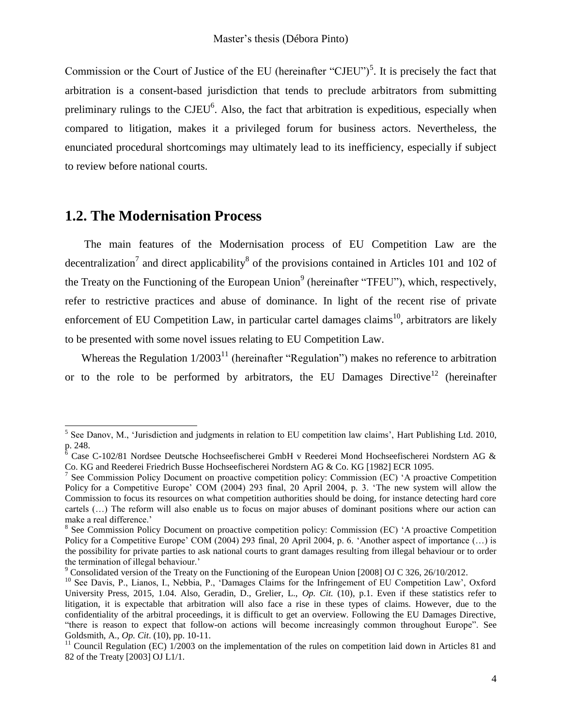Commission or the Court of Justice of the EU (hereinafter "CJEU")[5]. It is precisely the fact that arbitration is a consent-based jurisdiction that tends to preclude arbitrators from submitting preliminary rulings to the CJEU[6]. Also, the fact that arbitration is expeditious, especially when compared to litigation, makes it a privileged forum for business actors. Nevertheless, the enunciated procedural shortcomings may ultimately lead to its inefficiency, especially if subject to review before national courts.

## 1.2. The Modernisation Process

The main features of the Modernisation process of EU Competition Law are the decentralization[7] and direct applicability[8] of the provisions contained in Articles 101 and 102 of the Treaty on the Functioning of the European Union[9] (hereinafter "TFEU"), which, respectively, refer to restrictive practices and abuse of dominance. In light of the recent rise of private enforcement of EU Competition Law, in particular cartel damages claims[10], arbitrators are likely to be presented with some novel issues relating to EU Competition Law.

Whereas the Regulation 1/2003[11] (hereinafter "Regulation") makes no reference to arbitration or to the role to be performed by arbitrators, the EU Damages Directive[12] (hereinafter

---

[5] See Danov, M., 'Jurisdiction and judgments in relation to EU competition law claims', Hart Publishing Ltd. 2010, p. 248.

[6] Case C-102/81 Nordsee Deutsche Hochseefischerei GmbH v Reederei Mond Hochseefischerei Nordstern AG & Co. KG and Reederei Friedrich Busse Hochseefischerei Nordstern AG & Co. KG [1982] ECR 1095.

[7] See Commission Policy Document on proactive competition policy: Commission (EC) 'A proactive Competition Policy for a Competitive Europe' COM (2004) 293 final, 20 April 2004, p. 3. 'The new system will allow the Commission to focus its resources on what competition authorities should be doing, for instance detecting hard core cartels (…) The reform will also enable us to focus on major abuses of dominant positions where our action can make a real difference.'

[8] See Commission Policy Document on proactive competition policy: Commission (EC) 'A proactive Competition Policy for a Competitive Europe' COM (2004) 293 final, 20 April 2004, p. 6. 'Another aspect of importance (…) is the possibility for private parties to ask national courts to grant damages resulting from illegal behaviour or to order the termination of illegal behaviour.'

[9] Consolidated version of the Treaty on the Functioning of the European Union [2008] OJ C 326, 26/10/2012.

[10] See Davis, P., Lianos, I., Nebbia, P., 'Damages Claims for the Infringement of EU Competition Law', Oxford University Press, 2015, 1.04. Also, Geradin, D., Grelier, L., *Op. Cit.* (10), p.1. Even if these statistics refer to litigation, it is expectable that arbitration will also face a rise in these types of claims. However, due to the confidentiality of the arbitral proceedings, it is difficult to get an overview. Following the EU Damages Directive, "there is reason to expect that follow-on actions will become increasingly common throughout Europe". See Goldsmith, A., *Op. Cit*. (10), pp. 10-11.

[11] Council Regulation (EC) 1/2003 on the implementation of the rules on competition laid down in Articles 81 and 82 of the Treaty [2003] OJ L1/1.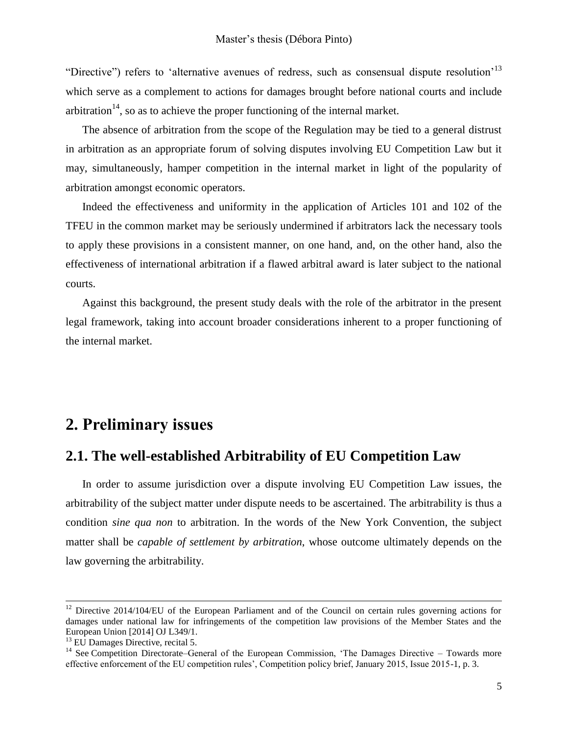"Directive") refers to 'alternative avenues of redress, such as consensual dispute resolution'[13] which serve as a complement to actions for damages brought before national courts and include arbitration[14], so as to achieve the proper functioning of the internal market.

The absence of arbitration from the scope of the Regulation may be tied to a general distrust in arbitration as an appropriate forum of solving disputes involving EU Competition Law but it may, simultaneously, hamper competition in the internal market in light of the popularity of arbitration amongst economic operators.

Indeed the effectiveness and uniformity in the application of Articles 101 and 102 of the TFEU in the common market may be seriously undermined if arbitrators lack the necessary tools to apply these provisions in a consistent manner, on one hand, and, on the other hand, also the effectiveness of international arbitration if a flawed arbitral award is later subject to the national courts.

Against this background, the present study deals with the role of the arbitrator in the present legal framework, taking into account broader considerations inherent to a proper functioning of the internal market.

# 2. Preliminary issues

## 2.1. The well-established Arbitrability of EU Competition Law

In order to assume jurisdiction over a dispute involving EU Competition Law issues, the arbitrability of the subject matter under dispute needs to be ascertained. The arbitrability is thus a condition *sine qua non* to arbitration. In the words of the New York Convention, the subject matter shall be *capable of settlement by arbitration*, whose outcome ultimately depends on the law governing the arbitrability.

---

[12] Directive 2014/104/EU of the European Parliament and of the Council on certain rules governing actions for damages under national law for infringements of the competition law provisions of the Member States and the European Union [2014] OJ L349/1.

[13] EU Damages Directive, recital 5.

[14] See Competition Directorate–General of the European Commission, 'The Damages Directive – Towards more effective enforcement of the EU competition rules', Competition policy brief, January 2015, Issue 2015-1, p. 3.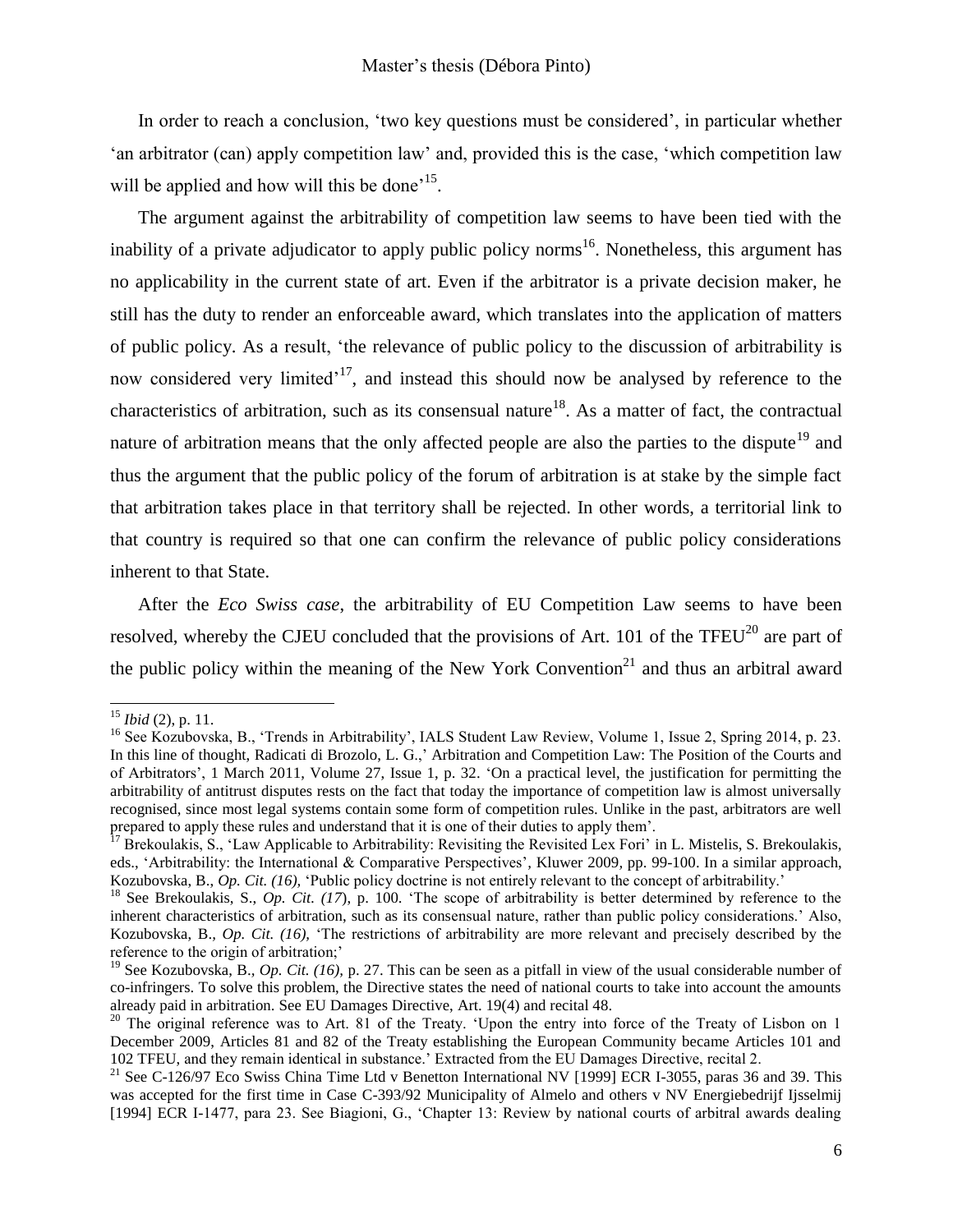In order to reach a conclusion, 'two key questions must be considered', in particular whether 'an arbitrator (can) apply competition law' and, provided this is the case, 'which competition law will be applied and how will this be done'[15].

The argument against the arbitrability of competition law seems to have been tied with the inability of a private adjudicator to apply public policy norms[16]. Nonetheless, this argument has no applicability in the current state of art. Even if the arbitrator is a private decision maker, he still has the duty to render an enforceable award, which translates into the application of matters of public policy. As a result, 'the relevance of public policy to the discussion of arbitrability is now considered very limited'[17], and instead this should now be analysed by reference to the characteristics of arbitration, such as its consensual nature[18]. As a matter of fact, the contractual nature of arbitration means that the only affected people are also the parties to the dispute[19] and thus the argument that the public policy of the forum of arbitration is at stake by the simple fact that arbitration takes place in that territory shall be rejected. In other words, a territorial link to that country is required so that one can confirm the relevance of public policy considerations inherent to that State.

After the *Eco Swiss case*, the arbitrability of EU Competition Law seems to have been resolved, whereby the CJEU concluded that the provisions of Art. 101 of the TFEU[20] are part of the public policy within the meaning of the New York Convention[21] and thus an arbitral award

---

[15] *Ibid* (2), p. 11.

[16] See Kozubovska, B., 'Trends in Arbitrability', IALS Student Law Review, Volume 1, Issue 2, Spring 2014, p. 23. In this line of thought, Radicati di Brozolo, L. G.,' Arbitration and Competition Law: The Position of the Courts and of Arbitrators', 1 March 2011, Volume 27, Issue 1, p. 32. 'On a practical level, the justification for permitting the arbitrability of antitrust disputes rests on the fact that today the importance of competition law is almost universally recognised, since most legal systems contain some form of competition rules. Unlike in the past, arbitrators are well prepared to apply these rules and understand that it is one of their duties to apply them'.

[17] Brekoulakis, S., 'Law Applicable to Arbitrability: Revisiting the Revisited Lex Fori' in L. Mistelis, S. Brekoulakis, eds., 'Arbitrability: the International & Comparative Perspectives', Kluwer 2009, pp. 99-100. In a similar approach, Kozubovska, B., *Op. Cit. (16),* 'Public policy doctrine is not entirely relevant to the concept of arbitrability.'

[18] See Brekoulakis, S., *Op. Cit. (17*), p. 100. 'The scope of arbitrability is better determined by reference to the inherent characteristics of arbitration, such as its consensual nature, rather than public policy considerations.' Also, Kozubovska, B., *Op. Cit. (16),* 'The restrictions of arbitrability are more relevant and precisely described by the reference to the origin of arbitration;'

[19] See Kozubovska, B., *Op. Cit. (16),* p. 27. This can be seen as a pitfall in view of the usual considerable number of co-infringers. To solve this problem, the Directive states the need of national courts to take into account the amounts already paid in arbitration. See EU Damages Directive, Art. 19(4) and recital 48.

[20] The original reference was to Art. 81 of the Treaty. 'Upon the entry into force of the Treaty of Lisbon on 1 December 2009, Articles 81 and 82 of the Treaty establishing the European Community became Articles 101 and 102 TFEU, and they remain identical in substance.' Extracted from the EU Damages Directive, recital 2.

[21] See C-126/97 Eco Swiss China Time Ltd v Benetton International NV [1999] ECR I-3055, paras 36 and 39. This was accepted for the first time in Case C-393/92 Municipality of Almelo and others v NV Energiebedrijf Ijsselmij [1994] ECR I-1477, para 23. See Biagioni, G., 'Chapter 13: Review by national courts of arbitral awards dealing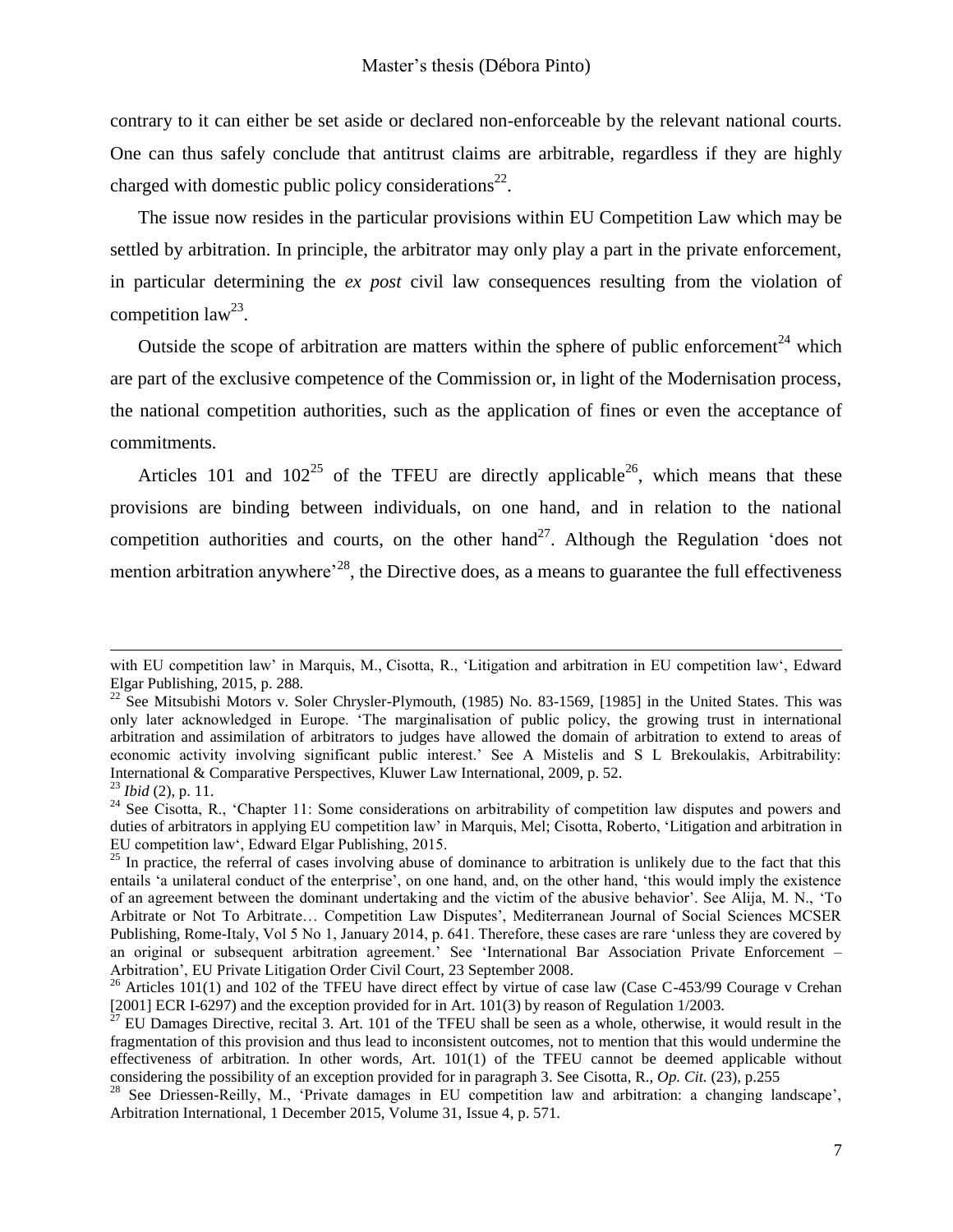contrary to it can either be set aside or declared non-enforceable by the relevant national courts. One can thus safely conclude that antitrust claims are arbitrable, regardless if they are highly charged with domestic public policy considerations[22].

The issue now resides in the particular provisions within EU Competition Law which may be settled by arbitration. In principle, the arbitrator may only play a part in the private enforcement, in particular determining the *ex post* civil law consequences resulting from the violation of competition law[23].

Outside the scope of arbitration are matters within the sphere of public enforcement[24] which are part of the exclusive competence of the Commission or, in light of the Modernisation process, the national competition authorities, such as the application of fines or even the acceptance of commitments.

Articles 101 and 102[25] of the TFEU are directly applicable[26], which means that these provisions are binding between individuals, on one hand, and in relation to the national competition authorities and courts, on the other hand[27]. Although the Regulation 'does not mention arbitration anywhere'[28], the Directive does, as a means to guarantee the full effectiveness

---

with EU competition law' in Marquis, M., Cisotta, R., 'Litigation and arbitration in EU competition law', Edward Elgar Publishing, 2015, p. 288.

[22] See Mitsubishi Motors v. Soler Chrysler-Plymouth, (1985) No. 83-1569, [1985] in the United States. This was only later acknowledged in Europe. 'The marginalisation of public policy, the growing trust in international arbitration and assimilation of arbitrators to judges have allowed the domain of arbitration to extend to areas of economic activity involving significant public interest.' See A Mistelis and S L Brekoulakis, Arbitrability: International & Comparative Perspectives, Kluwer Law International, 2009, p. 52.

[23] *Ibid* (2), p. 11.

[24] See Cisotta, R., 'Chapter 11: Some considerations on arbitrability of competition law disputes and powers and duties of arbitrators in applying EU competition law' in Marquis, Mel; Cisotta, Roberto, 'Litigation and arbitration in EU competition law', Edward Elgar Publishing, 2015.

[25] In practice, the referral of cases involving abuse of dominance to arbitration is unlikely due to the fact that this entails 'a unilateral conduct of the enterprise', on one hand, and, on the other hand, 'this would imply the existence of an agreement between the dominant undertaking and the victim of the abusive behavior'. See Alija, M. N., 'To Arbitrate or Not To Arbitrate… Competition Law Disputes', Mediterranean Journal of Social Sciences MCSER Publishing, Rome-Italy, Vol 5 No 1, January 2014, p. 641. Therefore, these cases are rare 'unless they are covered by an original or subsequent arbitration agreement.' See 'International Bar Association Private Enforcement – Arbitration', EU Private Litigation Order Civil Court, 23 September 2008.

[26] Articles 101(1) and 102 of the TFEU have direct effect by virtue of case law (Case C-453/99 Courage v Crehan [2001] ECR I-6297) and the exception provided for in Art. 101(3) by reason of Regulation 1/2003.

[27] EU Damages Directive, recital 3. Art. 101 of the TFEU shall be seen as a whole, otherwise, it would result in the fragmentation of this provision and thus lead to inconsistent outcomes, not to mention that this would undermine the effectiveness of arbitration. In other words, Art. 101(1) of the TFEU cannot be deemed applicable without considering the possibility of an exception provided for in paragraph 3. See Cisotta, R., *Op. Cit.* (23), p.255

[28] See Driessen-Reilly, M., 'Private damages in EU competition law and arbitration: a changing landscape', Arbitration International, 1 December 2015, Volume 31, Issue 4, p. 571.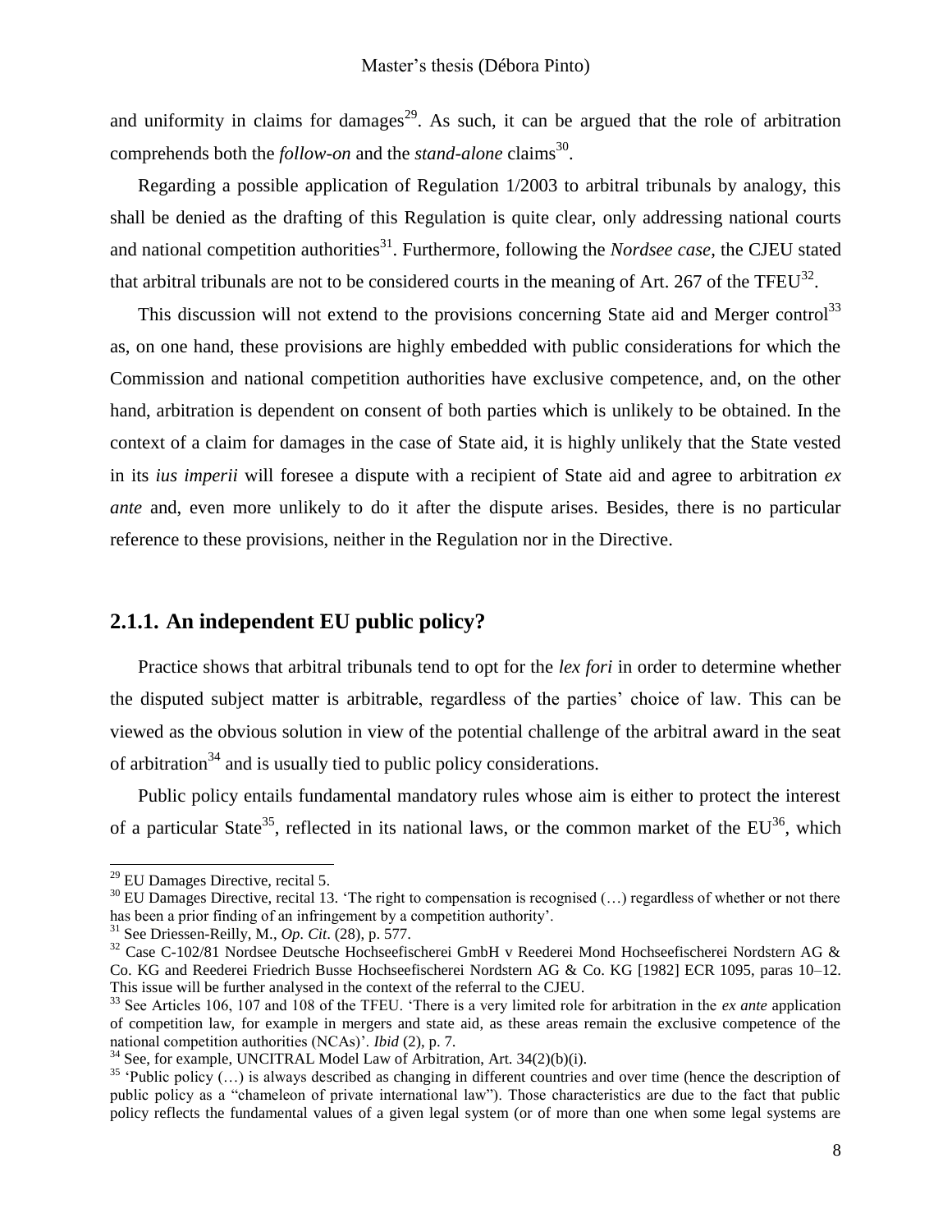and uniformity in claims for damages[29]. As such, it can be argued that the role of arbitration comprehends both the *follow-on* and the *stand-alone* claims[30].

Regarding a possible application of Regulation 1/2003 to arbitral tribunals by analogy, this shall be denied as the drafting of this Regulation is quite clear, only addressing national courts and national competition authorities[31]. Furthermore, following the *Nordsee case*, the CJEU stated that arbitral tribunals are not to be considered courts in the meaning of Art. 267 of the TFEU[32].

This discussion will not extend to the provisions concerning State aid and Merger control[33] as, on one hand, these provisions are highly embedded with public considerations for which the Commission and national competition authorities have exclusive competence, and, on the other hand, arbitration is dependent on consent of both parties which is unlikely to be obtained. In the context of a claim for damages in the case of State aid, it is highly unlikely that the State vested in its *ius imperii* will foresee a dispute with a recipient of State aid and agree to arbitration *ex ante* and, even more unlikely to do it after the dispute arises. Besides, there is no particular reference to these provisions, neither in the Regulation nor in the Directive.

### 2.1.1. An independent EU public policy?

Practice shows that arbitral tribunals tend to opt for the *lex fori* in order to determine whether the disputed subject matter is arbitrable, regardless of the parties' choice of law. This can be viewed as the obvious solution in view of the potential challenge of the arbitral award in the seat of arbitration[34] and is usually tied to public policy considerations.

Public policy entails fundamental mandatory rules whose aim is either to protect the interest of a particular State[35], reflected in its national laws, or the common market of the EU[36], which

---

[29] EU Damages Directive, recital 5.

[30] EU Damages Directive, recital 13. 'The right to compensation is recognised (…) regardless of whether or not there has been a prior finding of an infringement by a competition authority'.

[31] See Driessen-Reilly, M., *Op. Cit*. (28), p. 577.

[32] Case C-102/81 Nordsee Deutsche Hochseefischerei GmbH v Reederei Mond Hochseefischerei Nordstern AG & Co. KG and Reederei Friedrich Busse Hochseefischerei Nordstern AG & Co. KG [1982] ECR 1095, paras 10–12. This issue will be further analysed in the context of the referral to the CJEU.

[33] See Articles 106, 107 and 108 of the TFEU. 'There is a very limited role for arbitration in the *ex ante* application of competition law, for example in mergers and state aid, as these areas remain the exclusive competence of the national competition authorities (NCAs)'. *Ibid* (2), p. 7.

[34] See, for example, UNCITRAL Model Law of Arbitration, Art. 34(2)(b)(i).

[35] 'Public policy (…) is always described as changing in different countries and over time (hence the description of public policy as a "chameleon of private international law"). Those characteristics are due to the fact that public policy reflects the fundamental values of a given legal system (or of more than one when some legal systems are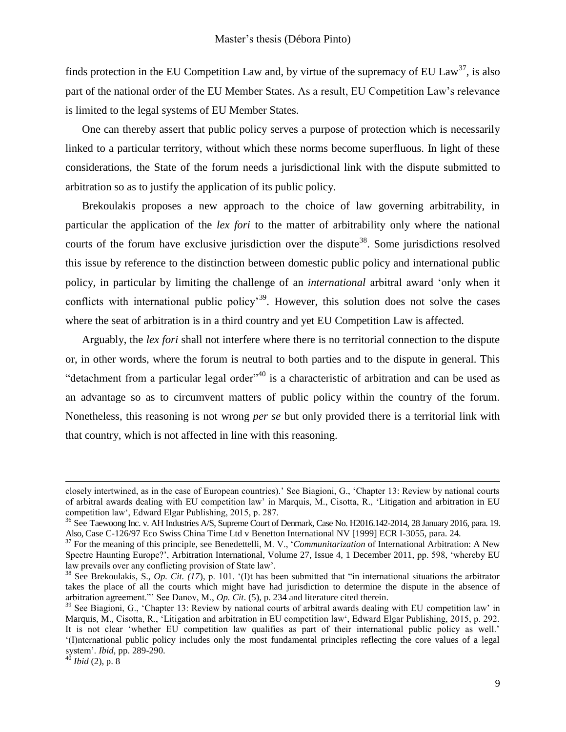finds protection in the EU Competition Law and, by virtue of the supremacy of EU Law[37], is also part of the national order of the EU Member States. As a result, EU Competition Law's relevance is limited to the legal systems of EU Member States.

One can thereby assert that public policy serves a purpose of protection which is necessarily linked to a particular territory, without which these norms become superfluous. In light of these considerations, the State of the forum needs a jurisdictional link with the dispute submitted to arbitration so as to justify the application of its public policy.

Brekoulakis proposes a new approach to the choice of law governing arbitrability, in particular the application of the *lex fori* to the matter of arbitrability only where the national courts of the forum have exclusive jurisdiction over the dispute[38]. Some jurisdictions resolved this issue by reference to the distinction between domestic public policy and international public policy, in particular by limiting the challenge of an *international* arbitral award 'only when it conflicts with international public policy'[39]. However, this solution does not solve the cases where the seat of arbitration is in a third country and yet EU Competition Law is affected.

Arguably, the *lex fori* shall not interfere where there is no territorial connection to the dispute or, in other words, where the forum is neutral to both parties and to the dispute in general. This "detachment from a particular legal order"[40] is a characteristic of arbitration and can be used as an advantage so as to circumvent matters of public policy within the country of the forum. Nonetheless, this reasoning is not wrong *per se* but only provided there is a territorial link with that country, which is not affected in line with this reasoning.

---

closely intertwined, as in the case of European countries).' See Biagioni, G., 'Chapter 13: Review by national courts of arbitral awards dealing with EU competition law' in Marquis, M., Cisotta, R., 'Litigation and arbitration in EU competition law', Edward Elgar Publishing, 2015, p. 287.

[36] See Taewoong Inc. v. AH Industries A/S, Supreme Court of Denmark, Case No. H2016.142-2014, 28 January 2016, para. 19. Also, Case C-126/97 Eco Swiss China Time Ltd v Benetton International NV [1999] ECR I-3055, para. 24.

[37] For the meaning of this principle, see Benedettelli, M. V., '*Communitarization* of International Arbitration: A New Spectre Haunting Europe?', Arbitration International, Volume 27, Issue 4, 1 December 2011, pp. 598, 'whereby EU law prevails over any conflicting provision of State law'.

[38] See Brekoulakis, S., *Op. Cit. (17)*, p. 101. '(I)t has been submitted that "in international situations the arbitrator takes the place of all the courts which might have had jurisdiction to determine the dispute in the absence of arbitration agreement."' See Danov, M., *Op. Cit*. (5), p. 234 and literature cited therein.

[39] See Biagioni, G., 'Chapter 13: Review by national courts of arbitral awards dealing with EU competition law' in Marquis, M., Cisotta, R., 'Litigation and arbitration in EU competition law', Edward Elgar Publishing, 2015, p. 292. It is not clear 'whether EU competition law qualifies as part of their international public policy as well.' '(I)nternational public policy includes only the most fundamental principles reflecting the core values of a legal system'. *Ibid*, pp. 289-290.

[40] *Ibid* (2), p. 8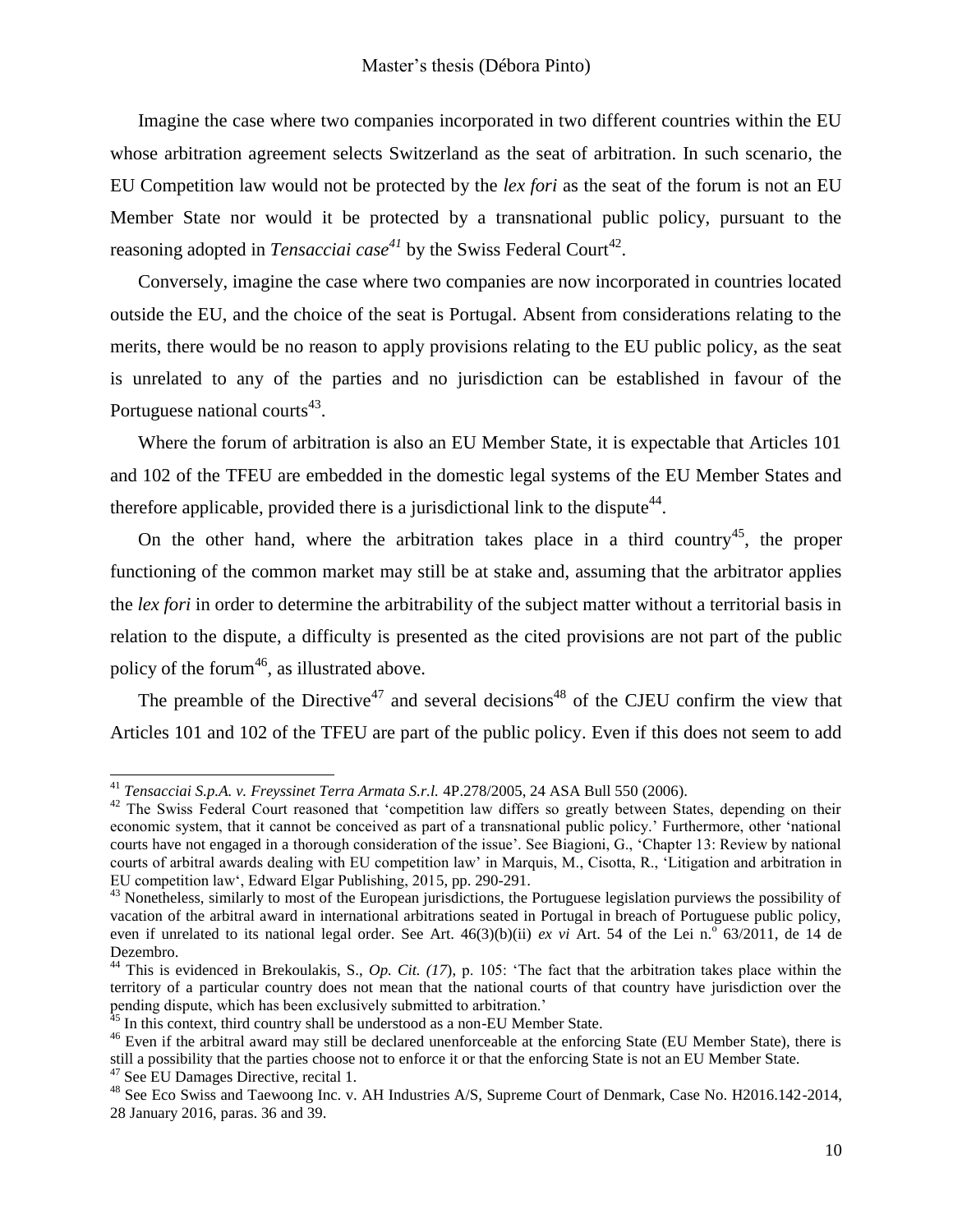Imagine the case where two companies incorporated in two different countries within the EU whose arbitration agreement selects Switzerland as the seat of arbitration. In such scenario, the EU Competition law would not be protected by the *lex fori* as the seat of the forum is not an EU Member State nor would it be protected by a transnational public policy, pursuant to the reasoning adopted in *Tensacciai case*[41] by the Swiss Federal Court[42].

Conversely, imagine the case where two companies are now incorporated in countries located outside the EU, and the choice of the seat is Portugal. Absent from considerations relating to the merits, there would be no reason to apply provisions relating to the EU public policy, as the seat is unrelated to any of the parties and no jurisdiction can be established in favour of the Portuguese national courts[43].

Where the forum of arbitration is also an EU Member State, it is expectable that Articles 101 and 102 of the TFEU are embedded in the domestic legal systems of the EU Member States and therefore applicable, provided there is a jurisdictional link to the dispute[44].

On the other hand, where the arbitration takes place in a third country[45], the proper functioning of the common market may still be at stake and, assuming that the arbitrator applies the *lex fori* in order to determine the arbitrability of the subject matter without a territorial basis in relation to the dispute, a difficulty is presented as the cited provisions are not part of the public policy of the forum[46], as illustrated above.

The preamble of the Directive[47] and several decisions[48] of the CJEU confirm the view that Articles 101 and 102 of the TFEU are part of the public policy. Even if this does not seem to add

---

[41] *Tensacciai S.p.A. v. Freyssinet Terra Armata S.r.l.* 4P.278/2005, 24 ASA Bull 550 (2006).

[42] The Swiss Federal Court reasoned that 'competition law differs so greatly between States, depending on their economic system, that it cannot be conceived as part of a transnational public policy.' Furthermore, other 'national courts have not engaged in a thorough consideration of the issue'. See Biagioni, G., 'Chapter 13: Review by national courts of arbitral awards dealing with EU competition law' in Marquis, M., Cisotta, R., 'Litigation and arbitration in EU competition law', Edward Elgar Publishing, 2015, pp. 290-291.

[43] Nonetheless, similarly to most of the European jurisdictions, the Portuguese legislation purviews the possibility of vacation of the arbitral award in international arbitrations seated in Portugal in breach of Portuguese public policy, even if unrelated to its national legal order. See Art. 46(3)(b)(ii) *ex vi* Art. 54 of the Lei n.º 63/2011, de 14 de Dezembro.

[44] This is evidenced in Brekoulakis, S., *Op. Cit. (17*), p. 105: 'The fact that the arbitration takes place within the territory of a particular country does not mean that the national courts of that country have jurisdiction over the pending dispute, which has been exclusively submitted to arbitration.'

[45] In this context, third country shall be understood as a non-EU Member State.

[46] Even if the arbitral award may still be declared unenforceable at the enforcing State (EU Member State), there is still a possibility that the parties choose not to enforce it or that the enforcing State is not an EU Member State.

[47] See EU Damages Directive, recital 1.

[48] See Eco Swiss and Taewoong Inc. v. AH Industries A/S, Supreme Court of Denmark, Case No. H2016.142-2014, 28 January 2016, paras. 36 and 39.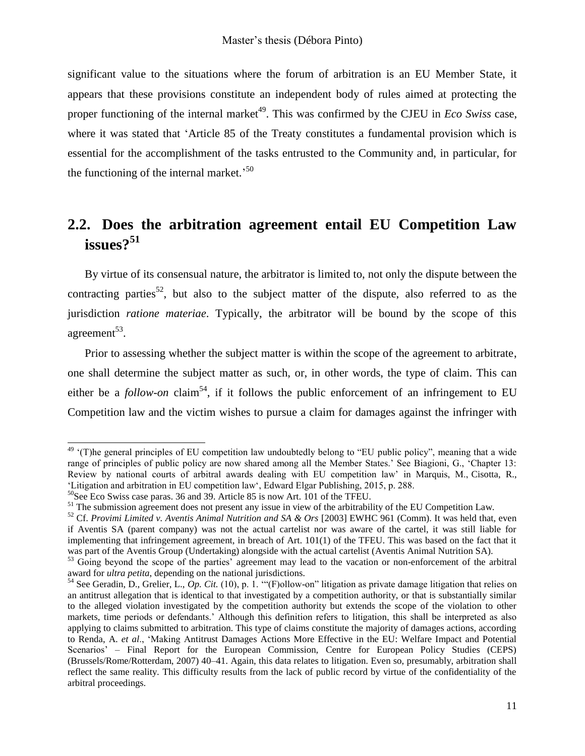significant value to the situations where the forum of arbitration is an EU Member State, it appears that these provisions constitute an independent body of rules aimed at protecting the proper functioning of the internal market[49]. This was confirmed by the CJEU in *Eco Swiss* case, where it was stated that 'Article 85 of the Treaty constitutes a fundamental provision which is essential for the accomplishment of the tasks entrusted to the Community and, in particular, for the functioning of the internal market.'[50]

## 2.2. Does the arbitration agreement entail EU Competition Law issues?[51]

By virtue of its consensual nature, the arbitrator is limited to, not only the dispute between the contracting parties[52], but also to the subject matter of the dispute, also referred to as the jurisdiction *ratione materiae*. Typically, the arbitrator will be bound by the scope of this agreement[53].

Prior to assessing whether the subject matter is within the scope of the agreement to arbitrate, one shall determine the subject matter as such, or, in other words, the type of claim. This can either be a *follow-on* claim[54], if it follows the public enforcement of an infringement to EU Competition law and the victim wishes to pursue a claim for damages against the infringer with

---

[49] '(T)he general principles of EU competition law undoubtedly belong to "EU public policy", meaning that a wide range of principles of public policy are now shared among all the Member States.' See Biagioni, G., 'Chapter 13: Review by national courts of arbitral awards dealing with EU competition law' in Marquis, M., Cisotta, R., 'Litigation and arbitration in EU competition law', Edward Elgar Publishing, 2015, p. 288.

[50] See Eco Swiss case paras. 36 and 39. Article 85 is now Art. 101 of the TFEU.

[51] The submission agreement does not present any issue in view of the arbitrability of the EU Competition Law.

[52] Cf. *Provimi Limited v. Aventis Animal Nutrition and SA & Ors* [2003] EWHC 961 (Comm). It was held that, even if Aventis SA (parent company) was not the actual cartelist nor was aware of the cartel, it was still liable for implementing that infringement agreement, in breach of Art. 101(1) of the TFEU. This was based on the fact that it was part of the Aventis Group (Undertaking) alongside with the actual cartelist (Aventis Animal Nutrition SA).

[53] Going beyond the scope of the parties' agreement may lead to the vacation or non-enforcement of the arbitral award for *ultra petita*, depending on the national jurisdictions.

[54] See Geradin, D., Grelier, L., *Op. Cit.* (10), p. 1. '"(F)ollow-on" litigation as private damage litigation that relies on an antitrust allegation that is identical to that investigated by a competition authority, or that is substantially similar to the alleged violation investigated by the competition authority but extends the scope of the violation to other markets, time periods or defendants.' Although this definition refers to litigation, this shall be interpreted as also applying to claims submitted to arbitration. This type of claims constitute the majority of damages actions, according to Renda, A. *et al*., 'Making Antitrust Damages Actions More Effective in the EU: Welfare Impact and Potential Scenarios' – Final Report for the European Commission, Centre for European Policy Studies (CEPS) (Brussels/Rome/Rotterdam, 2007) 40–41. Again, this data relates to litigation. Even so, presumably, arbitration shall reflect the same reality. This difficulty results from the lack of public record by virtue of the confidentiality of the arbitral proceedings.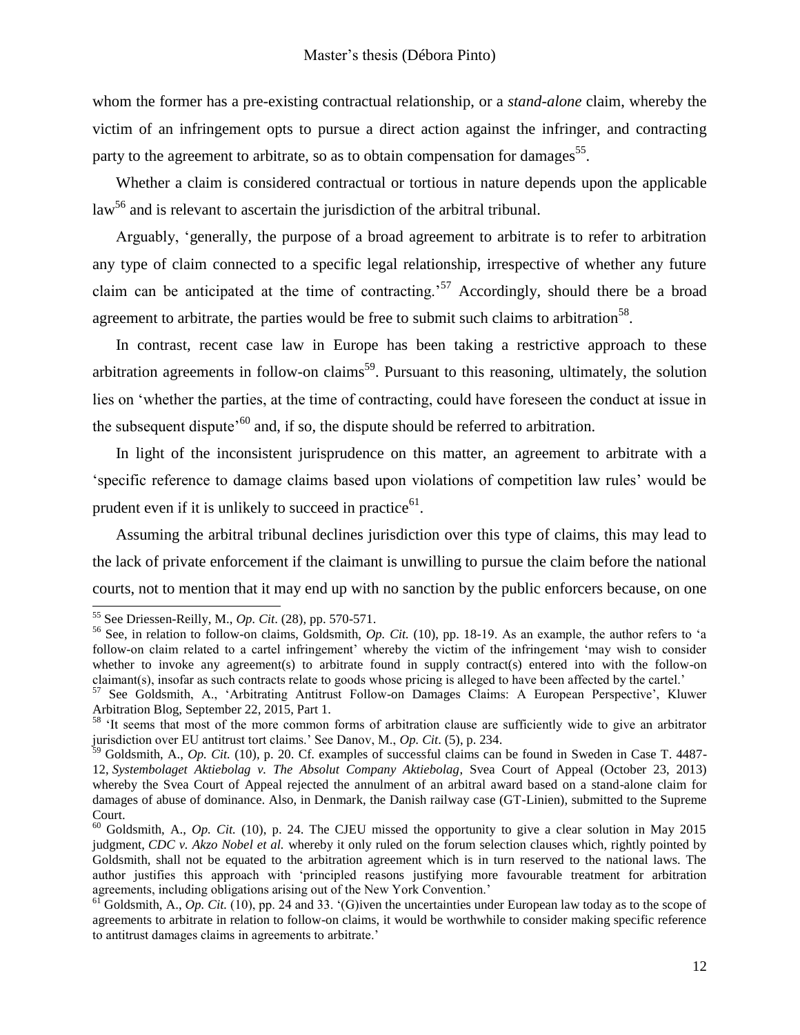whom the former has a pre-existing contractual relationship, or a *stand-alone* claim, whereby the victim of an infringement opts to pursue a direct action against the infringer, and contracting party to the agreement to arbitrate, so as to obtain compensation for damages[55].

Whether a claim is considered contractual or tortious in nature depends upon the applicable law[56] and is relevant to ascertain the jurisdiction of the arbitral tribunal.

Arguably, 'generally, the purpose of a broad agreement to arbitrate is to refer to arbitration any type of claim connected to a specific legal relationship, irrespective of whether any future claim can be anticipated at the time of contracting.'[57] Accordingly, should there be a broad agreement to arbitrate, the parties would be free to submit such claims to arbitration[58].

In contrast, recent case law in Europe has been taking a restrictive approach to these arbitration agreements in follow-on claims[59]. Pursuant to this reasoning, ultimately, the solution lies on 'whether the parties, at the time of contracting, could have foreseen the conduct at issue in the subsequent dispute'[60] and, if so, the dispute should be referred to arbitration.

In light of the inconsistent jurisprudence on this matter, an agreement to arbitrate with a 'specific reference to damage claims based upon violations of competition law rules' would be prudent even if it is unlikely to succeed in practice[61].

Assuming the arbitral tribunal declines jurisdiction over this type of claims, this may lead to the lack of private enforcement if the claimant is unwilling to pursue the claim before the national courts, not to mention that it may end up with no sanction by the public enforcers because, on one

---

[55] See Driessen-Reilly, M., *Op. Cit*. (28), pp. 570-571.

[56] See, in relation to follow-on claims, Goldsmith, *Op. Cit.* (10), pp. 18-19. As an example, the author refers to 'a follow-on claim related to a cartel infringement' whereby the victim of the infringement 'may wish to consider whether to invoke any agreement(s) to arbitrate found in supply contract(s) entered into with the follow-on claimant(s), insofar as such contracts relate to goods whose pricing is alleged to have been affected by the cartel.'

[57] See Goldsmith, A., 'Arbitrating Antitrust Follow-on Damages Claims: A European Perspective', Kluwer Arbitration Blog, September 22, 2015, Part 1.

[58] 'It seems that most of the more common forms of arbitration clause are sufficiently wide to give an arbitrator jurisdiction over EU antitrust tort claims.' See Danov, M., *Op. Cit*. (5), p. 234.

[59] Goldsmith, A., *Op. Cit.* (10), p. 20. Cf. examples of successful claims can be found in Sweden in Case T. 4487-12, *Systembolaget Aktiebolag v. The Absolut Company Aktiebolag*, Svea Court of Appeal (October 23, 2013) whereby the Svea Court of Appeal rejected the annulment of an arbitral award based on a stand-alone claim for damages of abuse of dominance. Also, in Denmark, the Danish railway case (GT-Linien), submitted to the Supreme Court.

[60] Goldsmith, A., *Op. Cit.* (10), p. 24. The CJEU missed the opportunity to give a clear solution in May 2015 judgment, *CDC v. Akzo Nobel et al.* whereby it only ruled on the forum selection clauses which, rightly pointed by Goldsmith, shall not be equated to the arbitration agreement which is in turn reserved to the national laws. The author justifies this approach with 'principled reasons justifying more favourable treatment for arbitration agreements, including obligations arising out of the New York Convention.'

[61] Goldsmith, A., *Op. Cit.* (10), pp. 24 and 33. '(G)iven the uncertainties under European law today as to the scope of agreements to arbitrate in relation to follow-on claims, it would be worthwhile to consider making specific reference to antitrust damages claims in agreements to arbitrate.'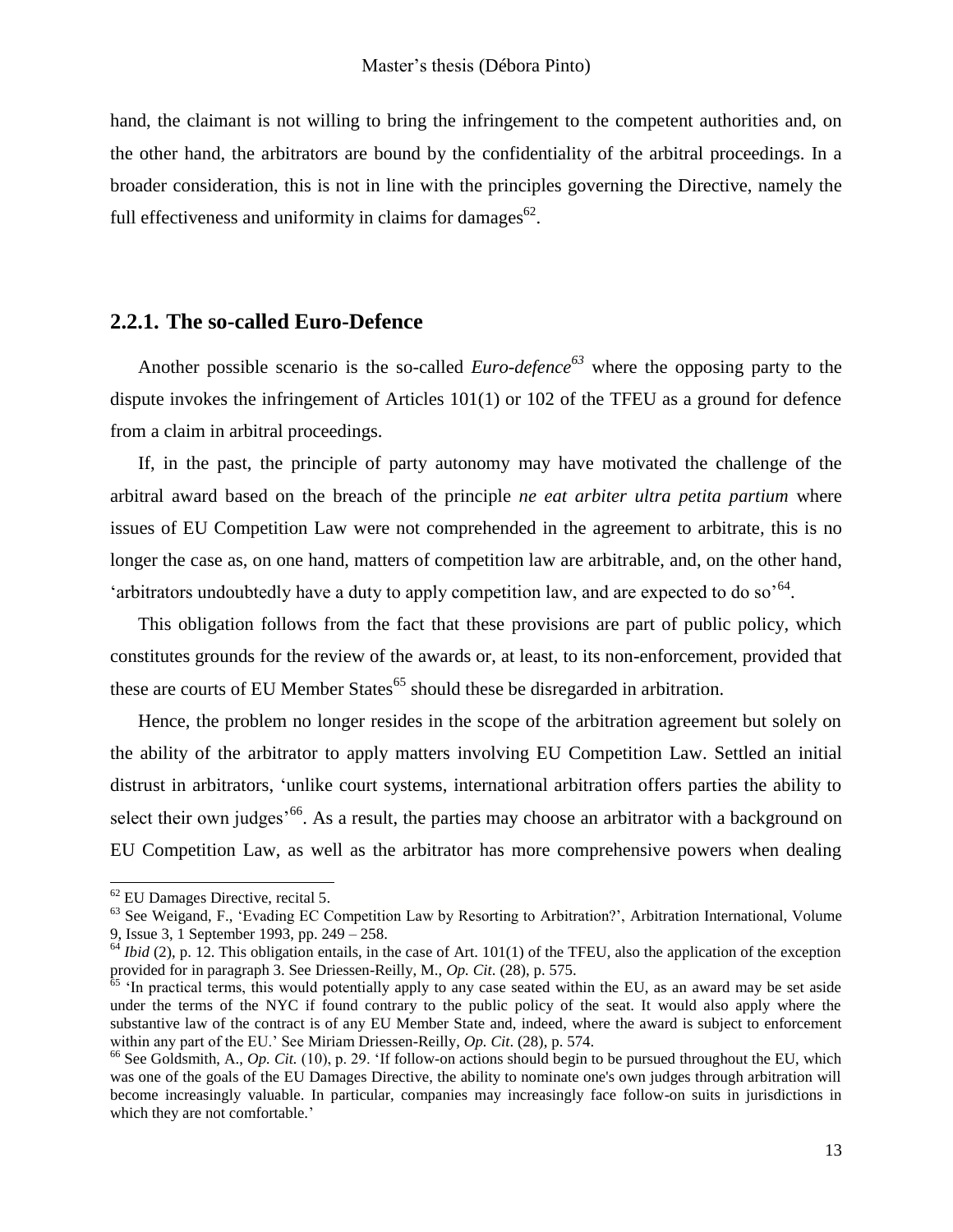hand, the claimant is not willing to bring the infringement to the competent authorities and, on the other hand, the arbitrators are bound by the confidentiality of the arbitral proceedings. In a broader consideration, this is not in line with the principles governing the Directive, namely the full effectiveness and uniformity in claims for damages[62].

### 2.2.1. The so-called Euro-Defence

Another possible scenario is the so-called *Euro-defence*[63] where the opposing party to the dispute invokes the infringement of Articles 101(1) or 102 of the TFEU as a ground for defence from a claim in arbitral proceedings.

If, in the past, the principle of party autonomy may have motivated the challenge of the arbitral award based on the breach of the principle *ne eat arbiter ultra petita partium* where issues of EU Competition Law were not comprehended in the agreement to arbitrate, this is no longer the case as, on one hand, matters of competition law are arbitrable, and, on the other hand, 'arbitrators undoubtedly have a duty to apply competition law, and are expected to do so'[64].

This obligation follows from the fact that these provisions are part of public policy, which constitutes grounds for the review of the awards or, at least, to its non-enforcement, provided that these are courts of EU Member States[65] should these be disregarded in arbitration.

Hence, the problem no longer resides in the scope of the arbitration agreement but solely on the ability of the arbitrator to apply matters involving EU Competition Law. Settled an initial distrust in arbitrators, 'unlike court systems, international arbitration offers parties the ability to select their own judges'[66]. As a result, the parties may choose an arbitrator with a background on EU Competition Law, as well as the arbitrator has more comprehensive powers when dealing

---

[62] EU Damages Directive, recital 5.

[63] See Weigand, F., 'Evading EC Competition Law by Resorting to Arbitration?', Arbitration International, Volume 9, Issue 3, 1 September 1993, pp. 249 – 258.

[64] *Ibid* (2), p. 12. This obligation entails, in the case of Art. 101(1) of the TFEU, also the application of the exception provided for in paragraph 3. See Driessen-Reilly, M., *Op. Cit.* (28), p. 575.

[65] 'In practical terms, this would potentially apply to any case seated within the EU, as an award may be set aside under the terms of the NYC if found contrary to the public policy of the seat. It would also apply where the substantive law of the contract is of any EU Member State and, indeed, where the award is subject to enforcement within any part of the EU.' See Miriam Driessen-Reilly, M., *Op. Cit.* (28), p. 574.

[66] See Goldsmith, A., *Op. Cit.* (10), p. 29. 'If follow-on actions should begin to be pursued throughout the EU, which was one of the goals of the EU Damages Directive, the ability to nominate one's own judges through arbitration will become increasingly valuable. In particular, companies may increasingly face follow-on suits in jurisdictions in which they are not comfortable.'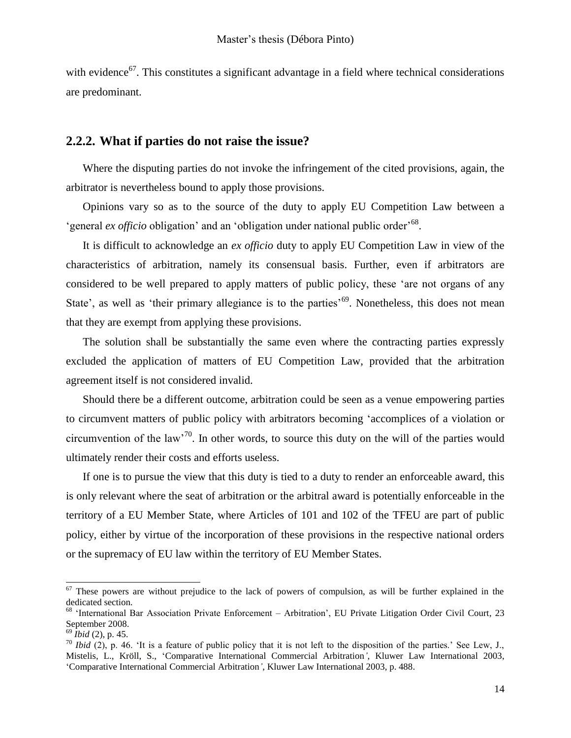with evidence[67]. This constitutes a significant advantage in a field where technical considerations are predominant.

### 2.2.2. What if parties do not raise the issue?

Where the disputing parties do not invoke the infringement of the cited provisions, again, the arbitrator is nevertheless bound to apply those provisions.

Opinions vary so as to the source of the duty to apply EU Competition Law between a 'general *ex officio* obligation' and an 'obligation under national public order'[68].

It is difficult to acknowledge an *ex officio* duty to apply EU Competition Law in view of the characteristics of arbitration, namely its consensual basis. Further, even if arbitrators are considered to be well prepared to apply matters of public policy, these 'are not organs of any State', as well as 'their primary allegiance is to the parties'[69]. Nonetheless, this does not mean that they are exempt from applying these provisions.

The solution shall be substantially the same even where the contracting parties expressly excluded the application of matters of EU Competition Law, provided that the arbitration agreement itself is not considered invalid.

Should there be a different outcome, arbitration could be seen as a venue empowering parties to circumvent matters of public policy with arbitrators becoming 'accomplices of a violation or circumvention of the law'[70]. In other words, to source this duty on the will of the parties would ultimately render their costs and efforts useless.

If one is to pursue the view that this duty is tied to a duty to render an enforceable award, this is only relevant where the seat of arbitration or the arbitral award is potentially enforceable in the territory of a EU Member State, where Articles of 101 and 102 of the TFEU are part of public policy, either by virtue of the incorporation of these provisions in the respective national orders or the supremacy of EU law within the territory of EU Member States.

---

[67] These powers are without prejudice to the lack of powers of compulsion, as will be further explained in the dedicated section.

[68] 'International Bar Association Private Enforcement – Arbitration', EU Private Litigation Order Civil Court, 23 September 2008.

[69] *Ibid* (2), p. 45.

[70] *Ibid* (2), p. 46. 'It is a feature of public policy that it is not left to the disposition of the parties.' See Lew, J., Mistelis, L., Kröll, S., 'Comparative International Commercial Arbitration*'*, Kluwer Law International 2003, 'Comparative International Commercial Arbitration*'*, Kluwer Law International 2003, p. 488.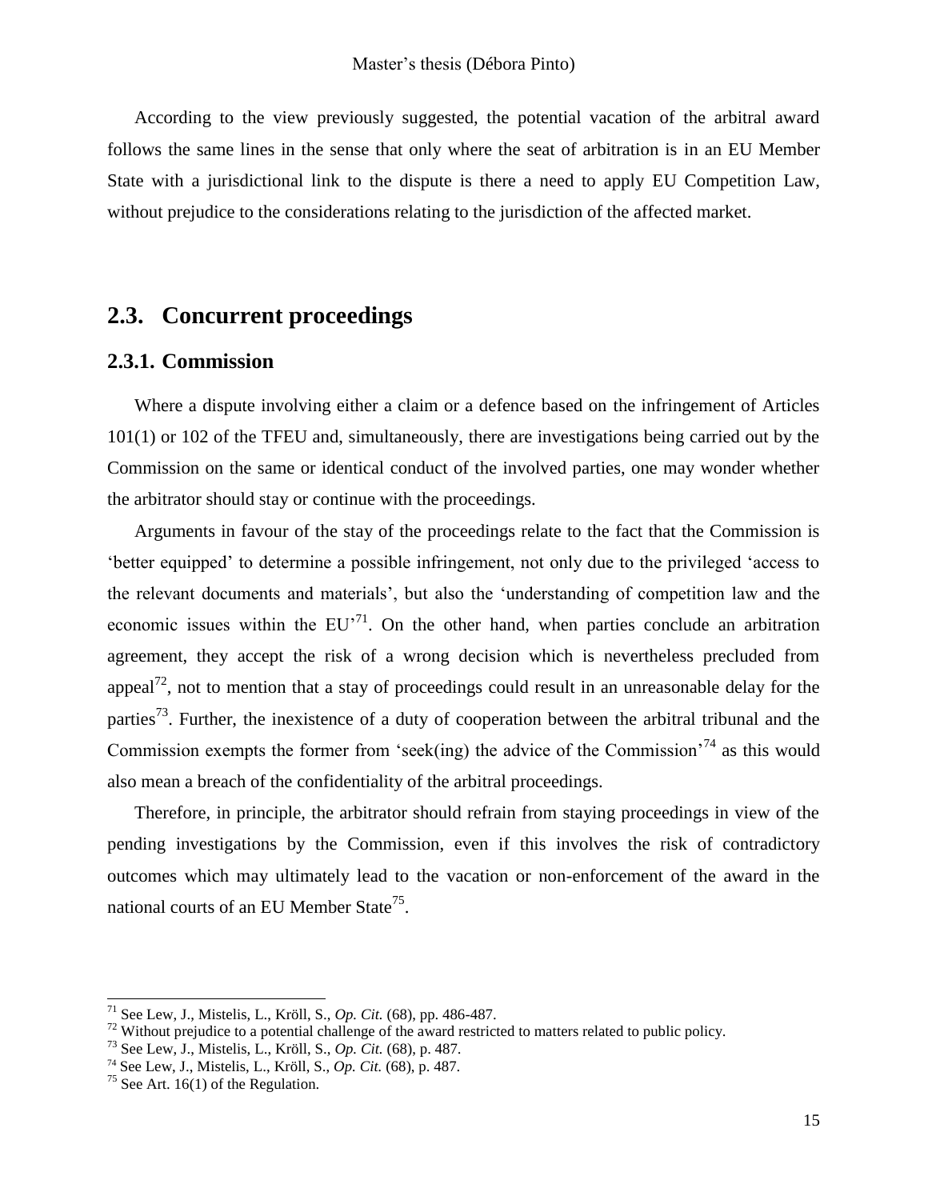According to the view previously suggested, the potential vacation of the arbitral award follows the same lines in the sense that only where the seat of arbitration is in an EU Member State with a jurisdictional link to the dispute is there a need to apply EU Competition Law, without prejudice to the considerations relating to the jurisdiction of the affected market.

## 2.3. Concurrent proceedings

### 2.3.1. Commission

Where a dispute involving either a claim or a defence based on the infringement of Articles 101(1) or 102 of the TFEU and, simultaneously, there are investigations being carried out by the Commission on the same or identical conduct of the involved parties, one may wonder whether the arbitrator should stay or continue with the proceedings.

Arguments in favour of the stay of the proceedings relate to the fact that the Commission is 'better equipped' to determine a possible infringement, not only due to the privileged 'access to the relevant documents and materials', but also the 'understanding of competition law and the economic issues within the EU'[71]. On the other hand, when parties conclude an arbitration agreement, they accept the risk of a wrong decision which is nevertheless precluded from appeal[72], not to mention that a stay of proceedings could result in an unreasonable delay for the parties[73]. Further, the inexistence of a duty of cooperation between the arbitral tribunal and the Commission exempts the former from 'seek(ing) the advice of the Commission'[74] as this would also mean a breach of the confidentiality of the arbitral proceedings.

Therefore, in principle, the arbitrator should refrain from staying proceedings in view of the pending investigations by the Commission, even if this involves the risk of contradictory outcomes which may ultimately lead to the vacation or non-enforcement of the award in the national courts of an EU Member State[75].

---

[71] See Lew, J., Mistelis, L., Kröll, S., *Op. Cit.* (68), pp. 486-487.

[72] Without prejudice to a potential challenge of the award restricted to matters related to public policy.

[73] See Lew, J., Mistelis, L., Kröll, S., *Op. Cit.* (68), p. 487.

[74] See Lew, J., Mistelis, L., Kröll, S., *Op. Cit.* (68), p. 487.

[75] See Art. 16(1) of the Regulation.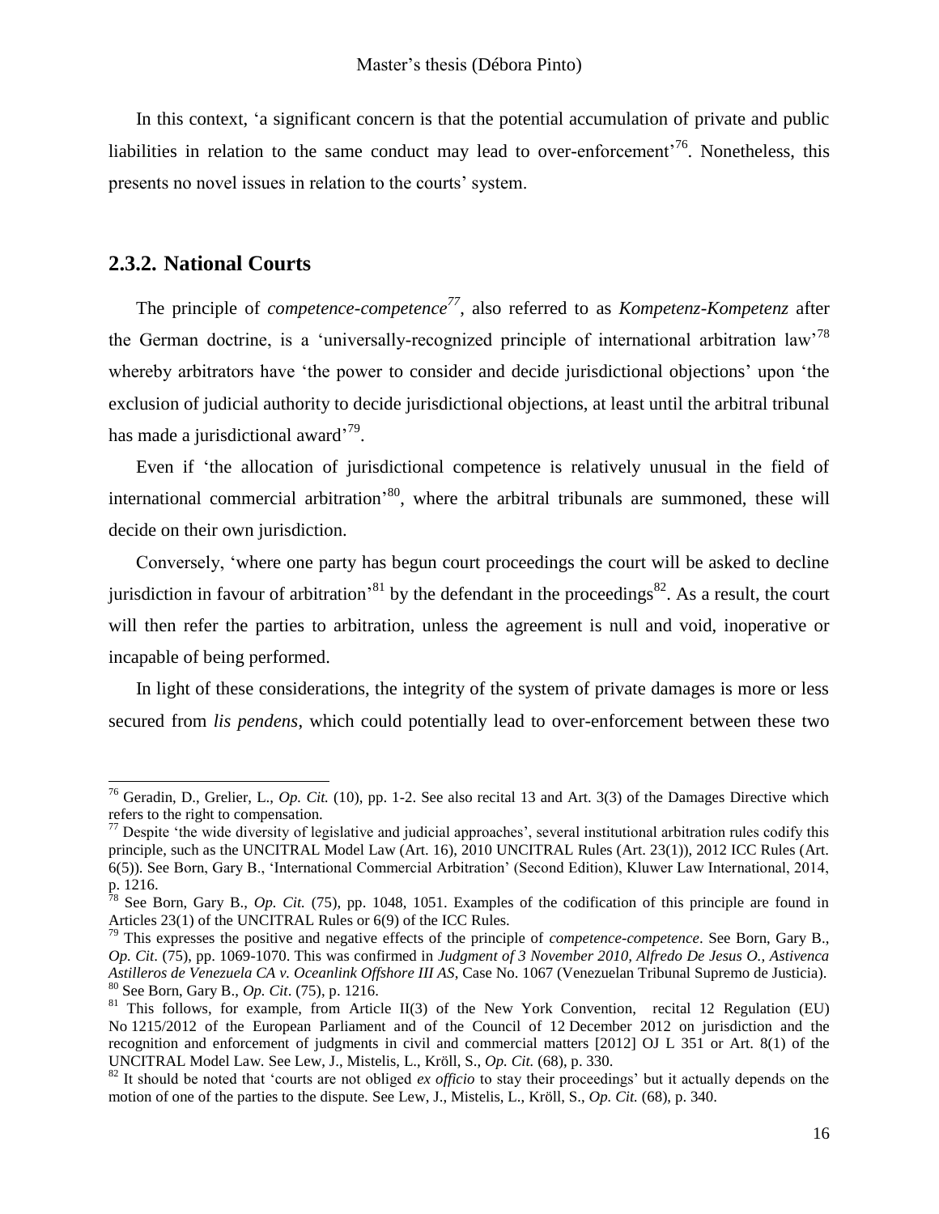In this context, 'a significant concern is that the potential accumulation of private and public liabilities in relation to the same conduct may lead to over-enforcement'[76]. Nonetheless, this presents no novel issues in relation to the courts' system.

## 2.3.2. National Courts

The principle of *competence-competence*[77], also referred to as *Kompetenz-Kompetenz* after the German doctrine, is a 'universally-recognized principle of international arbitration law'[78] whereby arbitrators have 'the power to consider and decide jurisdictional objections' upon 'the exclusion of judicial authority to decide jurisdictional objections, at least until the arbitral tribunal has made a jurisdictional award'[79].

Even if 'the allocation of jurisdictional competence is relatively unusual in the field of international commercial arbitration'[80], where the arbitral tribunals are summoned, these will decide on their own jurisdiction.

Conversely, 'where one party has begun court proceedings the court will be asked to decline jurisdiction in favour of arbitration'[81] by the defendant in the proceedings[82]. As a result, the court will then refer the parties to arbitration, unless the agreement is null and void, inoperative or incapable of being performed.

In light of these considerations, the integrity of the system of private damages is more or less secured from *lis pendens*, which could potentially lead to over-enforcement between these two

---

[76] Geradin, D., Grelier, L., *Op. Cit.* (10), pp. 1-2. See also recital 13 and Art. 3(3) of the Damages Directive which refers to the right to compensation.

[77] Despite 'the wide diversity of legislative and judicial approaches', several institutional arbitration rules codify this principle, such as the UNCITRAL Model Law (Art. 16), 2010 UNCITRAL Rules (Art. 23(1)), 2012 ICC Rules (Art. 6(5)). See Born, Gary B., 'International Commercial Arbitration' (Second Edition), Kluwer Law International, 2014, p. 1216.

[78] See Born, Gary B., *Op. Cit.* (75), pp. 1048, 1051. Examples of the codification of this principle are found in Articles 23(1) of the UNCITRAL Rules or 6(9) of the ICC Rules.

[79] This expresses the positive and negative effects of the principle of *competence-competence*. See Born, Gary B., *Op. Cit*. (75), pp. 1069-1070. This was confirmed in *Judgment of 3 November 2010, Alfredo De Jesus O., Astivenca Astilleros de Venezuela CA v. Oceanlink Offshore III AS,* Case No. 1067 (Venezuelan Tribunal Supremo de Justicia).

[80] See Born, Gary B., *Op. Cit*. (75), p. 1216.

[81] This follows, for example, from Article II(3) of the New York Convention, recital 12 Regulation (EU) No 1215/2012 of the European Parliament and of the Council of 12 December 2012 on jurisdiction and the recognition and enforcement of judgments in civil and commercial matters [2012] OJ L 351 or Art. 8(1) of the UNCITRAL Model Law. See Lew, J., Mistelis, L., Kröll, S., *Op. Cit.* (68), p. 330.

[82] It should be noted that 'courts are not obliged *ex officio* to stay their proceedings' but it actually depends on the motion of one of the parties to the dispute. See Lew, J., Mistelis, L., Kröll, S., *Op. Cit.* (68), p. 340.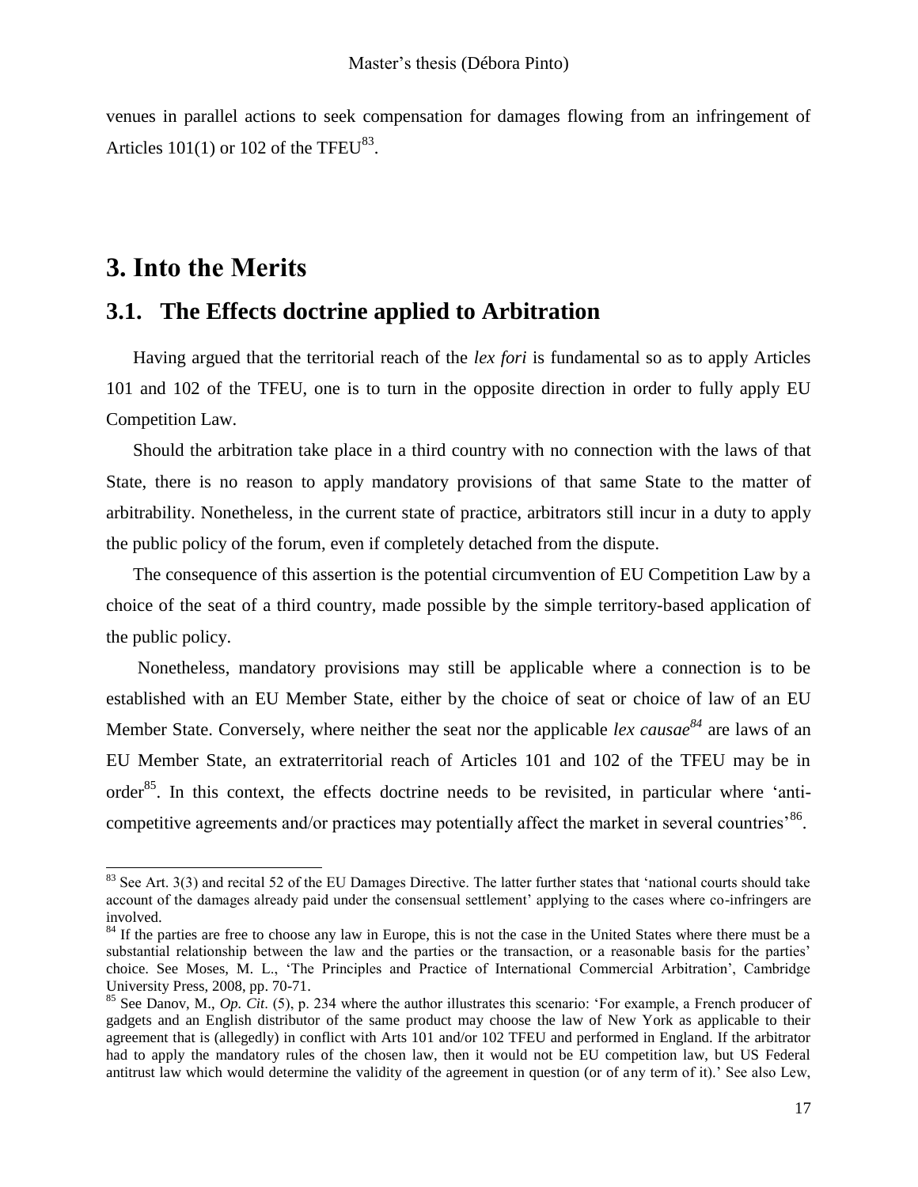venues in parallel actions to seek compensation for damages flowing from an infringement of Articles 101(1) or 102 of the TFEU[83].

# 3. Into the Merits

## 3.1. The Effects doctrine applied to Arbitration

Having argued that the territorial reach of the *lex fori* is fundamental so as to apply Articles 101 and 102 of the TFEU, one is to turn in the opposite direction in order to fully apply EU Competition Law.

Should the arbitration take place in a third country with no connection with the laws of that State, there is no reason to apply mandatory provisions of that same State to the matter of arbitrability. Nonetheless, in the current state of practice, arbitrators still incur in a duty to apply the public policy of the forum, even if completely detached from the dispute.

The consequence of this assertion is the potential circumvention of EU Competition Law by a choice of the seat of a third country, made possible by the simple territory-based application of the public policy.

Nonetheless, mandatory provisions may still be applicable where a connection is to be established with an EU Member State, either by the choice of seat or choice of law of an EU Member State. Conversely, where neither the seat nor the applicable *lex causae*[84] are laws of an EU Member State, an extraterritorial reach of Articles 101 and 102 of the TFEU may be in order[85]. In this context, the effects doctrine needs to be revisited, in particular where 'anti-competitive agreements and/or practices may potentially affect the market in several countries'[86].

---

[83] See Art. 3(3) and recital 52 of the EU Damages Directive. The latter further states that 'national courts should take account of the damages already paid under the consensual settlement' applying to the cases where co-infringers are involved.

[84] If the parties are free to choose any law in Europe, this is not the case in the United States where there must be a substantial relationship between the law and the parties or the transaction, or a reasonable basis for the parties' choice. See Moses, M. L., 'The Principles and Practice of International Commercial Arbitration', Cambridge University Press, 2008, pp. 70-71.

[85] See Danov, M., *Op. Cit.* (5), p. 234 where the author illustrates this scenario: 'For example, a French producer of gadgets and an English distributor of the same product may choose the law of New York as applicable to their agreement that is (allegedly) in conflict with Arts 101 and/or 102 TFEU and performed in England. If the arbitrator had to apply the mandatory rules of the chosen law, then it would not be EU competition law, but US Federal antitrust law which would determine the validity of the agreement in question (or of any term of it).' See also Lew,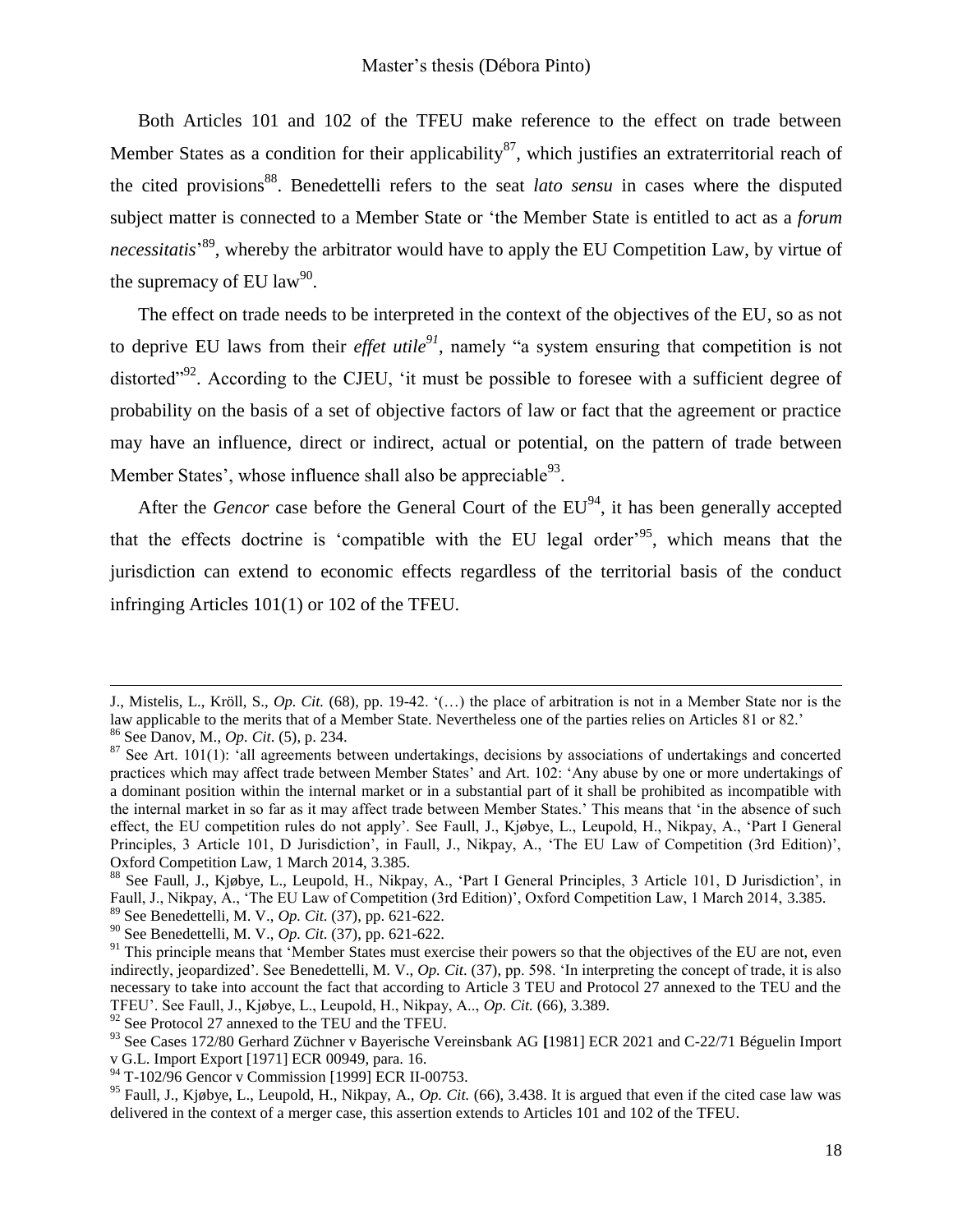Both Articles 101 and 102 of the TFEU make reference to the effect on trade between Member States as a condition for their applicability[87], which justifies an extraterritorial reach of the cited provisions[88]. Benedettelli refers to the seat *lato sensu* in cases where the disputed subject matter is connected to a Member State or 'the Member State is entitled to act as a *forum necessitatis*'[89], whereby the arbitrator would have to apply the EU Competition Law, by virtue of the supremacy of EU law[90].

The effect on trade needs to be interpreted in the context of the objectives of the EU, so as not to deprive EU laws from their *effet utile*[91], namely "a system ensuring that competition is not distorted"[92]. According to the CJEU, 'it must be possible to foresee with a sufficient degree of probability on the basis of a set of objective factors of law or fact that the agreement or practice may have an influence, direct or indirect, actual or potential, on the pattern of trade between Member States', whose influence shall also be appreciable[93].

After the *Gencor* case before the General Court of the EU[94], it has been generally accepted that the effects doctrine is 'compatible with the EU legal order'[95], which means that the jurisdiction can extend to economic effects regardless of the territorial basis of the conduct infringing Articles 101(1) or 102 of the TFEU.

---

J., Mistelis, L., Kröll, S., *Op. Cit.* (68), pp. 19-42. '(…) the place of arbitration is not in a Member State nor is the law applicable to the merits that of a Member State. Nevertheless one of the parties relies on Articles 81 or 82.'

[86] See Danov, M., *Op. Cit*. (5), p. 234.

[87] See Art. 101(1): 'all agreements between undertakings, decisions by associations of undertakings and concerted practices which may affect trade between Member States' and Art. 102: 'Any abuse by one or more undertakings of a dominant position within the internal market or in a substantial part of it shall be prohibited as incompatible with the internal market in so far as it may affect trade between Member States.' This means that 'in the absence of such effect, the EU competition rules do not apply'. See Faull, J., Kjøbye, L., Leupold, H., Nikpay, A., 'Part I General Principles, 3 Article 101, D Jurisdiction', in Faull, J., Nikpay, A., 'The EU Law of Competition (3rd Edition)', Oxford Competition Law, 1 March 2014, 3.385.

[88] See Faull, J., Kjøbye, L., Leupold, H., Nikpay, A., 'Part I General Principles, 3 Article 101, D Jurisdiction', in Faull, J., Nikpay, A., 'The EU Law of Competition (3rd Edition)', Oxford Competition Law, 1 March 2014, 3.385.

[89] See Benedettelli, M. V., *Op. Cit.* (37), pp. 621-622.

[90] See Benedettelli, M. V., *Op. Cit.* (37), pp. 621-622.

[91] This principle means that 'Member States must exercise their powers so that the objectives of the EU are not, even indirectly, jeopardized'. See Benedettelli, M. V., *Op. Cit.* (37), pp. 598. 'In interpreting the concept of trade, it is also necessary to take into account the fact that according to Article 3 TEU and Protocol 27 annexed to the TEU and the TFEU'. See Faull, J., Kjøbye, L., Leupold, H., Nikpay, A.., *Op. Cit.* (66), 3.389.

[92] See Protocol 27 annexed to the TEU and the TFEU.

[93] See Cases 172/80 Gerhard Züchner v Bayerische Vereinsbank AG [1981] ECR 2021 and C-22/71 Béguelin Import v G.L. Import Export [1971] ECR 00949, para. 16.

[94] T-102/96 Gencor v Commission [1999] ECR II-00753.

[95] Faull, J., Kjøbye, L., Leupold, H., Nikpay, A., *Op. Cit.* (66), 3.438. It is argued that even if the cited case law was delivered in the context of a merger case, this assertion extends to Articles 101 and 102 of the TFEU.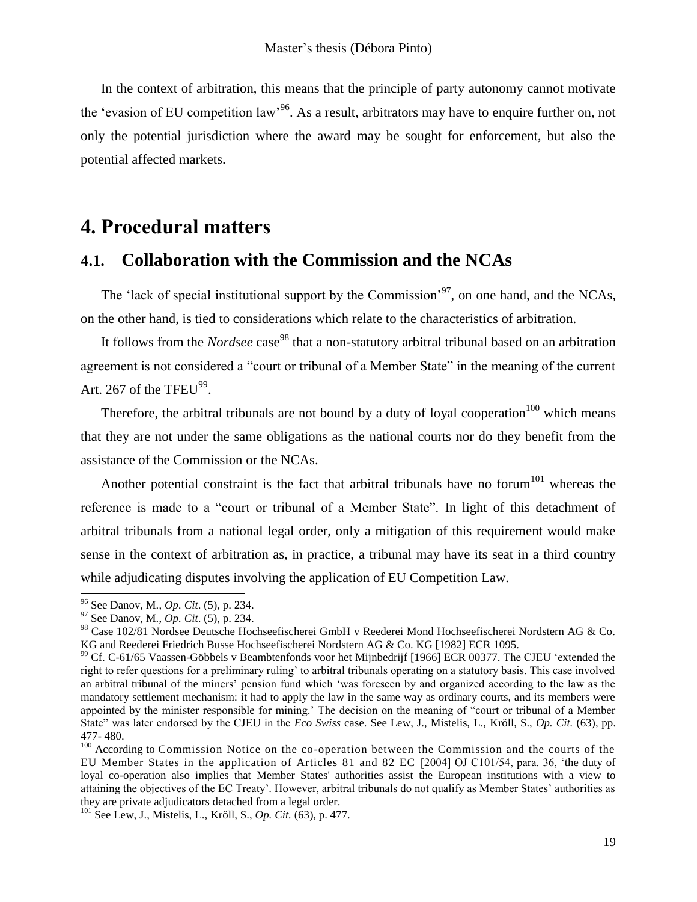In the context of arbitration, this means that the principle of party autonomy cannot motivate the 'evasion of EU competition law'[96]. As a result, arbitrators may have to enquire further on, not only the potential jurisdiction where the award may be sought for enforcement, but also the potential affected markets.

# 4. Procedural matters

## 4.1. Collaboration with the Commission and the NCAs

The 'lack of special institutional support by the Commission'[97], on one hand, and the NCAs, on the other hand, is tied to considerations which relate to the characteristics of arbitration.

It follows from the *Nordsee* case[98] that a non-statutory arbitral tribunal based on an arbitration agreement is not considered a "court or tribunal of a Member State" in the meaning of the current Art. 267 of the TFEU[99].

Therefore, the arbitral tribunals are not bound by a duty of loyal cooperation[100] which means that they are not under the same obligations as the national courts nor do they benefit from the assistance of the Commission or the NCAs.

Another potential constraint is the fact that arbitral tribunals have no forum[101] whereas the reference is made to a "court or tribunal of a Member State". In light of this detachment of arbitral tribunals from a national legal order, only a mitigation of this requirement would make sense in the context of arbitration as, in practice, a tribunal may have its seat in a third country while adjudicating disputes involving the application of EU Competition Law.

---

[96] See Danov, M., *Op. Cit*. (5), p. 234.

[97] See Danov, M., *Op. Cit*. (5), p. 234.

[98] Case 102/81 Nordsee Deutsche Hochseefischerei GmbH v Reederei Mond Hochseefischerei Nordstern AG & Co. KG and Reederei Friedrich Busse Hochseefischerei Nordstern AG & Co. KG [1982] ECR 1095.

[99] Cf. C-61/65 Vaassen-Göbbels v Beambtenfonds voor het Mijnbedrijf [1966] ECR 00377. The CJEU 'extended the right to refer questions for a preliminary ruling' to arbitral tribunals operating on a statutory basis. This case involved an arbitral tribunal of the miners' pension fund which 'was foreseen by and organized according to the law as the mandatory settlement mechanism: it had to apply the law in the same way as ordinary courts, and its members were appointed by the minister responsible for mining.' The decision on the meaning of "court or tribunal of a Member State" was later endorsed by the CJEU in the *Eco Swiss* case. See Lew, J., Mistelis, L., Kröll, S., *Op. Cit.* (63), pp. 477- 480.

[100] According to Commission Notice on the co-operation between the Commission and the courts of the EU Member States in the application of Articles 81 and 82 EC [2004] OJ C101/54, para. 36, 'the duty of loyal co-operation also implies that Member States' authorities assist the European institutions with a view to attaining the objectives of the EC Treaty'. However, arbitral tribunals do not qualify as Member States' authorities as they are private adjudicators detached from a legal order.

[101] See Lew, J., Mistelis, L., Kröll, S., *Op. Cit.* (63), p. 477.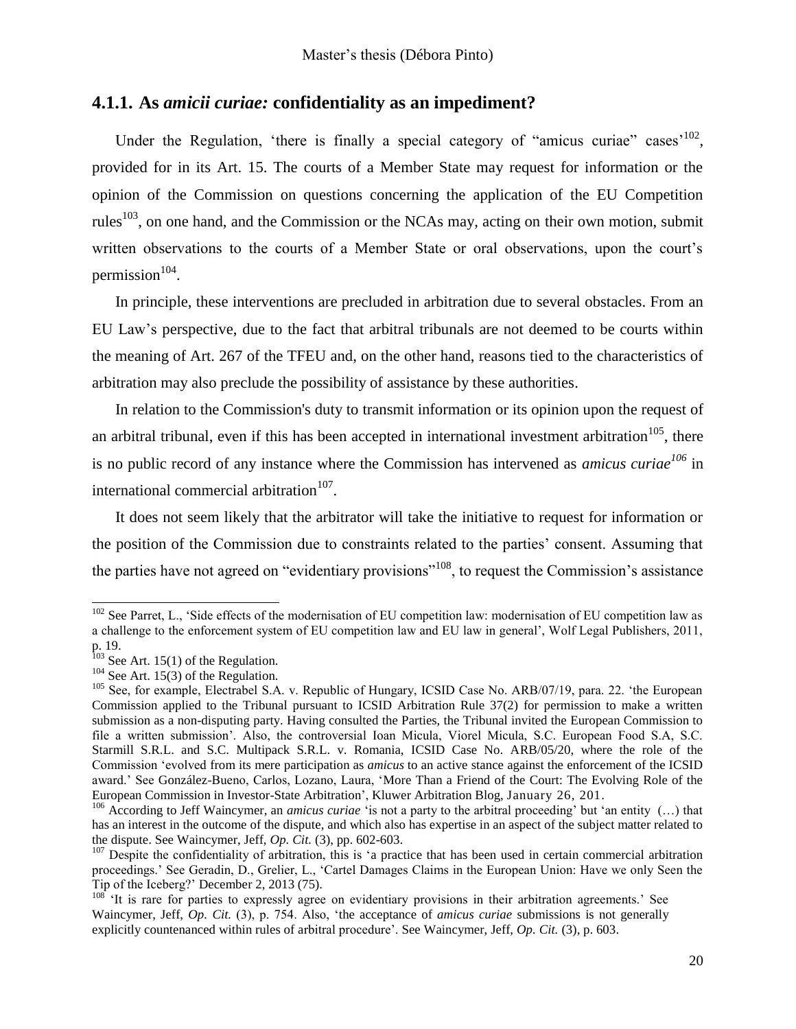### 4.1.1. As *amicii curiae:* confidentiality as an impediment?

Under the Regulation, 'there is finally a special category of "amicus curiae" cases'[102], provided for in its Art. 15. The courts of a Member State may request for information or the opinion of the Commission on questions concerning the application of the EU Competition rules[103], on one hand, and the Commission or the NCAs may, acting on their own motion, submit written observations to the courts of a Member State or oral observations, upon the court's permission[104].

In principle, these interventions are precluded in arbitration due to several obstacles. From an EU Law's perspective, due to the fact that arbitral tribunals are not deemed to be courts within the meaning of Art. 267 of the TFEU and, on the other hand, reasons tied to the characteristics of arbitration may also preclude the possibility of assistance by these authorities.

In relation to the Commission's duty to transmit information or its opinion upon the request of an arbitral tribunal, even if this has been accepted in international investment arbitration[105], there is no public record of any instance where the Commission has intervened as *amicus curiae*[106] in international commercial arbitration[107].

It does not seem likely that the arbitrator will take the initiative to request for information or the position of the Commission due to constraints related to the parties' consent. Assuming that the parties have not agreed on "evidentiary provisions"[108], to request the Commission's assistance

---

[102] See Parret, L., 'Side effects of the modernisation of EU competition law: modernisation of EU competition law as a challenge to the enforcement system of EU competition law and EU law in general', Wolf Legal Publishers, 2011, p. 19.

[103] See Art. 15(1) of the Regulation.

[104] See Art. 15(3) of the Regulation.

[105] See, for example, Electrabel S.A. v. Republic of Hungary, ICSID Case No. ARB/07/19, para. 22. 'the European Commission applied to the Tribunal pursuant to ICSID Arbitration Rule 37(2) for permission to make a written submission as a non-disputing party. Having consulted the Parties, the Tribunal invited the European Commission to file a written submission'. Also, the controversial Ioan Micula, Viorel Micula, S.C. European Food S.A, S.C. Starmill S.R.L. and S.C. Multipack S.R.L. v. Romania, ICSID Case No. ARB/05/20, where the role of the Commission 'evolved from its mere participation as *amicus* to an active stance against the enforcement of the ICSID award.' See González-Bueno, Carlos, Lozano, Laura, 'More Than a Friend of the Court: The Evolving Role of the European Commission in Investor-State Arbitration', Kluwer Arbitration Blog, January 26, 201.

[106] According to Jeff Waincymer, an *amicus curiae* 'is not a party to the arbitral proceeding' but 'an entity (…) that has an interest in the outcome of the dispute, and which also has expertise in an aspect of the subject matter related to the dispute. See Waincymer, Jeff, *Op. Cit.* (3), pp. 602-603.

[107] Despite the confidentiality of arbitration, this is 'a practice that has been used in certain commercial arbitration proceedings.' See Geradin, D., Grelier, L., 'Cartel Damages Claims in the European Union: Have we only Seen the Tip of the Iceberg?' December 2, 2013 (75).

[108] 'It is rare for parties to expressly agree on evidentiary provisions in their arbitration agreements.' See Waincymer, Jeff, *Op. Cit.* (3), p. 754. Also, 'the acceptance of *amicus curiae* submissions is not generally explicitly countenanced within rules of arbitral procedure'. See Waincymer, Jeff, *Op. Cit.* (3), p. 603.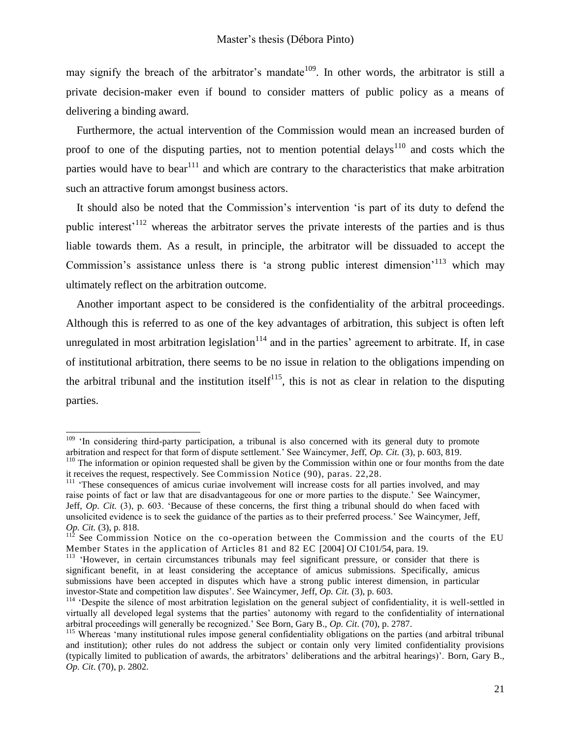may signify the breach of the arbitrator's mandate[109]. In other words, the arbitrator is still a private decision-maker even if bound to consider matters of public policy as a means of delivering a binding award.

Furthermore, the actual intervention of the Commission would mean an increased burden of proof to one of the disputing parties, not to mention potential delays[110] and costs which the parties would have to bear[111] and which are contrary to the characteristics that make arbitration such an attractive forum amongst business actors.

It should also be noted that the Commission's intervention 'is part of its duty to defend the public interest'[112] whereas the arbitrator serves the private interests of the parties and is thus liable towards them. As a result, in principle, the arbitrator will be dissuaded to accept the Commission's assistance unless there is 'a strong public interest dimension'[113] which may ultimately reflect on the arbitration outcome.

Another important aspect to be considered is the confidentiality of the arbitral proceedings. Although this is referred to as one of the key advantages of arbitration, this subject is often left unregulated in most arbitration legislation[114] and in the parties' agreement to arbitrate. If, in case of institutional arbitration, there seems to be no issue in relation to the obligations impending on the arbitral tribunal and the institution itself[115], this is not as clear in relation to the disputing parties.

---

[109] 'In considering third-party participation, a tribunal is also concerned with its general duty to promote arbitration and respect for that form of dispute settlement.' See Waincymer, Jeff, *Op. Cit.* (3), p. 603, 819.

[110] The information or opinion requested shall be given by the Commission within one or four months from the date it receives the request, respectively. See Commission Notice (90), paras. 22,28.

[111] 'These consequences of amicus curiae involvement will increase costs for all parties involved, and may raise points of fact or law that are disadvantageous for one or more parties to the dispute.' See Waincymer, Jeff, *Op. Cit.* (3), p. 603. 'Because of these concerns, the first thing a tribunal should do when faced with unsolicited evidence is to seek the guidance of the parties as to their preferred process.' See Waincymer, Jeff, *Op. Cit.* (3), p. 818.

[112] See Commission Notice on the co-operation between the Commission and the courts of the EU Member States in the application of Articles 81 and 82 EC [2004] OJ C101/54, para. 19.

[113] 'However, in certain circumstances tribunals may feel significant pressure, or consider that there is significant benefit, in at least considering the acceptance of amicus submissions. Specifically, amicus submissions have been accepted in disputes which have a strong public interest dimension, in particular investor-State and competition law disputes'. See Waincymer, Jeff, *Op. Cit.* (3), p. 603.

[114] 'Despite the silence of most arbitration legislation on the general subject of confidentiality, it is well-settled in virtually all developed legal systems that the parties' autonomy with regard to the confidentiality of international arbitral proceedings will generally be recognized.' See Born, Gary B., *Op. Cit*. (70), p. 2787.

[115] Whereas 'many institutional rules impose general confidentiality obligations on the parties (and arbitral tribunal and institution); other rules do not address the subject or contain only very limited confidentiality provisions (typically limited to publication of awards, the arbitrators' deliberations and the arbitral hearings)'. Born, Gary B., *Op. Cit*. (70), p. 2802.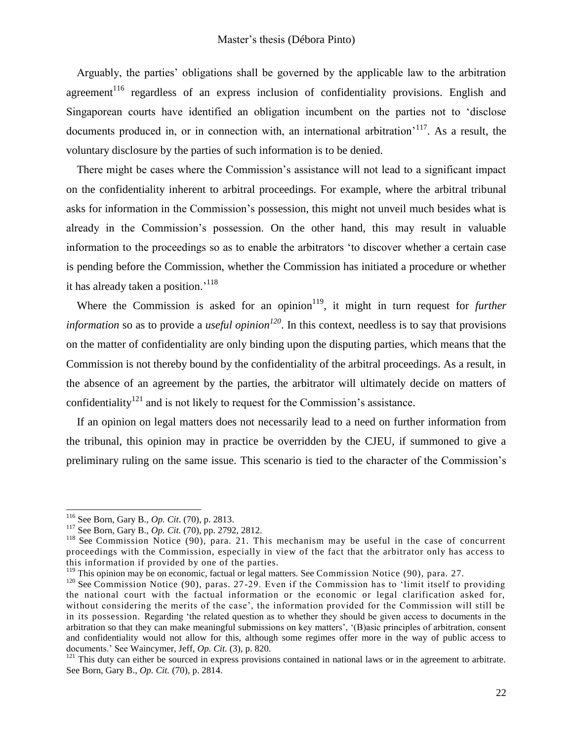Arguably, the parties' obligations shall be governed by the applicable law to the arbitration agreement[116] regardless of an express inclusion of confidentiality provisions. English and Singaporean courts have identified an obligation incumbent on the parties not to 'disclose documents produced in, or in connection with, an international arbitration'[117]. As a result, the voluntary disclosure by the parties of such information is to be denied.

There might be cases where the Commission's assistance will not lead to a significant impact on the confidentiality inherent to arbitral proceedings. For example, where the arbitral tribunal asks for information in the Commission's possession, this might not unveil much besides what is already in the Commission's possession. On the other hand, this may result in valuable information to the proceedings so as to enable the arbitrators 'to discover whether a certain case is pending before the Commission, whether the Commission has initiated a procedure or whether it has already taken a position.'[118]

Where the Commission is asked for an opinion[119], it might in turn request for *further information* so as to provide a *useful opinion*[120]. In this context, needless is to say that provisions on the matter of confidentiality are only binding upon the disputing parties, which means that the Commission is not thereby bound by the confidentiality of the arbitral proceedings. As a result, in the absence of an agreement by the parties, the arbitrator will ultimately decide on matters of confidentiality[121] and is not likely to request for the Commission's assistance.

If an opinion on legal matters does not necessarily lead to a need on further information from the tribunal, this opinion may in practice be overridden by the CJEU, if summoned to give a preliminary ruling on the same issue. This scenario is tied to the character of the Commission's

---

[116] See Born, Gary B., *Op. Cit.* (70), p. 2813.

[117] See Born, Gary B., *Op. Cit.* (70), pp. 2792, 2812.

[118] See Commission Notice (90), para. 21. This mechanism may be useful in the case of concurrent proceedings with the Commission, especially in view of the fact that the arbitrator only has access to this information if provided by one of the parties.

[119] This opinion may be on economic, factual or legal matters. See Commission Notice (90), para. 27.

[120] See Commission Notice (90), paras. 27-29. Even if the Commission has to 'limit itself to providing the national court with the factual information or the economic or legal clarification asked for, without considering the merits of the case', the information provided for the Commission will still be in its possession. Regarding 'the related question as to whether they should be given access to documents in the arbitration so that they can make meaningful submissions on key matters', '(B)asic principles of arbitration, consent and confidentiality would not allow for this, although some regimes offer more in the way of public access to documents.' See Waincymer, Jeff, *Op. Cit.* (3), p. 820.

[121] This duty can either be sourced in express provisions contained in national laws or in the agreement to arbitrate. See Born, Gary B., *Op. Cit.* (70), p. 2814.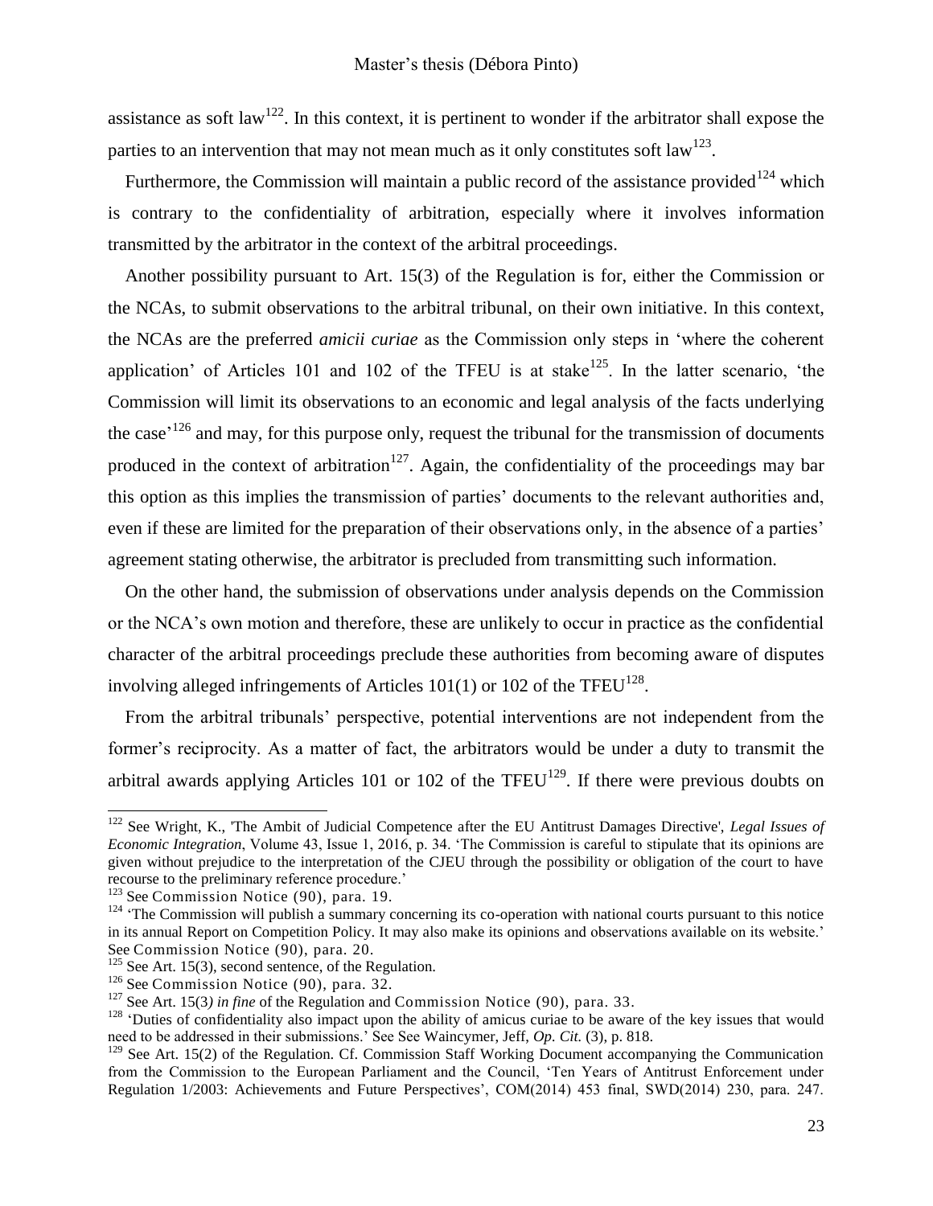assistance as soft law[122]. In this context, it is pertinent to wonder if the arbitrator shall expose the parties to an intervention that may not mean much as it only constitutes soft law[123].

Furthermore, the Commission will maintain a public record of the assistance provided[124] which is contrary to the confidentiality of arbitration, especially where it involves information transmitted by the arbitrator in the context of the arbitral proceedings.

Another possibility pursuant to Art. 15(3) of the Regulation is for, either the Commission or the NCAs, to submit observations to the arbitral tribunal, on their own initiative. In this context, the NCAs are the preferred *amicii curiae* as the Commission only steps in 'where the coherent application' of Articles 101 and 102 of the TFEU is at stake[125]. In the latter scenario, 'the Commission will limit its observations to an economic and legal analysis of the facts underlying the case'[126] and may, for this purpose only, request the tribunal for the transmission of documents produced in the context of arbitration[127]. Again, the confidentiality of the proceedings may bar this option as this implies the transmission of parties' documents to the relevant authorities and, even if these are limited for the preparation of their observations only, in the absence of a parties' agreement stating otherwise, the arbitrator is precluded from transmitting such information.

On the other hand, the submission of observations under analysis depends on the Commission or the NCA's own motion and therefore, these are unlikely to occur in practice as the confidential character of the arbitral proceedings preclude these authorities from becoming aware of disputes involving alleged infringements of Articles 101(1) or 102 of the TFEU[128].

From the arbitral tribunals' perspective, potential interventions are not independent from the former's reciprocity. As a matter of fact, the arbitrators would be under a duty to transmit the arbitral awards applying Articles 101 or 102 of the TFEU[129]. If there were previous doubts on

---

[122] See Wright, K., 'The Ambit of Judicial Competence after the EU Antitrust Damages Directive', *Legal Issues of Economic Integration*, Volume 43, Issue 1, 2016, p. 34. 'The Commission is careful to stipulate that its opinions are given without prejudice to the interpretation of the CJEU through the possibility or obligation of the court to have recourse to the preliminary reference procedure.'

[123] See Commission Notice (90), para. 19.

[124] 'The Commission will publish a summary concerning its co-operation with national courts pursuant to this notice in its annual Report on Competition Policy. It may also make its opinions and observations available on its website.' See Commission Notice (90), para. 20.

[125] See Art. 15(3), second sentence, of the Regulation.

[126] See Commission Notice (90), para. 32.

[127] See Art. 15(3) *in fine* of the Regulation and Commission Notice (90), para. 33.

[128] 'Duties of confidentiality also impact upon the ability of amicus curiae to be aware of the key issues that would need to be addressed in their submissions.' See See Waincymer, Jeff, *Op. Cit.* (3), p. 818.

[129] See Art. 15(2) of the Regulation. Cf. Commission Staff Working Document accompanying the Communication from the Commission to the European Parliament and the Council, 'Ten Years of Antitrust Enforcement under Regulation 1/2003: Achievements and Future Perspectives', COM(2014) 453 final, SWD(2014) 230, para. 247.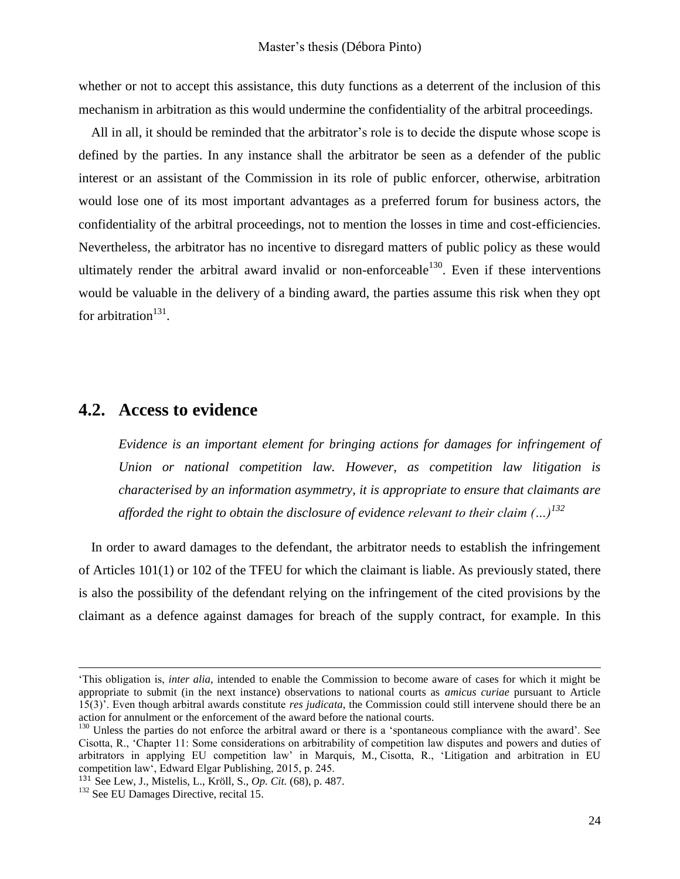whether or not to accept this assistance, this duty functions as a deterrent of the inclusion of this mechanism in arbitration as this would undermine the confidentiality of the arbitral proceedings.

All in all, it should be reminded that the arbitrator's role is to decide the dispute whose scope is defined by the parties. In any instance shall the arbitrator be seen as a defender of the public interest or an assistant of the Commission in its role of public enforcer, otherwise, arbitration would lose one of its most important advantages as a preferred forum for business actors, the confidentiality of the arbitral proceedings, not to mention the losses in time and cost-efficiencies. Nevertheless, the arbitrator has no incentive to disregard matters of public policy as these would ultimately render the arbitral award invalid or non-enforceable[130]. Even if these interventions would be valuable in the delivery of a binding award, the parties assume this risk when they opt for arbitration[131].

## 4.2. Access to evidence

> *Evidence is an important element for bringing actions for damages for infringement of Union or national competition law. However, as competition law litigation is characterised by an information asymmetry, it is appropriate to ensure that claimants are afforded the right to obtain the disclosure of evidence relevant to their claim (…)*[132]

In order to award damages to the defendant, the arbitrator needs to establish the infringement of Articles 101(1) or 102 of the TFEU for which the claimant is liable. As previously stated, there is also the possibility of the defendant relying on the infringement of the cited provisions by the claimant as a defence against damages for breach of the supply contract, for example. In this

---

'This obligation is, *inter alia*, intended to enable the Commission to become aware of cases for which it might be appropriate to submit (in the next instance) observations to national courts as *amicus curiae* pursuant to Article 15(3)'. Even though arbitral awards constitute *res judicata*, the Commission could still intervene should there be an action for annulment or the enforcement of the award before the national courts.

[130] Unless the parties do not enforce the arbitral award or there is a 'spontaneous compliance with the award'. See Cisotta, R., 'Chapter 11: Some considerations on arbitrability of competition law disputes and powers and duties of arbitrators in applying EU competition law' in Marquis, M., Cisotta, R., 'Litigation and arbitration in EU competition law', Edward Elgar Publishing, 2015, p. 245.

[131] See Lew, J., Mistelis, L., Kröll, S., *Op. Cit.* (68), p. 487.

[132] See EU Damages Directive, recital 15.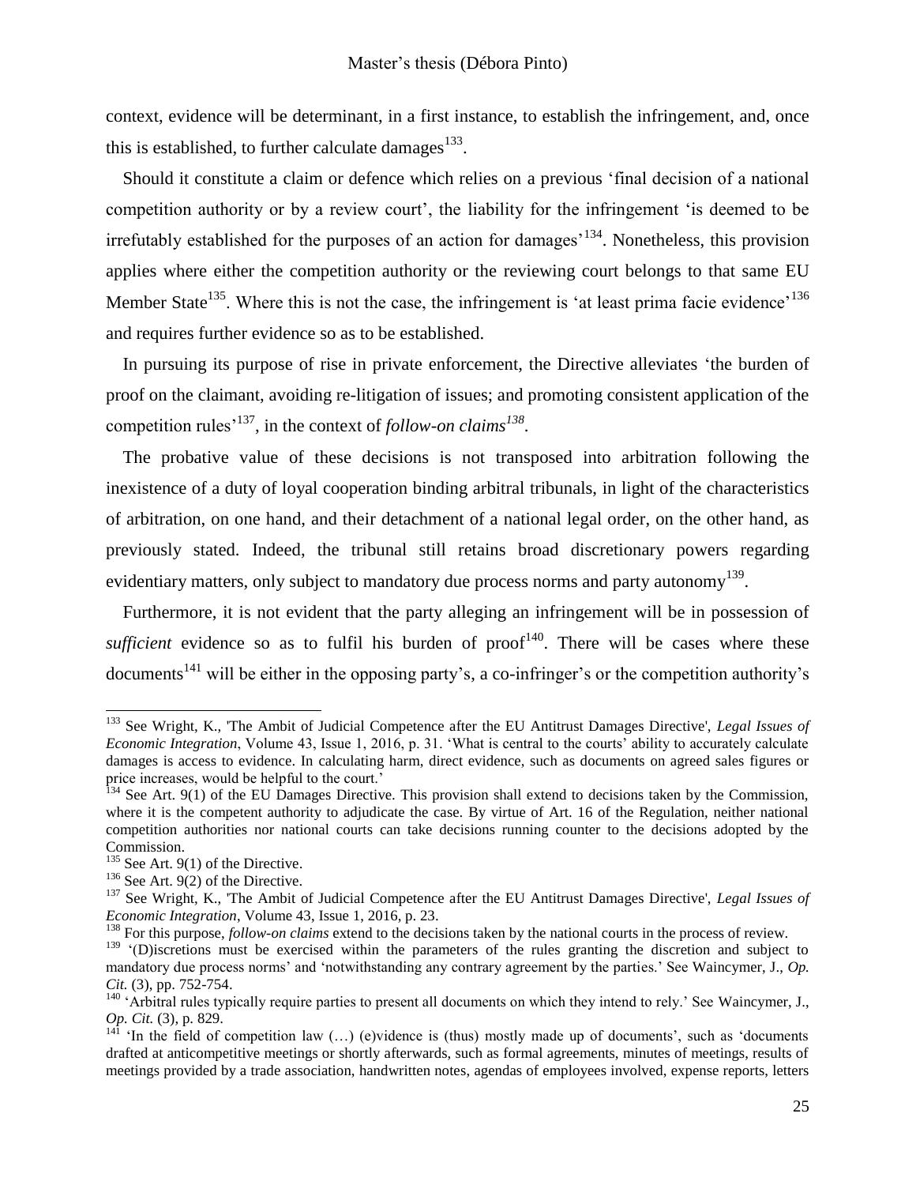context, evidence will be determinant, in a first instance, to establish the infringement, and, once this is established, to further calculate damages[133].

Should it constitute a claim or defence which relies on a previous 'final decision of a national competition authority or by a review court', the liability for the infringement 'is deemed to be irrefutably established for the purposes of an action for damages'[134]. Nonetheless, this provision applies where either the competition authority or the reviewing court belongs to that same EU Member State[135]. Where this is not the case, the infringement is 'at least prima facie evidence'[136] and requires further evidence so as to be established.

In pursuing its purpose of rise in private enforcement, the Directive alleviates 'the burden of proof on the claimant, avoiding re-litigation of issues; and promoting consistent application of the competition rules'[137], in the context of *follow-on claims*[138].

The probative value of these decisions is not transposed into arbitration following the inexistence of a duty of loyal cooperation binding arbitral tribunals, in light of the characteristics of arbitration, on one hand, and their detachment of a national legal order, on the other hand, as previously stated. Indeed, the tribunal still retains broad discretionary powers regarding evidentiary matters, only subject to mandatory due process norms and party autonomy[139].

Furthermore, it is not evident that the party alleging an infringement will be in possession of *sufficient* evidence so as to fulfil his burden of proof[140]. There will be cases where these documents[141] will be either in the opposing party's, a co-infringer's or the competition authority's

---

[133] See Wright, K., 'The Ambit of Judicial Competence after the EU Antitrust Damages Directive', *Legal Issues of Economic Integration*, Volume 43, Issue 1, 2016, p. 31. 'What is central to the courts' ability to accurately calculate damages is access to evidence. In calculating harm, direct evidence, such as documents on agreed sales figures or price increases, would be helpful to the court.'

[134] See Art. 9(1) of the EU Damages Directive. This provision shall extend to decisions taken by the Commission, where it is the competent authority to adjudicate the case. By virtue of Art. 16 of the Regulation, neither national competition authorities nor national courts can take decisions running counter to the decisions adopted by the Commission.

[135] See Art. 9(1) of the Directive.

[136] See Art. 9(2) of the Directive.

[137] See Wright, K., 'The Ambit of Judicial Competence after the EU Antitrust Damages Directive', *Legal Issues of Economic Integration*, Volume 43, Issue 1, 2016, p. 23.

[138] For this purpose, *follow-on claims* extend to the decisions taken by the national courts in the process of review.

[139] '(D)iscretions must be exercised within the parameters of the rules granting the discretion and subject to mandatory due process norms' and 'notwithstanding any contrary agreement by the parties.' See Waincymer, J., *Op. Cit.* (3), pp. 752-754.

[140] 'Arbitral rules typically require parties to present all documents on which they intend to rely.' See Waincymer, J., *Op. Cit.* (3), p. 829.

[141] 'In the field of competition law (…) (e)vidence is (thus) mostly made up of documents', such as 'documents drafted at anticompetitive meetings or shortly afterwards, such as formal agreements, minutes of meetings, results of meetings provided by a trade association, handwritten notes, agendas of employees involved, expense reports, letters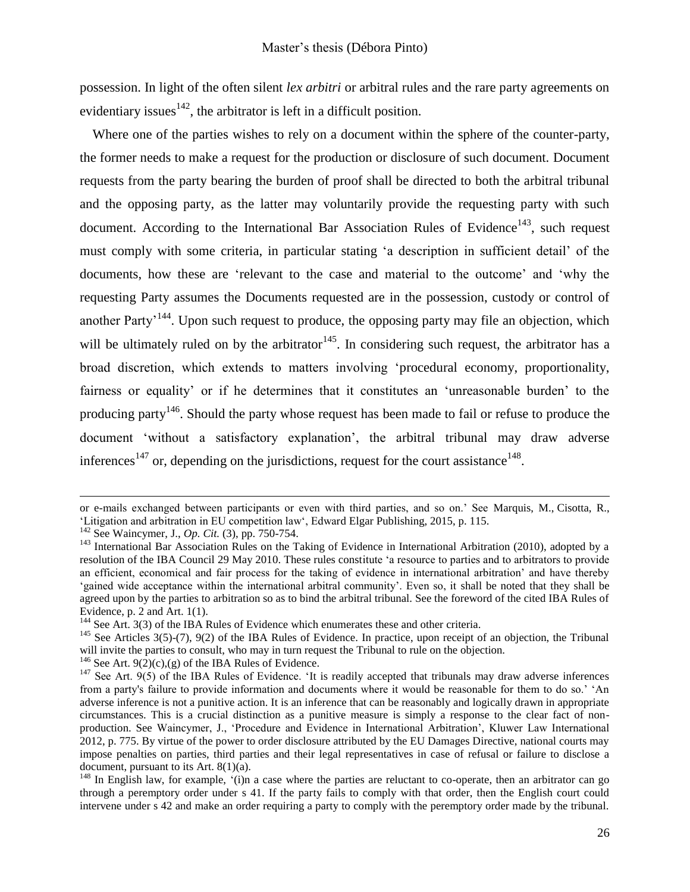possession. In light of the often silent *lex arbitri* or arbitral rules and the rare party agreements on evidentiary issues[142], the arbitrator is left in a difficult position.

Where one of the parties wishes to rely on a document within the sphere of the counter-party, the former needs to make a request for the production or disclosure of such document. Document requests from the party bearing the burden of proof shall be directed to both the arbitral tribunal and the opposing party, as the latter may voluntarily provide the requesting party with such document. According to the International Bar Association Rules of Evidence[143], such request must comply with some criteria, in particular stating 'a description in sufficient detail' of the documents, how these are 'relevant to the case and material to the outcome' and 'why the requesting Party assumes the Documents requested are in the possession, custody or control of another Party'[144]. Upon such request to produce, the opposing party may file an objection, which will be ultimately ruled on by the arbitrator[145]. In considering such request, the arbitrator has a broad discretion, which extends to matters involving 'procedural economy, proportionality, fairness or equality' or if he determines that it constitutes an 'unreasonable burden' to the producing party[146]. Should the party whose request has been made to fail or refuse to produce the document 'without a satisfactory explanation', the arbitral tribunal may draw adverse inferences[147] or, depending on the jurisdictions, request for the court assistance[148].

---

or e-mails exchanged between participants or even with third parties, and so on.' See Marquis, M., Cisotta, R., 'Litigation and arbitration in EU competition law', Edward Elgar Publishing, 2015, p. 115.

[142] See Waincymer, J., *Op. Cit.* (3), pp. 750-754.

[143] International Bar Association Rules on the Taking of Evidence in International Arbitration (2010), adopted by a resolution of the IBA Council 29 May 2010. These rules constitute 'a resource to parties and to arbitrators to provide an efficient, economical and fair process for the taking of evidence in international arbitration' and have thereby 'gained wide acceptance within the international arbitral community'. Even so, it shall be noted that they shall be agreed upon by the parties to arbitration so as to bind the arbitral tribunal. See the foreword of the cited IBA Rules of Evidence, p. 2 and Art. 1(1).

[144] See Art. 3(3) of the IBA Rules of Evidence which enumerates these and other criteria.

[145] See Articles 3(5)-(7), 9(2) of the IBA Rules of Evidence. In practice, upon receipt of an objection, the Tribunal will invite the parties to consult, who may in turn request the Tribunal to rule on the objection.

[146] See Art. 9(2)(c),(g) of the IBA Rules of Evidence.

[147] See Art. 9(5) of the IBA Rules of Evidence. 'It is readily accepted that tribunals may draw adverse inferences from a party's failure to provide information and documents where it would be reasonable for them to do so.' 'An adverse inference is not a punitive action. It is an inference that can be reasonably and logically drawn in appropriate circumstances. This is a crucial distinction as a punitive measure is simply a response to the clear fact of non-production. See Waincymer, J., 'Procedure and Evidence in International Arbitration', Kluwer Law International 2012, p. 775. By virtue of the power to order disclosure attributed by the EU Damages Directive, national courts may impose penalties on parties, third parties and their legal representatives in case of refusal or failure to disclose a document, pursuant to its Art. 8(1)(a).

[148] In English law, for example, '(i)n a case where the parties are reluctant to co-operate, then an arbitrator can go through a peremptory order under s 41. If the party fails to comply with that order, then the English court could intervene under s 42 and make an order requiring a party to comply with the peremptory order made by the tribunal.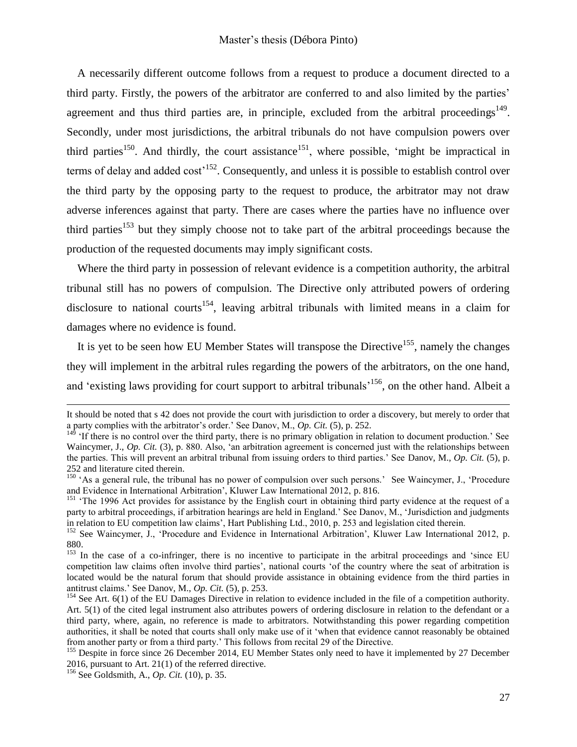A necessarily different outcome follows from a request to produce a document directed to a third party. Firstly, the powers of the arbitrator are conferred to and also limited by the parties' agreement and thus third parties are, in principle, excluded from the arbitral proceedings[149]. Secondly, under most jurisdictions, the arbitral tribunals do not have compulsion powers over third parties[150]. And thirdly, the court assistance[151], where possible, 'might be impractical in terms of delay and added cost'[152]. Consequently, and unless it is possible to establish control over the third party by the opposing party to the request to produce, the arbitrator may not draw adverse inferences against that party. There are cases where the parties have no influence over third parties[153] but they simply choose not to take part of the arbitral proceedings because the production of the requested documents may imply significant costs.

Where the third party in possession of relevant evidence is a competition authority, the arbitral tribunal still has no powers of compulsion. The Directive only attributed powers of ordering disclosure to national courts[154], leaving arbitral tribunals with limited means in a claim for damages where no evidence is found.

It is yet to be seen how EU Member States will transpose the Directive[155], namely the changes they will implement in the arbitral rules regarding the powers of the arbitrators, on the one hand, and 'existing laws providing for court support to arbitral tribunals'[156], on the other hand. Albeit a

---

It should be noted that s 42 does not provide the court with jurisdiction to order a discovery, but merely to order that a party complies with the arbitrator's order.' See Danov, M., *Op. Cit.* (5), p. 252.

[149] 'If there is no control over the third party, there is no primary obligation in relation to document production.' See Waincymer, J., *Op. Cit.* (3), p. 880. Also, 'an arbitration agreement is concerned just with the relationships between the parties. This will prevent an arbitral tribunal from issuing orders to third parties.' See Danov, M., *Op. Cit.* (5), p. 252 and literature cited therein.

[150] 'As a general rule, the tribunal has no power of compulsion over such persons.' See Waincymer, J., 'Procedure and Evidence in International Arbitration', Kluwer Law International 2012, p. 816.

[151] 'The 1996 Act provides for assistance by the English court in obtaining third party evidence at the request of a party to arbitral proceedings, if arbitration hearings are held in England.' See Danov, M., 'Jurisdiction and judgments in relation to EU competition law claims', Hart Publishing Ltd., 2010, p. 253 and legislation cited therein.

[152] See Waincymer, J., 'Procedure and Evidence in International Arbitration', Kluwer Law International 2012, p. 880.

[153] In the case of a co-infringer, there is no incentive to participate in the arbitral proceedings and 'since EU competition law claims often involve third parties', national courts 'of the country where the seat of arbitration is located would be the natural forum that should provide assistance in obtaining evidence from the third parties in antitrust claims.' See Danov, M., *Op. Cit.* (5), p. 253.

[154] See Art. 6(1) of the EU Damages Directive in relation to evidence included in the file of a competition authority. Art. 5(1) of the cited legal instrument also attributes powers of ordering disclosure in relation to the defendant or a third party, where, again, no reference is made to arbitrators. Notwithstanding this power regarding competition authorities, it shall be noted that courts shall only make use of it 'when that evidence cannot reasonably be obtained from another party or from a third party.' This follows from recital 29 of the Directive.

[155] Despite in force since 26 December 2014, EU Member States only need to have it implemented by 27 December 2016, pursuant to Art. 21(1) of the referred directive.

[156] See Goldsmith, A., *Op. Cit.* (10), p. 35.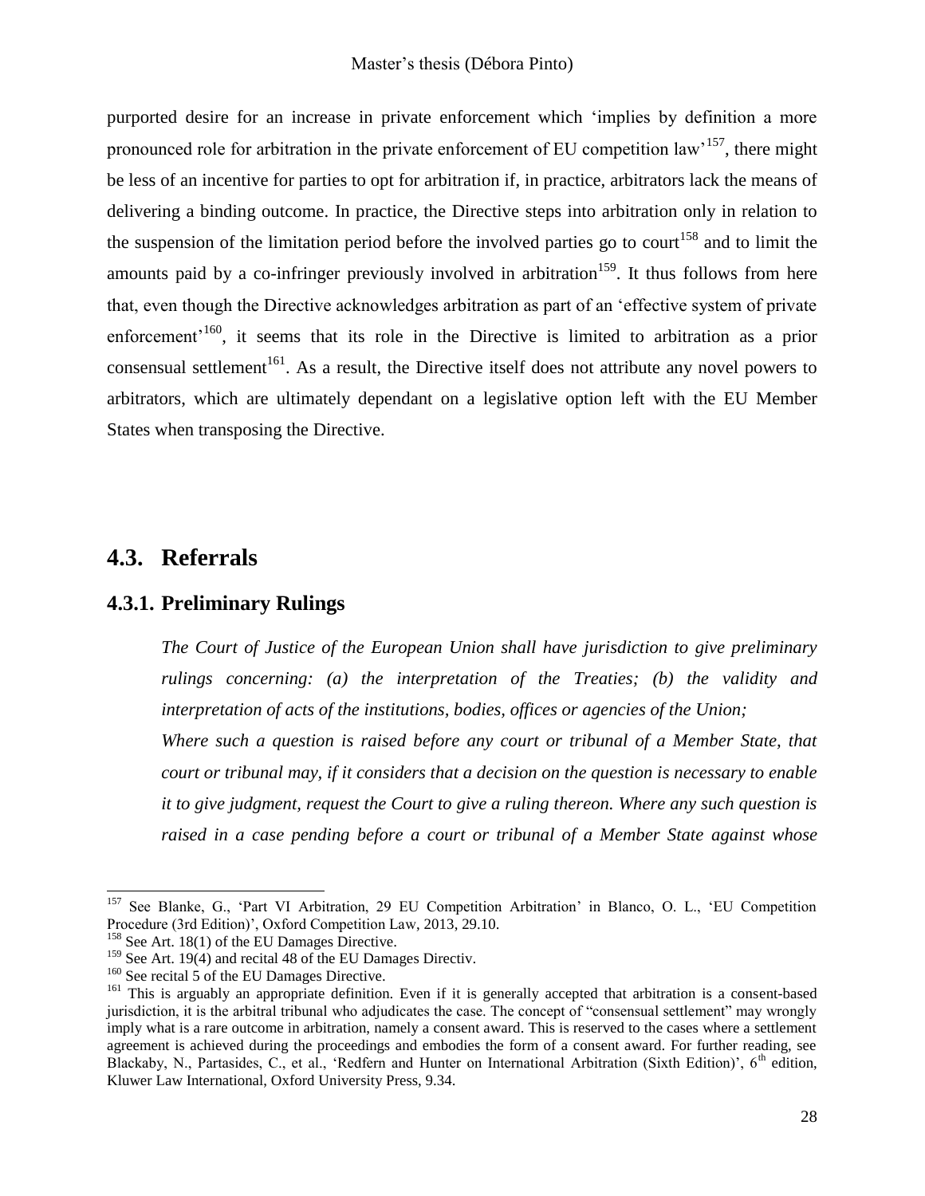purported desire for an increase in private enforcement which 'implies by definition a more pronounced role for arbitration in the private enforcement of EU competition law'[157], there might be less of an incentive for parties to opt for arbitration if, in practice, arbitrators lack the means of delivering a binding outcome. In practice, the Directive steps into arbitration only in relation to the suspension of the limitation period before the involved parties go to court[158] and to limit the amounts paid by a co-infringer previously involved in arbitration[159]. It thus follows from here that, even though the Directive acknowledges arbitration as part of an 'effective system of private enforcement'[160], it seems that its role in the Directive is limited to arbitration as a prior consensual settlement[161]. As a result, the Directive itself does not attribute any novel powers to arbitrators, which are ultimately dependant on a legislative option left with the EU Member States when transposing the Directive.

## 4.3. Referrals

### 4.3.1. Preliminary Rulings

*The Court of Justice of the European Union shall have jurisdiction to give preliminary rulings concerning: (a) the interpretation of the Treaties; (b) the validity and interpretation of acts of the institutions, bodies, offices or agencies of the Union;*

*Where such a question is raised before any court or tribunal of a Member State, that court or tribunal may, if it considers that a decision on the question is necessary to enable it to give judgment, request the Court to give a ruling thereon. Where any such question is raised in a case pending before a court or tribunal of a Member State against whose*

---

[157] See Blanke, G., 'Part VI Arbitration, 29 EU Competition Arbitration' in Blanco, O. L., 'EU Competition Procedure (3rd Edition)', Oxford Competition Law, 2013, 29.10.

[158] See Art. 18(1) of the EU Damages Directive.

[159] See Art. 19(4) and recital 48 of the EU Damages Directiv.

[160] See recital 5 of the EU Damages Directive.

[161] This is arguably an appropriate definition. Even if it is generally accepted that arbitration is a consent-based jurisdiction, it is the arbitral tribunal who adjudicates the case. The concept of "consensual settlement" may wrongly imply what is a rare outcome in arbitration, namely a consent award. This is reserved to the cases where a settlement agreement is achieved during the proceedings and embodies the form of a consent award. For further reading, see Blackaby, N., Partasides, C., et al., 'Redfern and Hunter on International Arbitration (Sixth Edition)', 6th edition, Kluwer Law International, Oxford University Press, 9.34.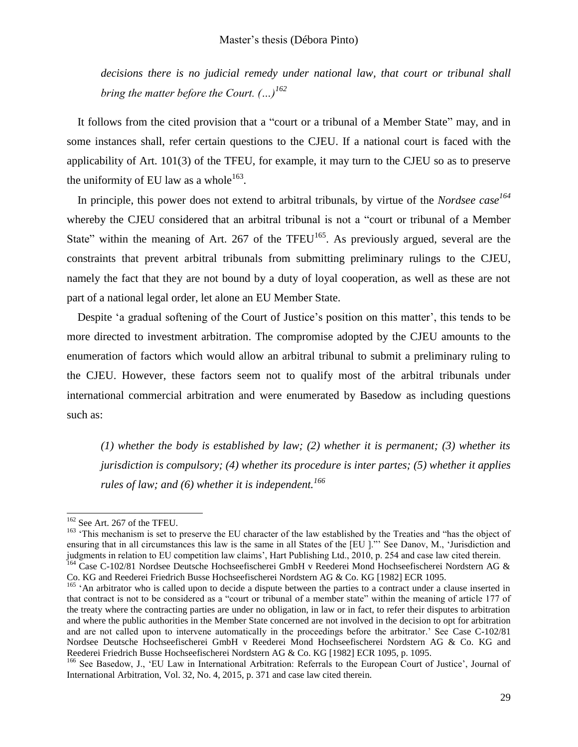*decisions there is no judicial remedy under national law, that court or tribunal shall bring the matter before the Court. (…)*[162]

It follows from the cited provision that a "court or a tribunal of a Member State" may, and in some instances shall, refer certain questions to the CJEU. If a national court is faced with the applicability of Art. 101(3) of the TFEU, for example, it may turn to the CJEU so as to preserve the uniformity of EU law as a whole[163].

In principle, this power does not extend to arbitral tribunals, by virtue of the *Nordsee case*[164] whereby the CJEU considered that an arbitral tribunal is not a "court or tribunal of a Member State" within the meaning of Art. 267 of the TFEU[165]. As previously argued, several are the constraints that prevent arbitral tribunals from submitting preliminary rulings to the CJEU, namely the fact that they are not bound by a duty of loyal cooperation, as well as these are not part of a national legal order, let alone an EU Member State.

Despite 'a gradual softening of the Court of Justice's position on this matter', this tends to be more directed to investment arbitration. The compromise adopted by the CJEU amounts to the enumeration of factors which would allow an arbitral tribunal to submit a preliminary ruling to the CJEU. However, these factors seem not to qualify most of the arbitral tribunals under international commercial arbitration and were enumerated by Basedow as including questions such as:

*(1) whether the body is established by law; (2) whether it is permanent; (3) whether its jurisdiction is compulsory; (4) whether its procedure is inter partes; (5) whether it applies rules of law; and (6) whether it is independent.*[166]

---

[162] See Art. 267 of the TFEU.

[163] 'This mechanism is set to preserve the EU character of the law established by the Treaties and "has the object of ensuring that in all circumstances this law is the same in all States of the [EU ]."' See Danov, M., 'Jurisdiction and judgments in relation to EU competition law claims', Hart Publishing Ltd., 2010, p. 254 and case law cited therein.

[164] Case C-102/81 Nordsee Deutsche Hochseefischerei GmbH v Reederei Mond Hochseefischerei Nordstern AG & Co. KG and Reederei Friedrich Busse Hochseefischerei Nordstern AG & Co. KG [1982] ECR 1095.

[165] 'An arbitrator who is called upon to decide a dispute between the parties to a contract under a clause inserted in that contract is not to be considered as a "court or tribunal of a member state" within the meaning of article 177 of the treaty where the contracting parties are under no obligation, in law or in fact, to refer their disputes to arbitration and where the public authorities in the Member State concerned are not involved in the decision to opt for arbitration and are not called upon to intervene automatically in the proceedings before the arbitrator.' See Case C-102/81 Nordsee Deutsche Hochseefischerei GmbH v Reederei Mond Hochseefischerei Nordstern AG & Co. KG and Reederei Friedrich Busse Hochseefischerei Nordstern AG & Co. KG [1982] ECR 1095, p. 1095.

[166] See Basedow, J., 'EU Law in International Arbitration: Referrals to the European Court of Justice', Journal of International Arbitration, Vol. 32, No. 4, 2015, p. 371 and case law cited therein.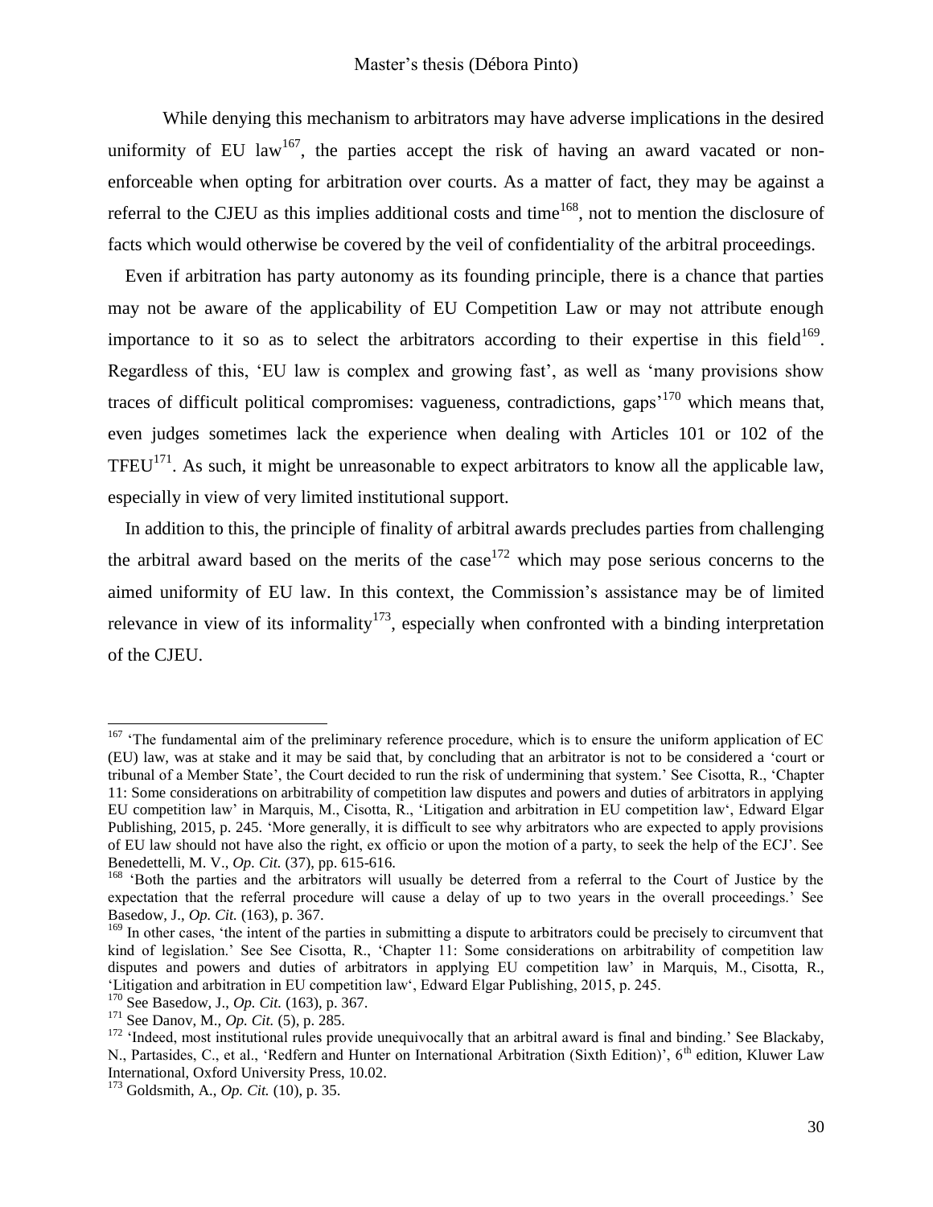While denying this mechanism to arbitrators may have adverse implications in the desired uniformity of EU law[167], the parties accept the risk of having an award vacated or non-enforceable when opting for arbitration over courts. As a matter of fact, they may be against a referral to the CJEU as this implies additional costs and time[168], not to mention the disclosure of facts which would otherwise be covered by the veil of confidentiality of the arbitral proceedings.

Even if arbitration has party autonomy as its founding principle, there is a chance that parties may not be aware of the applicability of EU Competition Law or may not attribute enough importance to it so as to select the arbitrators according to their expertise in this field[169]. Regardless of this, 'EU law is complex and growing fast', as well as 'many provisions show traces of difficult political compromises: vagueness, contradictions, gaps'[170] which means that, even judges sometimes lack the experience when dealing with Articles 101 or 102 of the TFEU[171]. As such, it might be unreasonable to expect arbitrators to know all the applicable law, especially in view of very limited institutional support.

In addition to this, the principle of finality of arbitral awards precludes parties from challenging the arbitral award based on the merits of the case[172] which may pose serious concerns to the aimed uniformity of EU law. In this context, the Commission's assistance may be of limited relevance in view of its informality[173], especially when confronted with a binding interpretation of the CJEU.

---

[167] 'The fundamental aim of the preliminary reference procedure, which is to ensure the uniform application of EC (EU) law, was at stake and it may be said that, by concluding that an arbitrator is not to be considered a 'court or tribunal of a Member State', the Court decided to run the risk of undermining that system.' See Cisotta, R., 'Chapter 11: Some considerations on arbitrability of competition law disputes and powers and duties of arbitrators in applying EU competition law' in Marquis, M., Cisotta, R., 'Litigation and arbitration in EU competition law', Edward Elgar Publishing, 2015, p. 245. 'More generally, it is difficult to see why arbitrators who are expected to apply provisions of EU law should not have also the right, ex officio or upon the motion of a party, to seek the help of the ECJ'. See Benedettelli, M. V., *Op. Cit.* (37), pp. 615-616.

[168] 'Both the parties and the arbitrators will usually be deterred from a referral to the Court of Justice by the expectation that the referral procedure will cause a delay of up to two years in the overall proceedings.' See Basedow, J., *Op. Cit.* (163), p. 367.

[169] In other cases, 'the intent of the parties in submitting a dispute to arbitrators could be precisely to circumvent that kind of legislation.' See See Cisotta, R., 'Chapter 11: Some considerations on arbitrability of competition law disputes and powers and duties of arbitrators in applying EU competition law' in Marquis, M., Cisotta, R., 'Litigation and arbitration in EU competition law', Edward Elgar Publishing, 2015, p. 245.

[170] See Basedow, J., *Op. Cit.* (163), p. 367.

[171] See Danov, M., *Op. Cit.* (5), p. 285.

[172] 'Indeed, most institutional rules provide unequivocally that an arbitral award is final and binding.' See Blackaby, N., Partasides, C., et al., 'Redfern and Hunter on International Arbitration (Sixth Edition)', 6th edition, Kluwer Law International, Oxford University Press, 10.02.

[173] Goldsmith, A., *Op. Cit.* (10), p. 35.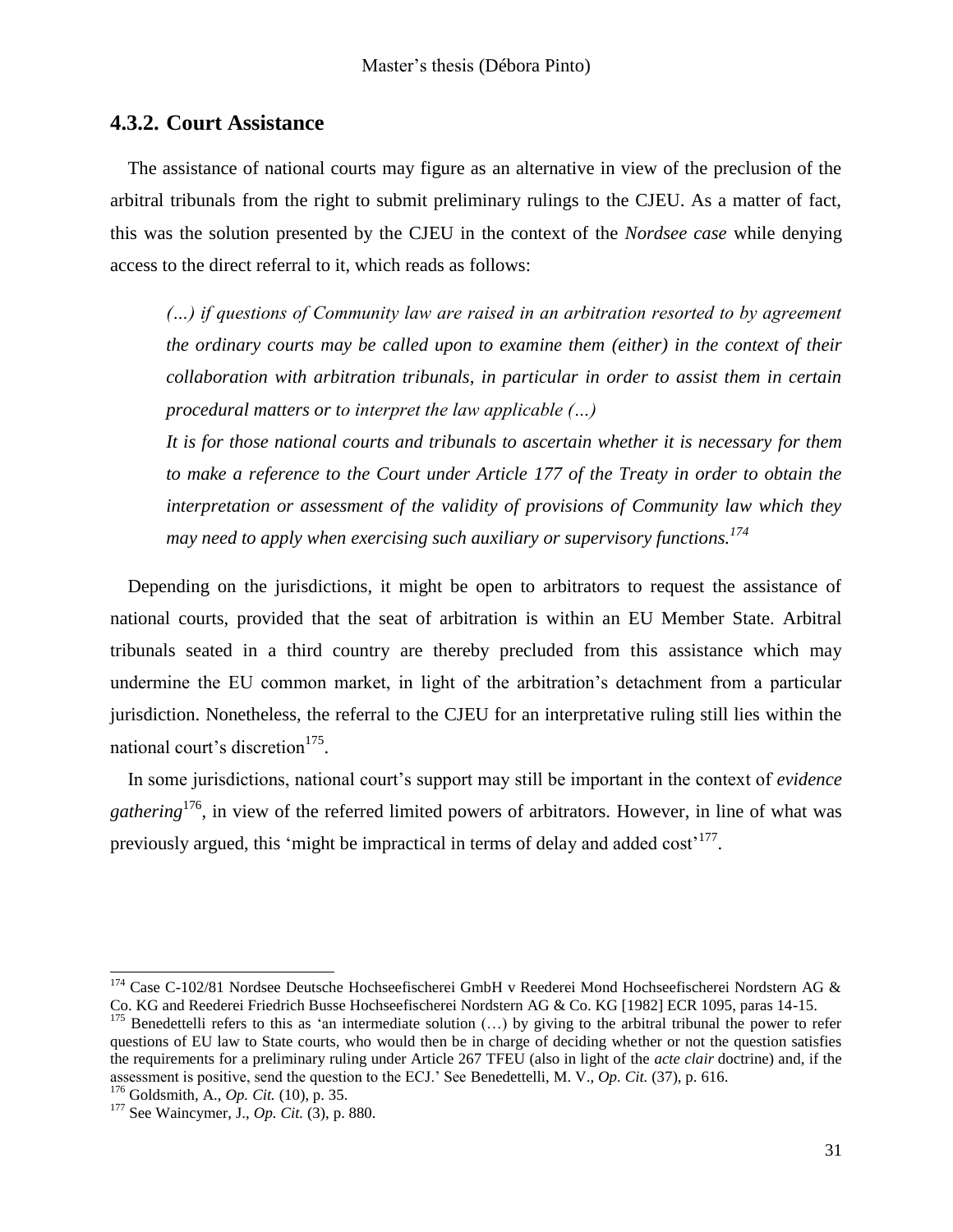### 4.3.2. Court Assistance

The assistance of national courts may figure as an alternative in view of the preclusion of the arbitral tribunals from the right to submit preliminary rulings to the CJEU. As a matter of fact, this was the solution presented by the CJEU in the context of the *Nordsee case* while denying access to the direct referral to it, which reads as follows:

> *(…) if questions of Community law are raised in an arbitration resorted to by agreement the ordinary courts may be called upon to examine them (either) in the context of their collaboration with arbitration tribunals, in particular in order to assist them in certain procedural matters or to interpret the law applicable (…)*
>
> *It is for those national courts and tribunals to ascertain whether it is necessary for them to make a reference to the Court under Article 177 of the Treaty in order to obtain the interpretation or assessment of the validity of provisions of Community law which they may need to apply when exercising such auxiliary or supervisory functions.*[174]

Depending on the jurisdictions, it might be open to arbitrators to request the assistance of national courts, provided that the seat of arbitration is within an EU Member State. Arbitral tribunals seated in a third country are thereby precluded from this assistance which may undermine the EU common market, in light of the arbitration's detachment from a particular jurisdiction. Nonetheless, the referral to the CJEU for an interpretative ruling still lies within the national court's discretion[175].

In some jurisdictions, national court's support may still be important in the context of *evidence gathering*[176], in view of the referred limited powers of arbitrators. However, in line of what was previously argued, this 'might be impractical in terms of delay and added cost'[177].

---

[174] Case C-102/81 Nordsee Deutsche Hochseefischerei GmbH v Reederei Mond Hochseefischerei Nordstern AG & Co. KG and Reederei Friedrich Busse Hochseefischerei Nordstern AG & Co. KG [1982] ECR 1095, paras 14-15.

[175] Benedettelli refers to this as 'an intermediate solution (…) by giving to the arbitral tribunal the power to refer questions of EU law to State courts, who would then be in charge of deciding whether or not the question satisfies the requirements for a preliminary ruling under Article 267 TFEU (also in light of the *acte clair* doctrine) and, if the assessment is positive, send the question to the ECJ.' See Benedettelli, M. V., *Op. Cit.* (37), p. 616.

[176] Goldsmith, A., *Op. Cit.* (10), p. 35.

[177] See Waincymer, J., *Op. Cit.* (3), p. 880.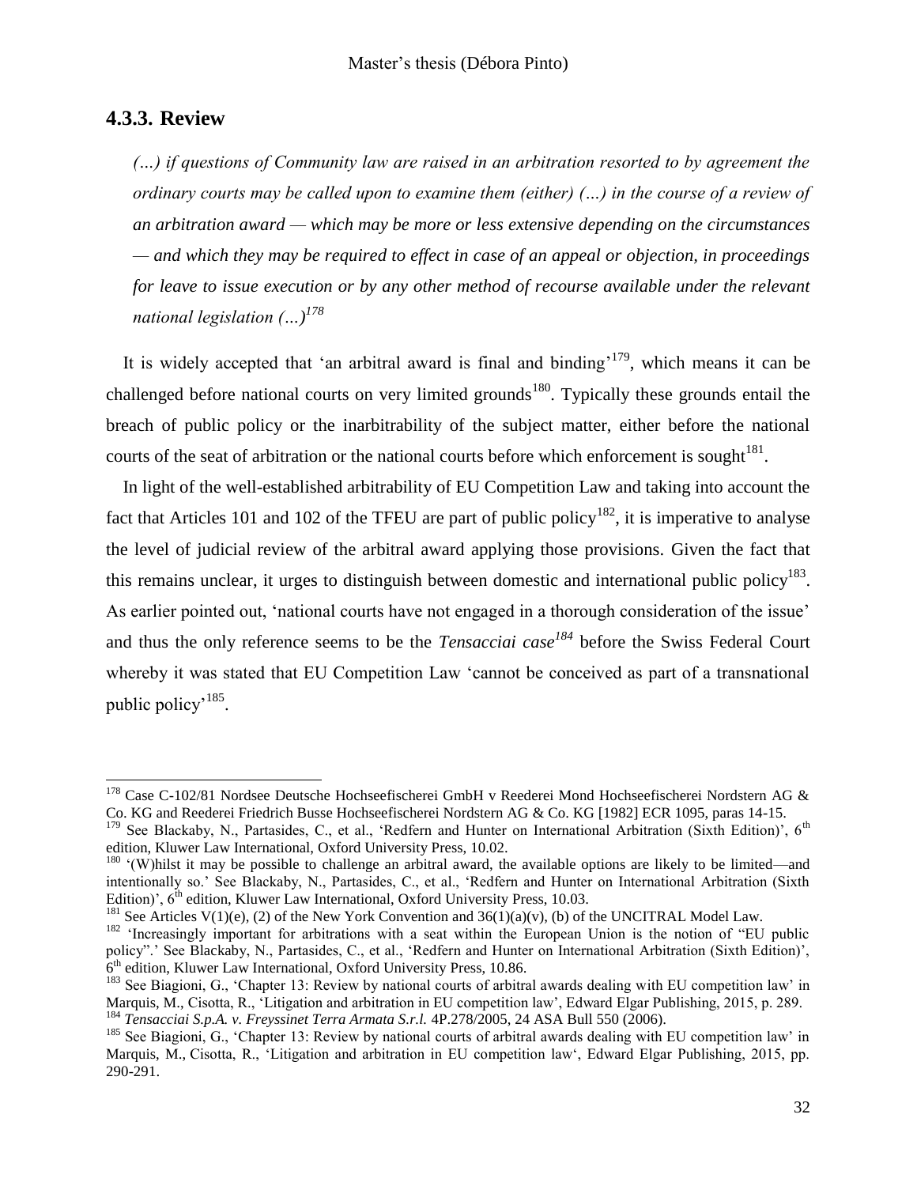### 4.3.3. Review

*(…) if questions of Community law are raised in an arbitration resorted to by agreement the ordinary courts may be called upon to examine them (either) (…) in the course of a review of an arbitration award — which may be more or less extensive depending on the circumstances — and which they may be required to effect in case of an appeal or objection, in proceedings for leave to issue execution or by any other method of recourse available under the relevant national legislation (…)*[178]

It is widely accepted that 'an arbitral award is final and binding'[179], which means it can be challenged before national courts on very limited grounds[180]. Typically these grounds entail the breach of public policy or the inarbitrability of the subject matter, either before the national courts of the seat of arbitration or the national courts before which enforcement is sought[181].

In light of the well-established arbitrability of EU Competition Law and taking into account the fact that Articles 101 and 102 of the TFEU are part of public policy[182], it is imperative to analyse the level of judicial review of the arbitral award applying those provisions. Given the fact that this remains unclear, it urges to distinguish between domestic and international public policy[183]. As earlier pointed out, 'national courts have not engaged in a thorough consideration of the issue' and thus the only reference seems to be the *Tensacciai case*[184] before the Swiss Federal Court whereby it was stated that EU Competition Law 'cannot be conceived as part of a transnational public policy'[185].

---

[178] Case C-102/81 Nordsee Deutsche Hochseefischerei GmbH v Reederei Mond Hochseefischerei Nordstern AG & Co. KG and Reederei Friedrich Busse Hochseefischerei Nordstern AG & Co. KG [1982] ECR 1095, paras 14-15.

[179] See Blackaby, N., Partasides, C., et al., 'Redfern and Hunter on International Arbitration (Sixth Edition)', 6th edition, Kluwer Law International, Oxford University Press, 10.02.

[180] '(W)hilst it may be possible to challenge an arbitral award, the available options are likely to be limited—and intentionally so.' See Blackaby, N., Partasides, C., et al., 'Redfern and Hunter on International Arbitration (Sixth Edition)', 6th edition, Kluwer Law International, Oxford University Press, 10.03.

[181] See Articles V(1)(e), (2) of the New York Convention and 36(1)(a)(v), (b) of the UNCITRAL Model Law.

[182] 'Increasingly important for arbitrations with a seat within the European Union is the notion of "EU public policy".' See Blackaby, N., Partasides, C., et al., 'Redfern and Hunter on International Arbitration (Sixth Edition)', 6th edition, Kluwer Law International, Oxford University Press, 10.86.

[183] See Biagioni, G., 'Chapter 13: Review by national courts of arbitral awards dealing with EU competition law' in Marquis, M., Cisotta, R., 'Litigation and arbitration in EU competition law', Edward Elgar Publishing, 2015, p. 289.

[184] *Tensacciai S.p.A. v. Freyssinet Terra Armata S.r.l.* 4P.278/2005, 24 ASA Bull 550 (2006).

[185] See Biagioni, G., 'Chapter 13: Review by national courts of arbitral awards dealing with EU competition law' in Marquis, M., Cisotta, R., 'Litigation and arbitration in EU competition law', Edward Elgar Publishing, 2015, pp. 290-291.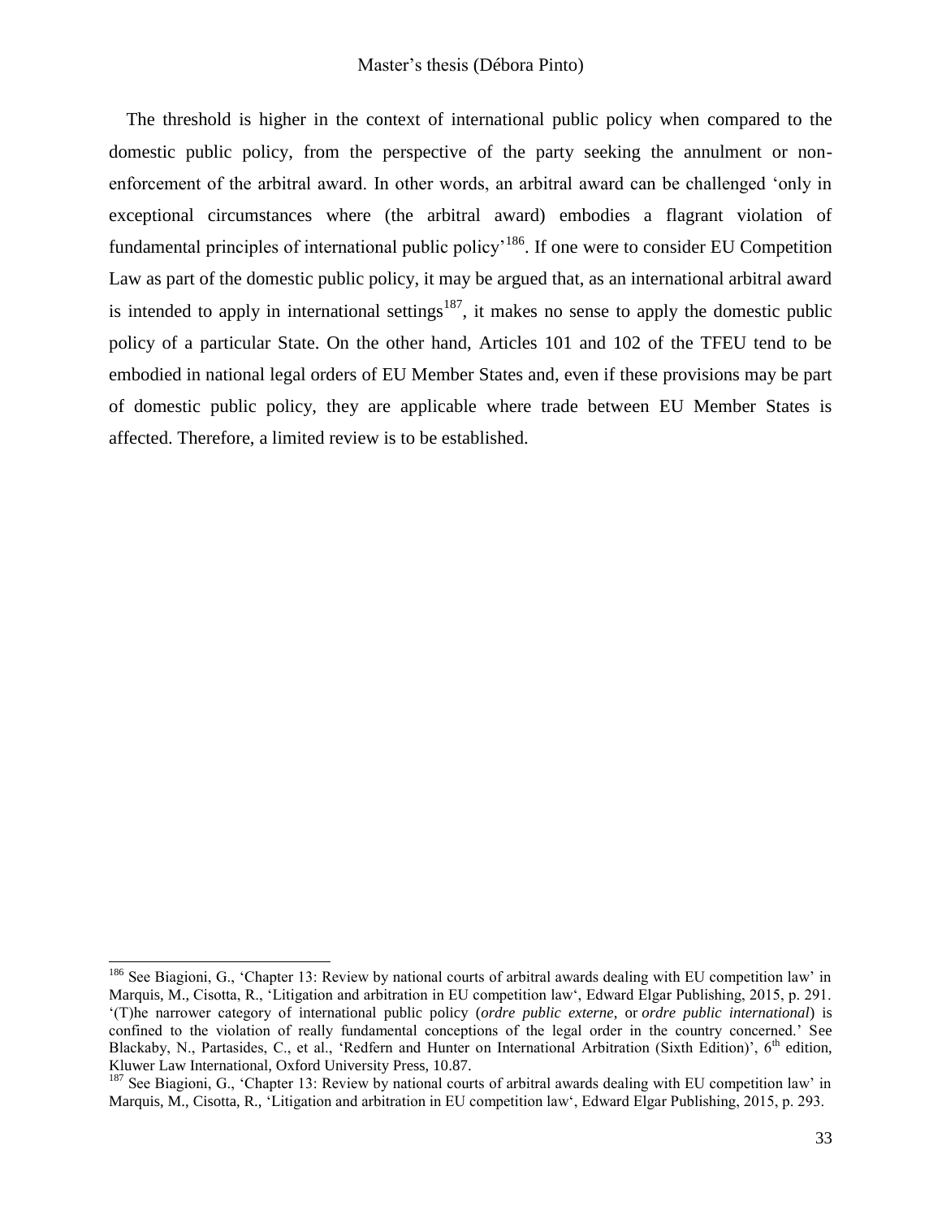The threshold is higher in the context of international public policy when compared to the domestic public policy, from the perspective of the party seeking the annulment or non-enforcement of the arbitral award. In other words, an arbitral award can be challenged 'only in exceptional circumstances where (the arbitral award) embodies a flagrant violation of fundamental principles of international public policy'[186]. If one were to consider EU Competition Law as part of the domestic public policy, it may be argued that, as an international arbitral award is intended to apply in international settings[187], it makes no sense to apply the domestic public policy of a particular State. On the other hand, Articles 101 and 102 of the TFEU tend to be embodied in national legal orders of EU Member States and, even if these provisions may be part of domestic public policy, they are applicable where trade between EU Member States is affected. Therefore, a limited review is to be established.

---

[186] See Biagioni, G., 'Chapter 13: Review by national courts of arbitral awards dealing with EU competition law' in Marquis, M., Cisotta, R., 'Litigation and arbitration in EU competition law', Edward Elgar Publishing, 2015, p. 291. '(T)he narrower category of international public policy (*ordre public externe*, or *ordre public international*) is confined to the violation of really fundamental conceptions of the legal order in the country concerned.' See Blackaby, N., Partasides, C., et al., 'Redfern and Hunter on International Arbitration (Sixth Edition)', 6th edition, Kluwer Law International, Oxford University Press, 10.87.

[187] See Biagioni, G., 'Chapter 13: Review by national courts of arbitral awards dealing with EU competition law' in Marquis, M., Cisotta, R., 'Litigation and arbitration in EU competition law', Edward Elgar Publishing, 2015, p. 293.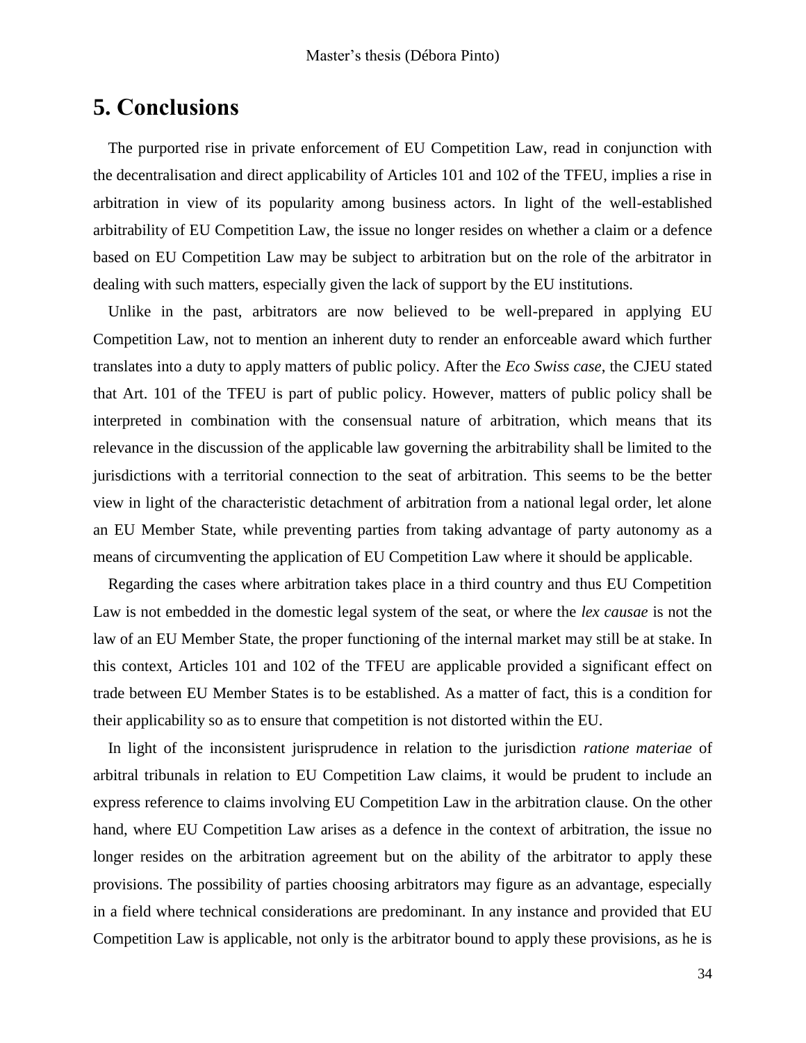# 5. Conclusions

The purported rise in private enforcement of EU Competition Law, read in conjunction with the decentralisation and direct applicability of Articles 101 and 102 of the TFEU, implies a rise in arbitration in view of its popularity among business actors. In light of the well-established arbitrability of EU Competition Law, the issue no longer resides on whether a claim or a defence based on EU Competition Law may be subject to arbitration but on the role of the arbitrator in dealing with such matters, especially given the lack of support by the EU institutions.

Unlike in the past, arbitrators are now believed to be well-prepared in applying EU Competition Law, not to mention an inherent duty to render an enforceable award which further translates into a duty to apply matters of public policy. After the *Eco Swiss case*, the CJEU stated that Art. 101 of the TFEU is part of public policy. However, matters of public policy shall be interpreted in combination with the consensual nature of arbitration, which means that its relevance in the discussion of the applicable law governing the arbitrability shall be limited to the jurisdictions with a territorial connection to the seat of arbitration. This seems to be the better view in light of the characteristic detachment of arbitration from a national legal order, let alone an EU Member State, while preventing parties from taking advantage of party autonomy as a means of circumventing the application of EU Competition Law where it should be applicable.

Regarding the cases where arbitration takes place in a third country and thus EU Competition Law is not embedded in the domestic legal system of the seat, or where the *lex causae* is not the law of an EU Member State, the proper functioning of the internal market may still be at stake. In this context, Articles 101 and 102 of the TFEU are applicable provided a significant effect on trade between EU Member States is to be established. As a matter of fact, this is a condition for their applicability so as to ensure that competition is not distorted within the EU.

In light of the inconsistent jurisprudence in relation to the jurisdiction *ratione materiae* of arbitral tribunals in relation to EU Competition Law claims, it would be prudent to include an express reference to claims involving EU Competition Law in the arbitration clause. On the other hand, where EU Competition Law arises as a defence in the context of arbitration, the issue no longer resides on the arbitration agreement but on the ability of the arbitrator to apply these provisions. The possibility of parties choosing arbitrators may figure as an advantage, especially in a field where technical considerations are predominant. In any instance and provided that EU Competition Law is applicable, not only is the arbitrator bound to apply these provisions, as he is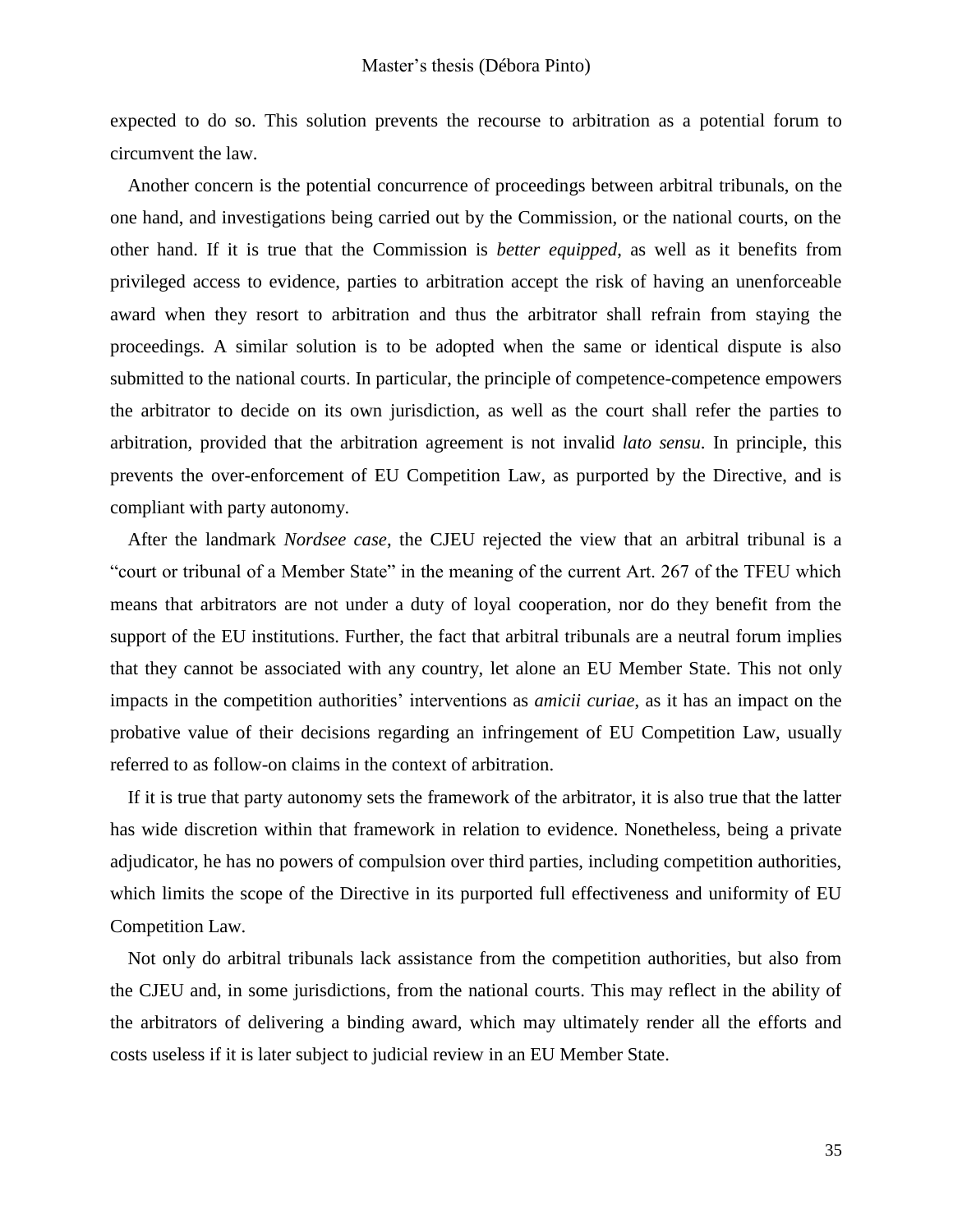expected to do so. This solution prevents the recourse to arbitration as a potential forum to circumvent the law.

Another concern is the potential concurrence of proceedings between arbitral tribunals, on the one hand, and investigations being carried out by the Commission, or the national courts, on the other hand. If it is true that the Commission is *better equipped*, as well as it benefits from privileged access to evidence, parties to arbitration accept the risk of having an unenforceable award when they resort to arbitration and thus the arbitrator shall refrain from staying the proceedings. A similar solution is to be adopted when the same or identical dispute is also submitted to the national courts. In particular, the principle of competence-competence empowers the arbitrator to decide on its own jurisdiction, as well as the court shall refer the parties to arbitration, provided that the arbitration agreement is not invalid *lato sensu*. In principle, this prevents the over-enforcement of EU Competition Law, as purported by the Directive, and is compliant with party autonomy.

After the landmark *Nordsee case*, the CJEU rejected the view that an arbitral tribunal is a "court or tribunal of a Member State" in the meaning of the current Art. 267 of the TFEU which means that arbitrators are not under a duty of loyal cooperation, nor do they benefit from the support of the EU institutions. Further, the fact that arbitral tribunals are a neutral forum implies that they cannot be associated with any country, let alone an EU Member State. This not only impacts in the competition authorities' interventions as *amicii curiae*, as it has an impact on the probative value of their decisions regarding an infringement of EU Competition Law, usually referred to as follow-on claims in the context of arbitration.

If it is true that party autonomy sets the framework of the arbitrator, it is also true that the latter has wide discretion within that framework in relation to evidence. Nonetheless, being a private adjudicator, he has no powers of compulsion over third parties, including competition authorities, which limits the scope of the Directive in its purported full effectiveness and uniformity of EU Competition Law.

Not only do arbitral tribunals lack assistance from the competition authorities, but also from the CJEU and, in some jurisdictions, from the national courts. This may reflect in the ability of the arbitrators of delivering a binding award, which may ultimately render all the efforts and costs useless if it is later subject to judicial review in an EU Member State.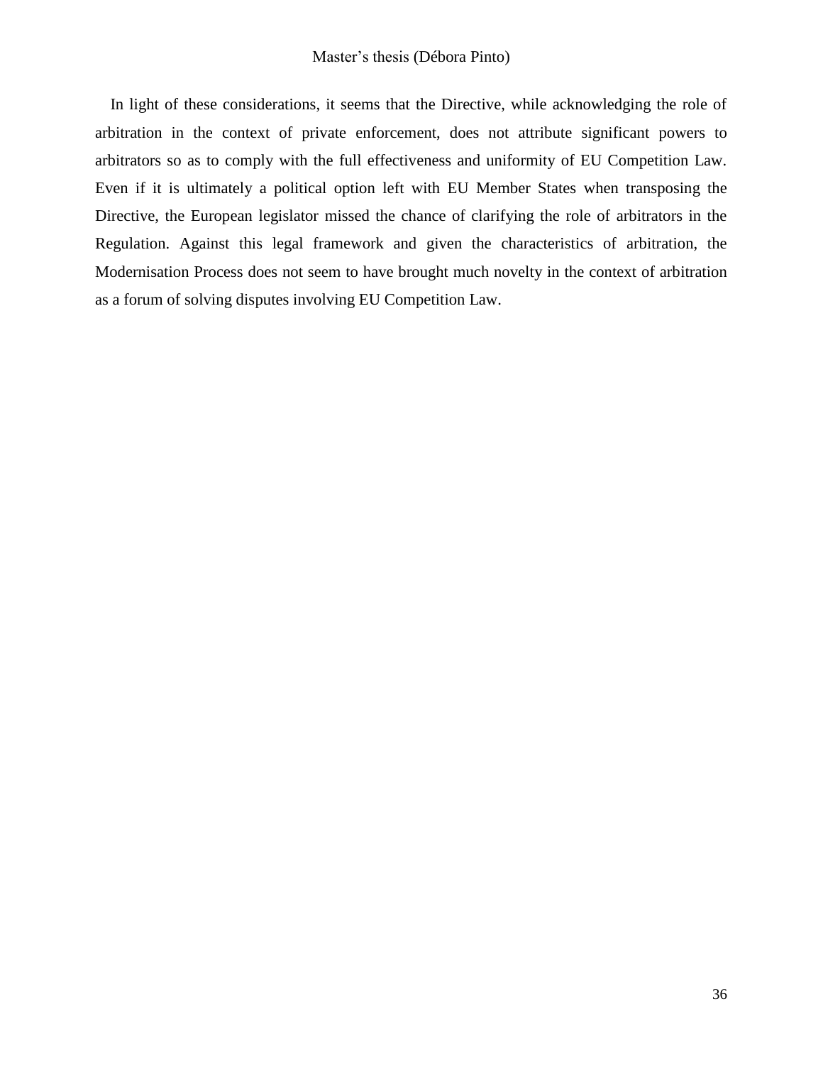In light of these considerations, it seems that the Directive, while acknowledging the role of arbitration in the context of private enforcement, does not attribute significant powers to arbitrators so as to comply with the full effectiveness and uniformity of EU Competition Law. Even if it is ultimately a political option left with EU Member States when transposing the Directive, the European legislator missed the chance of clarifying the role of arbitrators in the Regulation. Against this legal framework and given the characteristics of arbitration, the Modernisation Process does not seem to have brought much novelty in the context of arbitration as a forum of solving disputes involving EU Competition Law.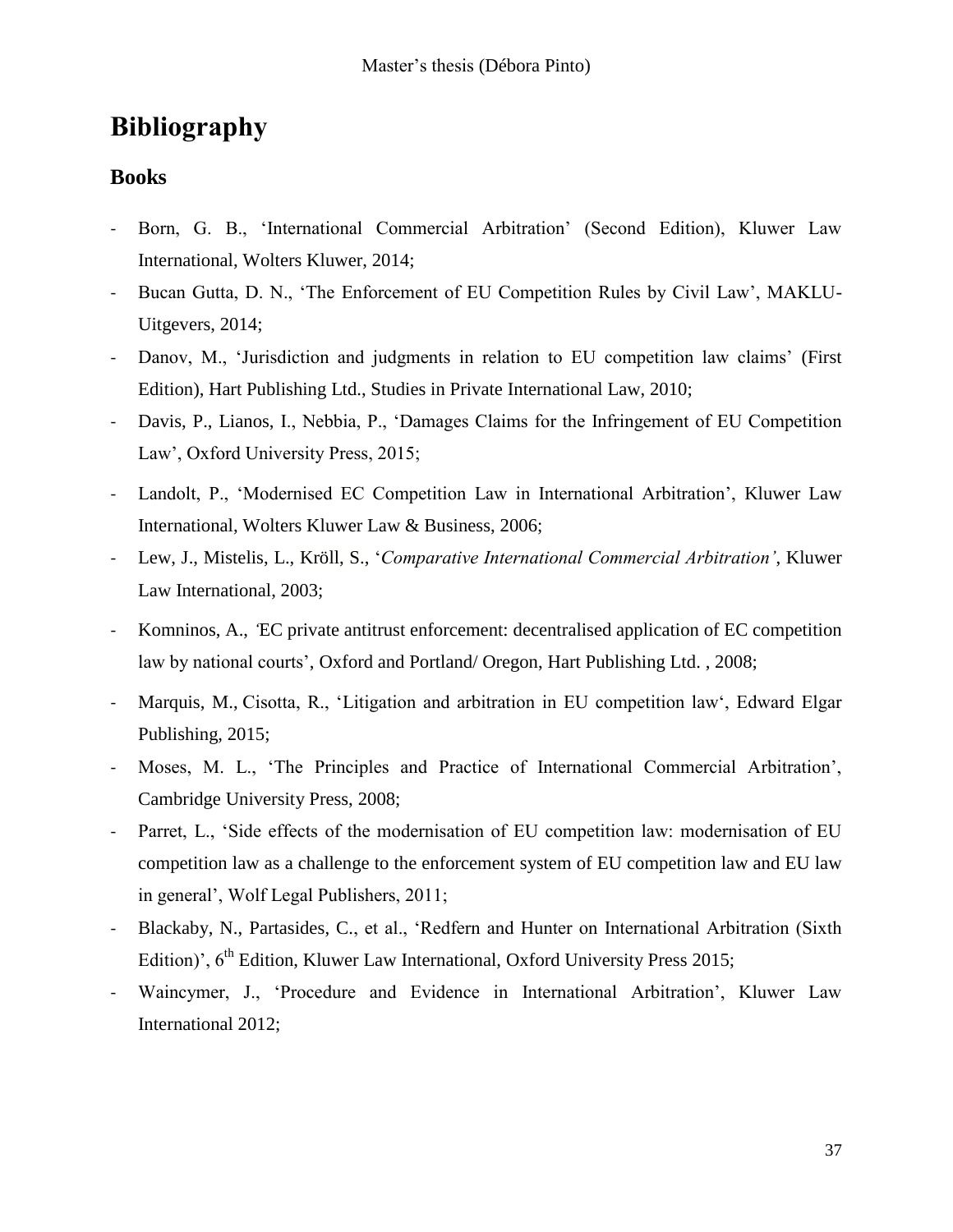# Bibliography

## Books

- Born, G. B., ‘International Commercial Arbitration’ (Second Edition), Kluwer Law International, Wolters Kluwer, 2014;
- Bucan Gutta, D. N., ‘The Enforcement of EU Competition Rules by Civil Law’, MAKLU-Uitgevers, 2014;
- Danov, M., ‘Jurisdiction and judgments in relation to EU competition law claims’ (First Edition), Hart Publishing Ltd., Studies in Private International Law, 2010;
- Davis, P., Lianos, I., Nebbia, P., ‘Damages Claims for the Infringement of EU Competition Law’, Oxford University Press, 2015;
- Landolt, P., ‘Modernised EC Competition Law in International Arbitration’, Kluwer Law International, Wolters Kluwer Law & Business, 2006;
- Lew, J., Mistelis, L., Kröll, S., ‘*Comparative International Commercial Arbitration’*, Kluwer Law International, 2003;
- Komninos, A., *‘*EC private antitrust enforcement: decentralised application of EC competition law by national courts’, Oxford and Portland/ Oregon, Hart Publishing Ltd. , 2008;
- Marquis, M., Cisotta, R., ‘Litigation and arbitration in EU competition law‘, Edward Elgar Publishing, 2015;
- Moses, M. L., ‘The Principles and Practice of International Commercial Arbitration’, Cambridge University Press, 2008;
- Parret, L., ‘Side effects of the modernisation of EU competition law: modernisation of EU competition law as a challenge to the enforcement system of EU competition law and EU law in general’, Wolf Legal Publishers, 2011;
- Blackaby, N., Partasides, C., et al., ‘Redfern and Hunter on International Arbitration (Sixth Edition)’, 6th Edition, Kluwer Law International, Oxford University Press 2015;
- Waincymer, J., ‘Procedure and Evidence in International Arbitration’, Kluwer Law International 2012;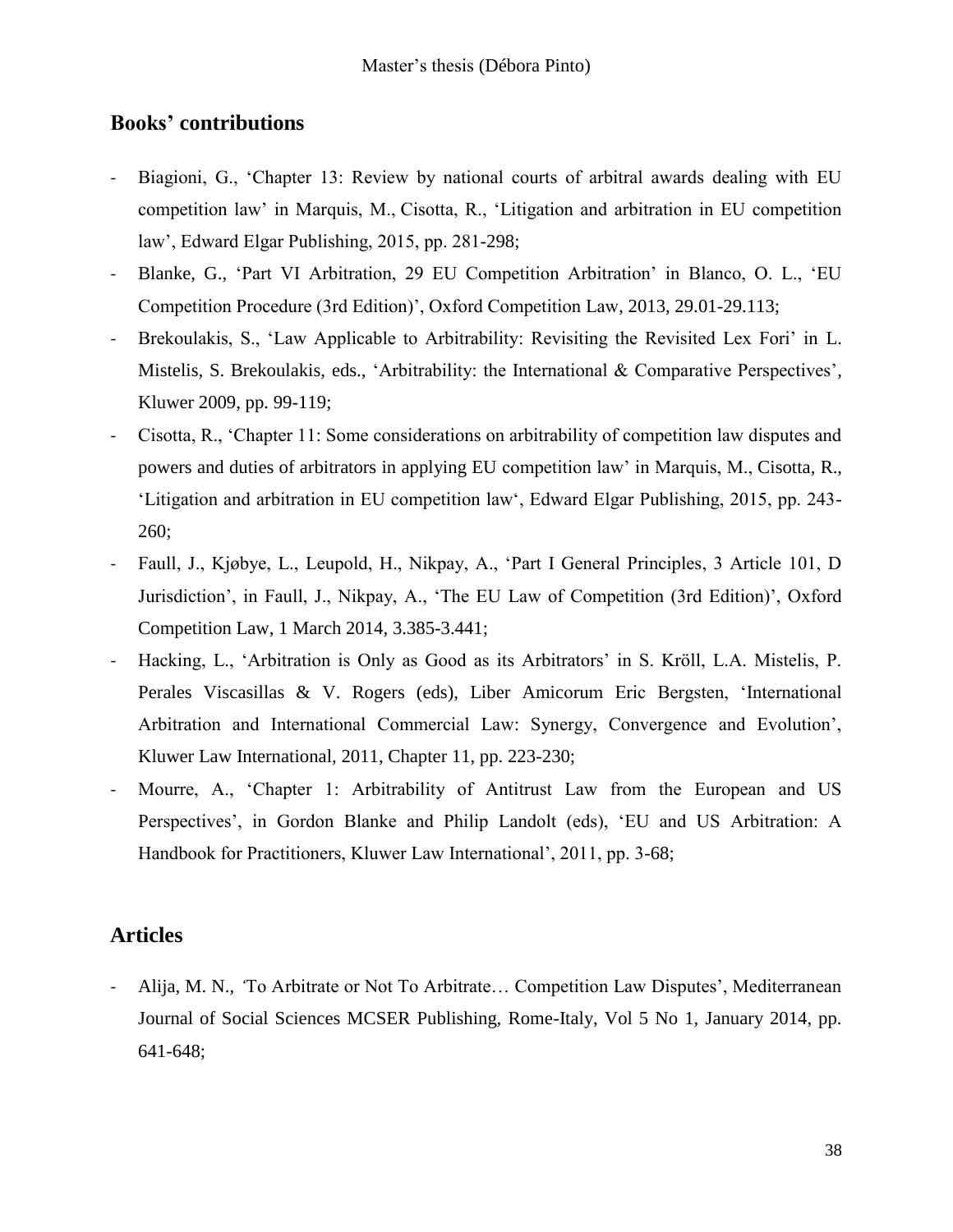## Books' contributions

- Biagioni, G., 'Chapter 13: Review by national courts of arbitral awards dealing with EU competition law' in Marquis, M., Cisotta, R., 'Litigation and arbitration in EU competition law', Edward Elgar Publishing, 2015, pp. 281-298;
- Blanke, G., 'Part VI Arbitration, 29 EU Competition Arbitration' in Blanco, O. L., 'EU Competition Procedure (3rd Edition)', Oxford Competition Law, 2013, 29.01-29.113;
- Brekoulakis, S., 'Law Applicable to Arbitrability: Revisiting the Revisited Lex Fori' in L. Mistelis, S. Brekoulakis, eds., 'Arbitrability: the International & Comparative Perspectives', Kluwer 2009, pp. 99-119;
- Cisotta, R., 'Chapter 11: Some considerations on arbitrability of competition law disputes and powers and duties of arbitrators in applying EU competition law' in Marquis, M., Cisotta, R., 'Litigation and arbitration in EU competition law', Edward Elgar Publishing, 2015, pp. 243-260;
- Faull, J., Kjøbye, L., Leupold, H., Nikpay, A., 'Part I General Principles, 3 Article 101, D Jurisdiction', in Faull, J., Nikpay, A., 'The EU Law of Competition (3rd Edition)', Oxford Competition Law, 1 March 2014, 3.385-3.441;
- Hacking, L., 'Arbitration is Only as Good as its Arbitrators' in S. Kröll, L.A. Mistelis, P. Perales Viscasillas & V. Rogers (eds), Liber Amicorum Eric Bergsten, 'International Arbitration and International Commercial Law: Synergy, Convergence and Evolution', Kluwer Law International, 2011, Chapter 11, pp. 223-230;
- Mourre, A., 'Chapter 1: Arbitrability of Antitrust Law from the European and US Perspectives', in Gordon Blanke and Philip Landolt (eds), 'EU and US Arbitration: A Handbook for Practitioners, Kluwer Law International', 2011, pp. 3-68;

## Articles

- Alija, M. N., 'To Arbitrate or Not To Arbitrate… Competition Law Disputes', Mediterranean Journal of Social Sciences MCSER Publishing, Rome-Italy, Vol 5 No 1, January 2014, pp. 641-648;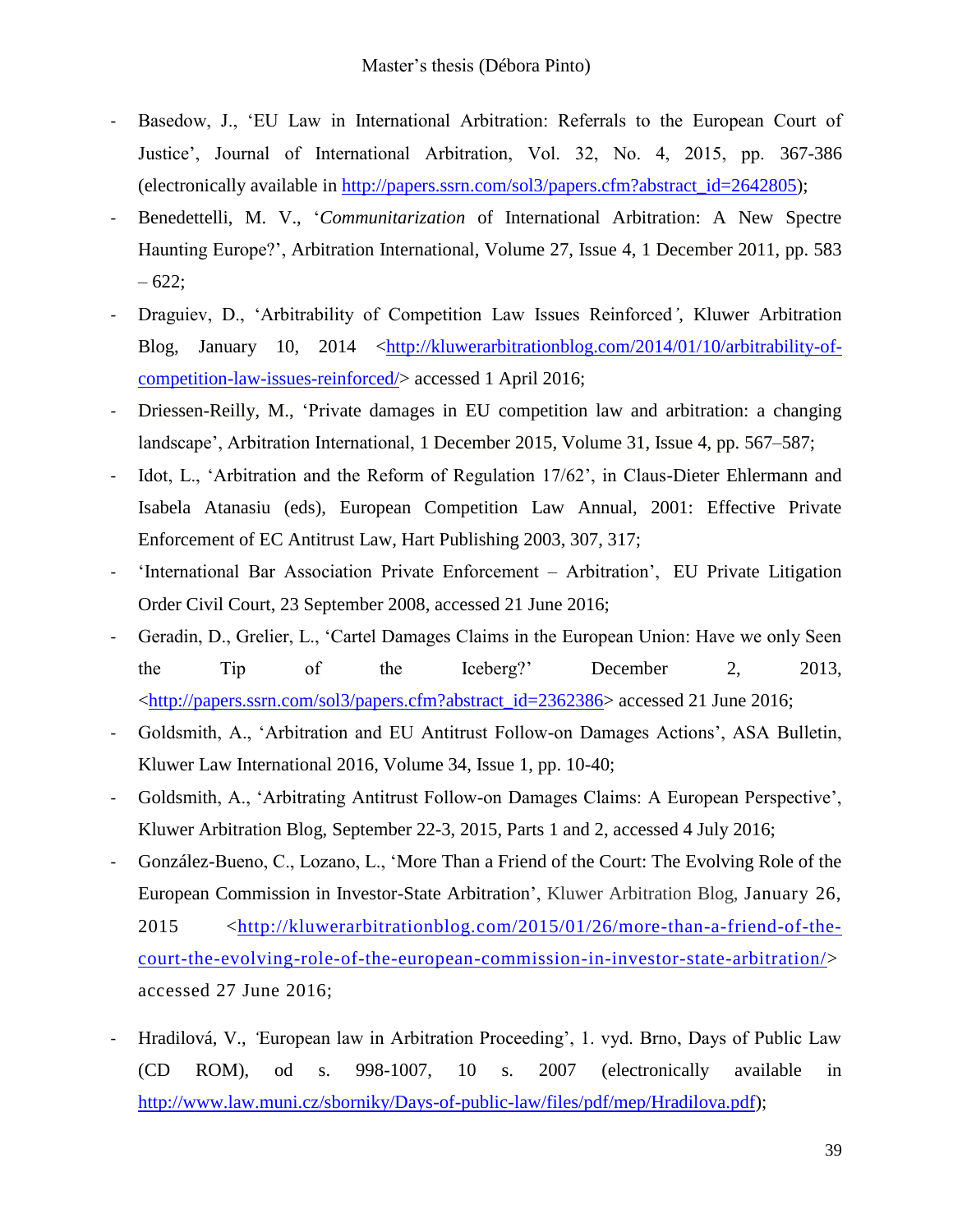- Basedow, J., 'EU Law in International Arbitration: Referrals to the European Court of Justice', Journal of International Arbitration, Vol. 32, No. 4, 2015, pp. 367-386 (electronically available in http://papers.ssrn.com/sol3/papers.cfm?abstract_id=2642805);
- Benedettelli, M. V., '*Communitarization* of International Arbitration: A New Spectre Haunting Europe?', Arbitration International, Volume 27, Issue 4, 1 December 2011, pp. 583 – 622;
- Draguiev, D., 'Arbitrability of Competition Law Issues Reinforced', Kluwer Arbitration Blog, January 10, 2014 <http://kluwerarbitrationblog.com/2014/01/10/arbitrability-of-competition-law-issues-reinforced/> accessed 1 April 2016;
- Driessen-Reilly, M., 'Private damages in EU competition law and arbitration: a changing landscape', Arbitration International, 1 December 2015, Volume 31, Issue 4, pp. 567–587;
- Idot, L., 'Arbitration and the Reform of Regulation 17/62', in Claus-Dieter Ehlermann and Isabela Atanasiu (eds), European Competition Law Annual, 2001: Effective Private Enforcement of EC Antitrust Law, Hart Publishing 2003, 307, 317;
- 'International Bar Association Private Enforcement – Arbitration', EU Private Litigation Order Civil Court, 23 September 2008, accessed 21 June 2016;
- Geradin, D., Grelier, L., 'Cartel Damages Claims in the European Union: Have we only Seen the Tip of the Iceberg?' December 2, 2013, <http://papers.ssrn.com/sol3/papers.cfm?abstract_id=2362386> accessed 21 June 2016;
- Goldsmith, A., 'Arbitration and EU Antitrust Follow-on Damages Actions', ASA Bulletin, Kluwer Law International 2016, Volume 34, Issue 1, pp. 10-40;
- Goldsmith, A., 'Arbitrating Antitrust Follow-on Damages Claims: A European Perspective', Kluwer Arbitration Blog, September 22-3, 2015, Parts 1 and 2, accessed 4 July 2016;
- González-Bueno, C., Lozano, L., 'More Than a Friend of the Court: The Evolving Role of the European Commission in Investor-State Arbitration', Kluwer Arbitration Blog, January 26, 2015 <http://kluwerarbitrationblog.com/2015/01/26/more-than-a-friend-of-the-court-the-evolving-role-of-the-european-commission-in-investor-state-arbitration/> accessed 27 June 2016;
- Hradilová, V., 'European law in Arbitration Proceeding', 1. vyd. Brno, Days of Public Law (CD ROM), od s. 998-1007, 10 s. 2007 (electronically available in http://www.law.muni.cz/sborniky/Days-of-public-law/files/pdf/mep/Hradilova.pdf);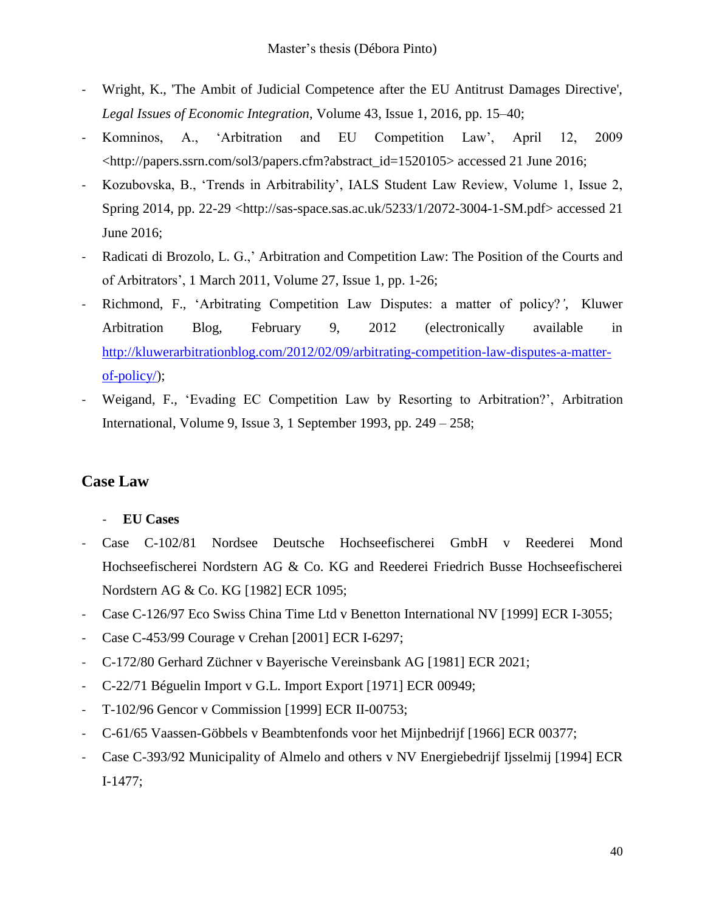- Wright, K., 'The Ambit of Judicial Competence after the EU Antitrust Damages Directive', *Legal Issues of Economic Integration*, Volume 43, Issue 1, 2016, pp. 15–40;
- Komninos, A., 'Arbitration and EU Competition Law', April 12, 2009 <http://papers.ssrn.com/sol3/papers.cfm?abstract_id=1520105> accessed 21 June 2016;
- Kozubovska, B., 'Trends in Arbitrability', IALS Student Law Review, Volume 1, Issue 2, Spring 2014, pp. 22-29 <http://sas-space.sas.ac.uk/5233/1/2072-3004-1-SM.pdf> accessed 21 June 2016;
- Radicati di Brozolo, L. G.,' Arbitration and Competition Law: The Position of the Courts and of Arbitrators', 1 March 2011, Volume 27, Issue 1, pp. 1-26;
- Richmond, F., 'Arbitrating Competition Law Disputes: a matter of policy?', Kluwer Arbitration Blog, February 9, 2012 (electronically available in [http://kluwerarbitrationblog.com/2012/02/09/arbitrating-competition-law-disputes-a-matter-of-policy/](http://kluwerarbitrationblog.com/2012/02/09/arbitrating-competition-law-disputes-a-matter-of-policy/));
- Weigand, F., 'Evading EC Competition Law by Resorting to Arbitration?', Arbitration International, Volume 9, Issue 3, 1 September 1993, pp. 249 – 258;

## Case Law

- **EU Cases**

- Case C-102/81 Nordsee Deutsche Hochseefischerei GmbH v Reederei Mond Hochseefischerei Nordstern AG & Co. KG and Reederei Friedrich Busse Hochseefischerei Nordstern AG & Co. KG [1982] ECR 1095;
- Case C-126/97 Eco Swiss China Time Ltd v Benetton International NV [1999] ECR I-3055;
- Case C-453/99 Courage v Crehan [2001] ECR I-6297;
- C-172/80 Gerhard Züchner v Bayerische Vereinsbank AG [1981] ECR 2021;
- C-22/71 Béguelin Import v G.L. Import Export [1971] ECR 00949;
- T-102/96 Gencor v Commission [1999] ECR II-00753;
- C-61/65 Vaassen-Göbbels v Beambtenfonds voor het Mijnbedrijf [1966] ECR 00377;
- Case C-393/92 Municipality of Almelo and others v NV Energiebedrijf Ijsselmij [1994] ECR I-1477;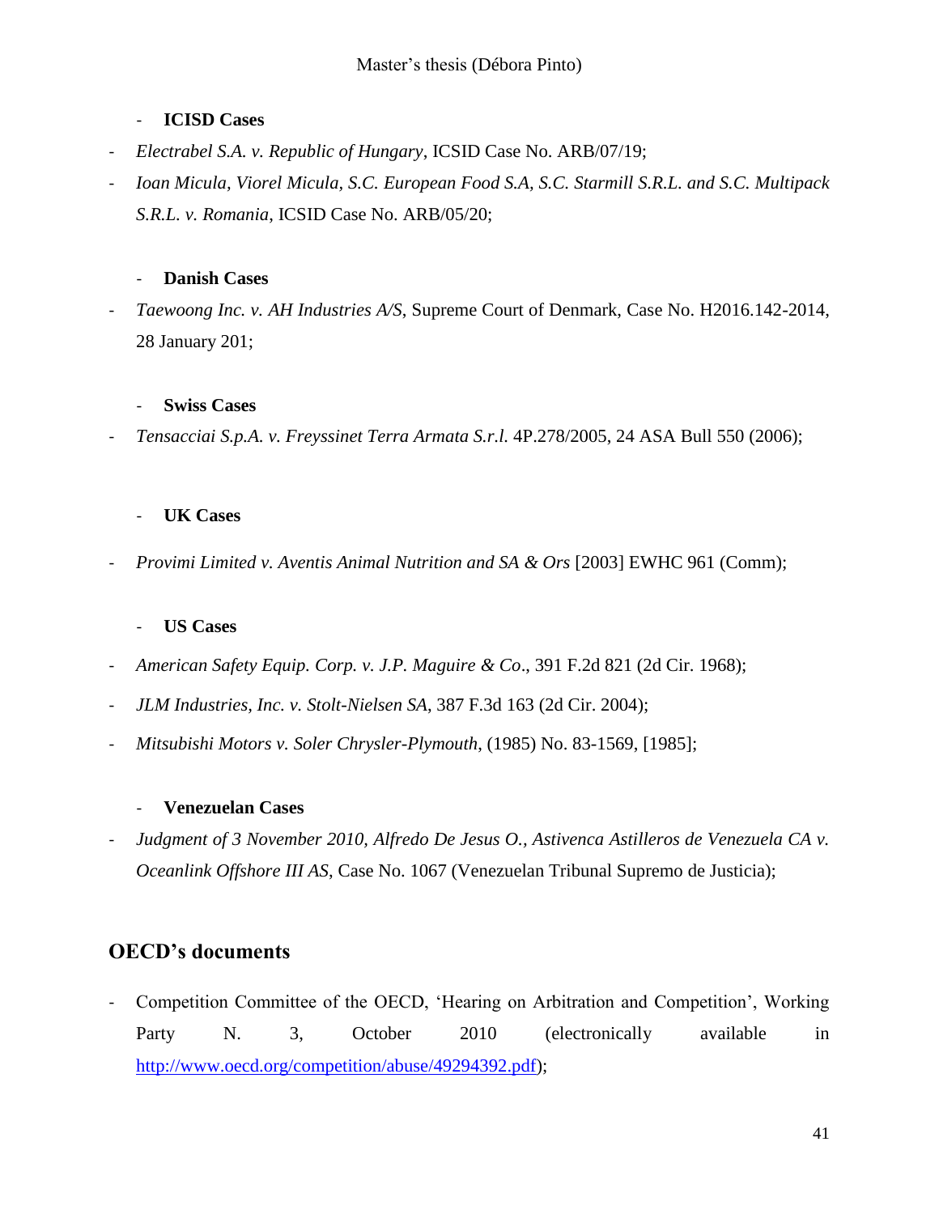- **ICISD Cases**

- *Electrabel S.A. v. Republic of Hungary*, ICSID Case No. ARB/07/19;
- *Ioan Micula, Viorel Micula, S.C. European Food S.A, S.C. Starmill S.R.L. and S.C. Multipack S.R.L. v. Romania*, ICSID Case No. ARB/05/20;

- **Danish Cases**

- *Taewoong Inc. v. AH Industries A/S*, Supreme Court of Denmark, Case No. H2016.142-2014, 28 January 201;

- **Swiss Cases**

- *Tensacciai S.p.A. v. Freyssinet Terra Armata S.r.l.* 4P.278/2005, 24 ASA Bull 550 (2006);

- **UK Cases**

- *Provimi Limited v. Aventis Animal Nutrition and SA & Ors* [2003] EWHC 961 (Comm);

- **US Cases**

- *American Safety Equip. Corp. v. J.P. Maguire & Co*., 391 F.2d 821 (2d Cir. 1968);
- *JLM Industries, Inc. v. Stolt-Nielsen SA*, 387 F.3d 163 (2d Cir. 2004);
- *Mitsubishi Motors v. Soler Chrysler-Plymouth*, (1985) No. 83-1569, [1985];

- **Venezuelan Cases**

- *Judgment of 3 November 2010, Alfredo De Jesus O., Astivenca Astilleros de Venezuela CA v. Oceanlink Offshore III AS*, Case No. 1067 (Venezuelan Tribunal Supremo de Justicia);

## OECD's documents

- Competition Committee of the OECD, 'Hearing on Arbitration and Competition', Working Party N. 3, October 2010 (electronically available in http://www.oecd.org/competition/abuse/49294392.pdf);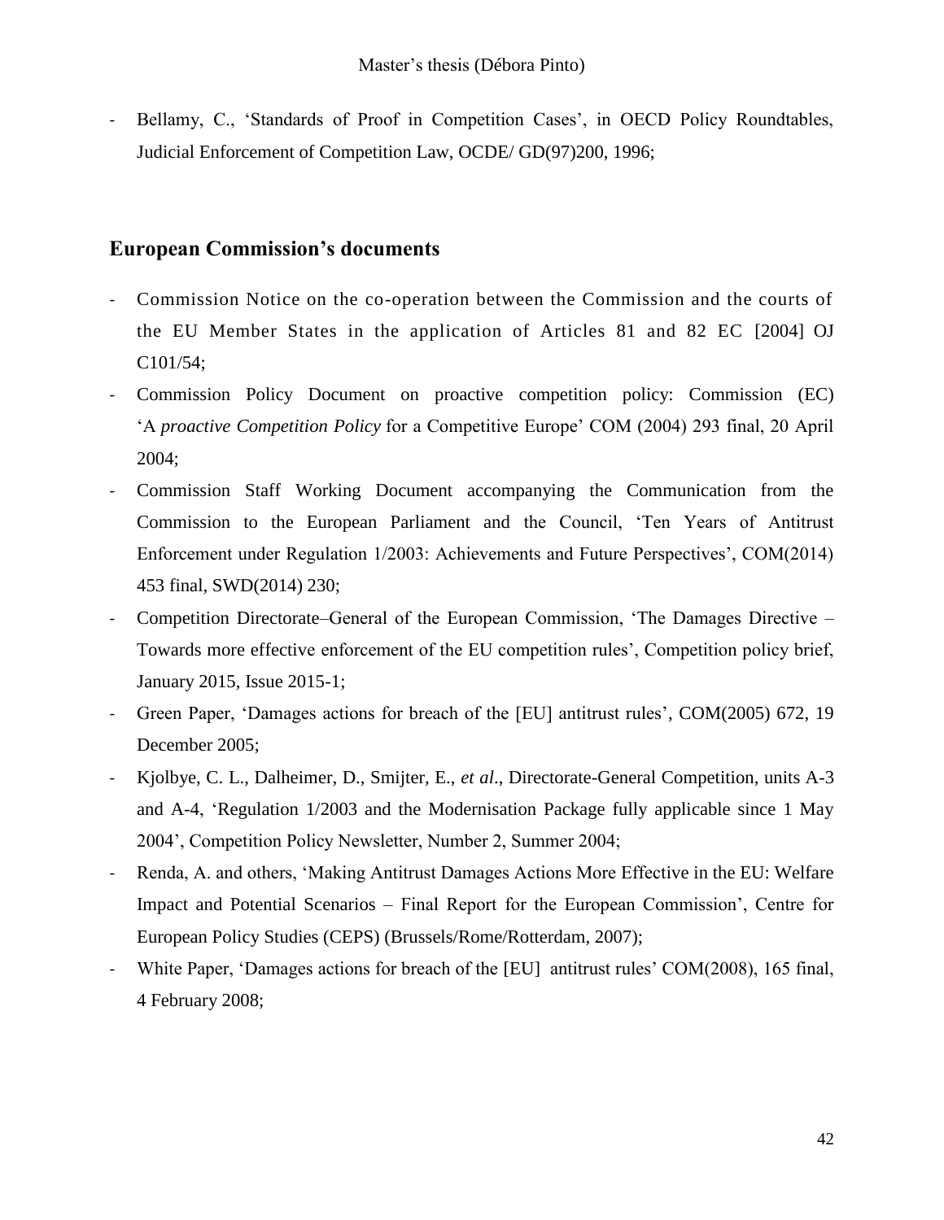- Bellamy, C., 'Standards of Proof in Competition Cases', in OECD Policy Roundtables, Judicial Enforcement of Competition Law, OCDE/ GD(97)200, 1996;

## European Commission's documents

- Commission Notice on the co-operation between the Commission and the courts of the EU Member States in the application of Articles 81 and 82 EC [2004] OJ C101/54;
- Commission Policy Document on proactive competition policy: Commission (EC) 'A *proactive Competition Policy* for a Competitive Europe' COM (2004) 293 final, 20 April 2004;
- Commission Staff Working Document accompanying the Communication from the Commission to the European Parliament and the Council, 'Ten Years of Antitrust Enforcement under Regulation 1/2003: Achievements and Future Perspectives', COM(2014) 453 final, SWD(2014) 230;
- Competition Directorate–General of the European Commission, 'The Damages Directive – Towards more effective enforcement of the EU competition rules', Competition policy brief, January 2015, Issue 2015-1;
- Green Paper, 'Damages actions for breach of the [EU] antitrust rules', COM(2005) 672, 19 December 2005;
- Kjolbye, C. L., Dalheimer, D., Smijter, E., *et al*., Directorate-General Competition, units A-3 and A-4, 'Regulation 1/2003 and the Modernisation Package fully applicable since 1 May 2004', Competition Policy Newsletter, Number 2, Summer 2004;
- Renda, A. and others, 'Making Antitrust Damages Actions More Effective in the EU: Welfare Impact and Potential Scenarios – Final Report for the European Commission', Centre for European Policy Studies (CEPS) (Brussels/Rome/Rotterdam, 2007);
- White Paper, 'Damages actions for breach of the [EU] antitrust rules' COM(2008), 165 final, 4 February 2008;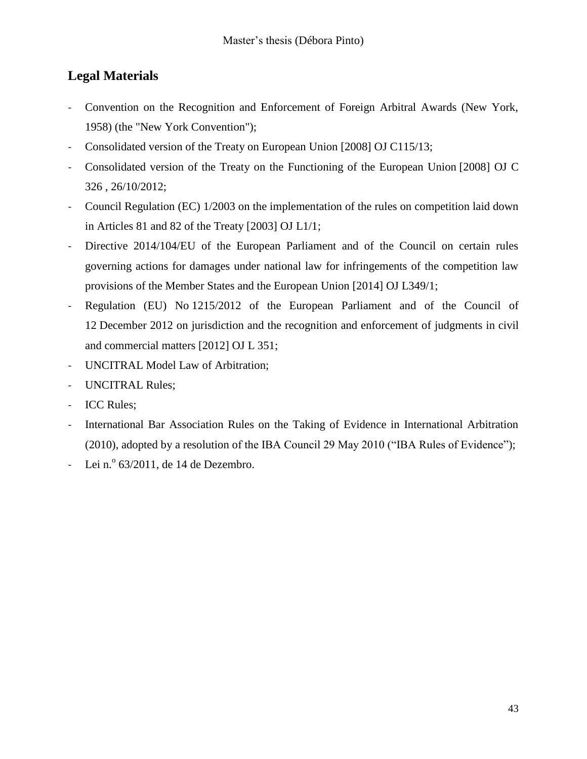## Legal Materials

- Convention on the Recognition and Enforcement of Foreign Arbitral Awards (New York, 1958) (the "New York Convention");
- Consolidated version of the Treaty on European Union [2008] OJ C115/13;
- Consolidated version of the Treaty on the Functioning of the European Union [2008] OJ C 326 , 26/10/2012;
- Council Regulation (EC) 1/2003 on the implementation of the rules on competition laid down in Articles 81 and 82 of the Treaty [2003] OJ L1/1;
- Directive 2014/104/EU of the European Parliament and of the Council on certain rules governing actions for damages under national law for infringements of the competition law provisions of the Member States and the European Union [2014] OJ L349/1;
- Regulation (EU) No 1215/2012 of the European Parliament and of the Council of 12 December 2012 on jurisdiction and the recognition and enforcement of judgments in civil and commercial matters [2012] OJ L 351;
- UNCITRAL Model Law of Arbitration;
- UNCITRAL Rules;
- ICC Rules;
- International Bar Association Rules on the Taking of Evidence in International Arbitration (2010), adopted by a resolution of the IBA Council 29 May 2010 ("IBA Rules of Evidence");
- Lei n.º 63/2011, de 14 de Dezembro.